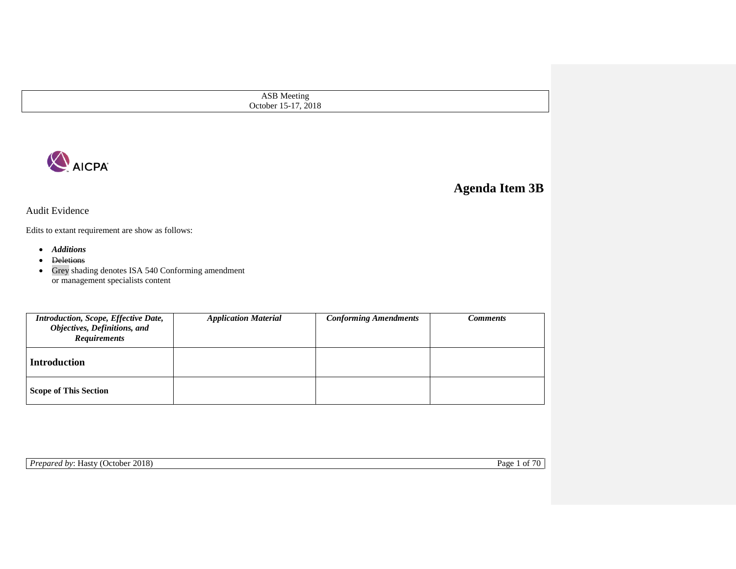ASB Meeting
October 15-17, 2018

# Agenda Item 3B

Audit Evidence

Edits to extant requirement are show as follows:

- ***Additions***
- ~~Deletions~~
- Grey shading denotes ISA 540 Conforming amendment or management specialists content

| *Introduction, Scope, Effective Date, Objectives, Definitions, and Requirements* | *Application Material* | *Conforming Amendments* | *Comments* |
|---|---|---|---|
| **Introduction** | | | |
| **Scope of This Section** | | | |

*Prepared by*: Hasty (October 2018)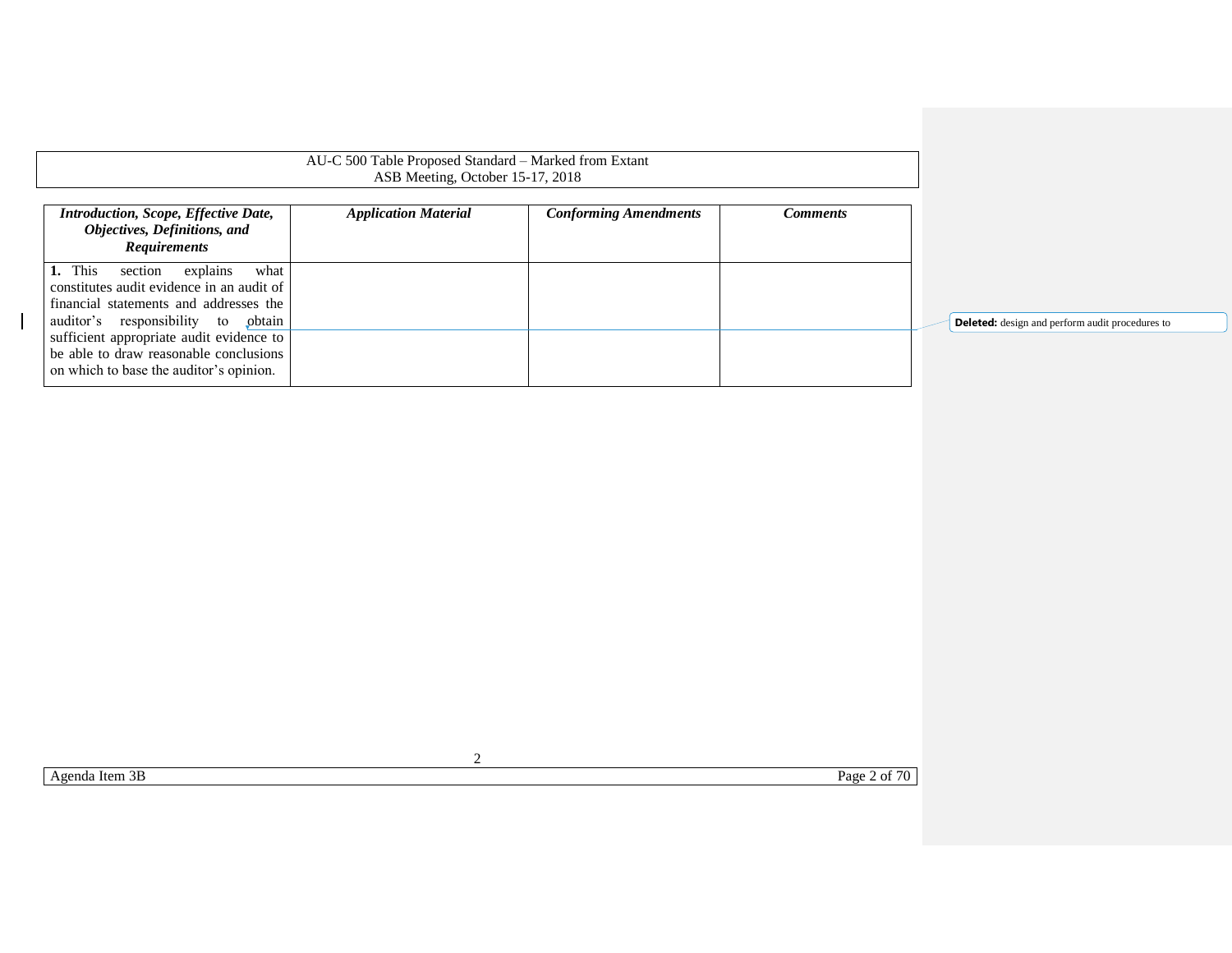| *Introduction, Scope, Effective Date, Objectives, Definitions, and Requirements* | *Application Material* | *Conforming Amendments* | *Comments* |
|---|---|---|---|
| **1.** This section explains what constitutes audit evidence in an audit of financial statements and addresses the auditor's responsibility to obtain sufficient appropriate audit evidence to be able to draw reasonable conclusions on which to base the auditor's opinion. | | | |

**Deleted:** design and perform audit procedures to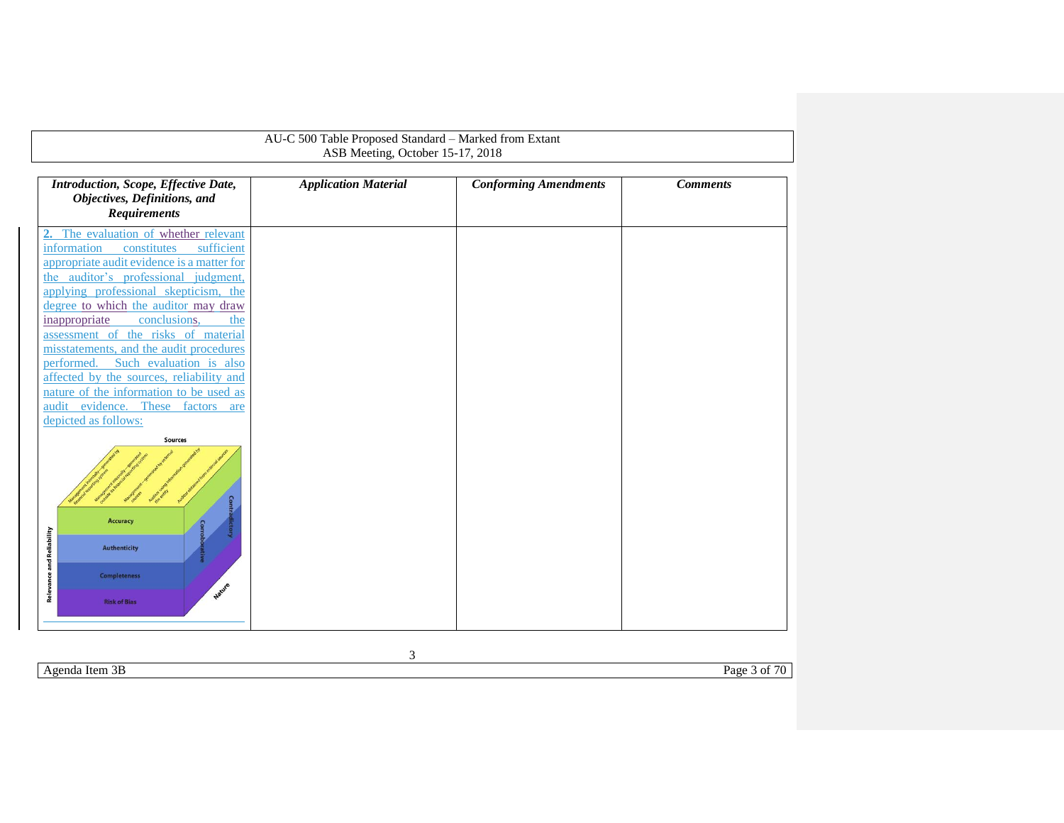| *Introduction, Scope, Effective Date, Objectives, Definitions, and Requirements* | *Application Material* | *Conforming Amendments* | *Comments* |
|---|---|---|---|
| **2.** The evaluation of whether relevant information constitutes sufficient appropriate audit evidence is a matter for the auditor's professional judgment, applying professional skepticism, the degree to which the auditor may draw inappropriate conclusions, the assessment of the risks of material misstatements, and the audit procedures performed. Such evaluation is also affected by the sources, reliability and nature of the information to be used as audit evidence. These factors are depicted as follows: | | | |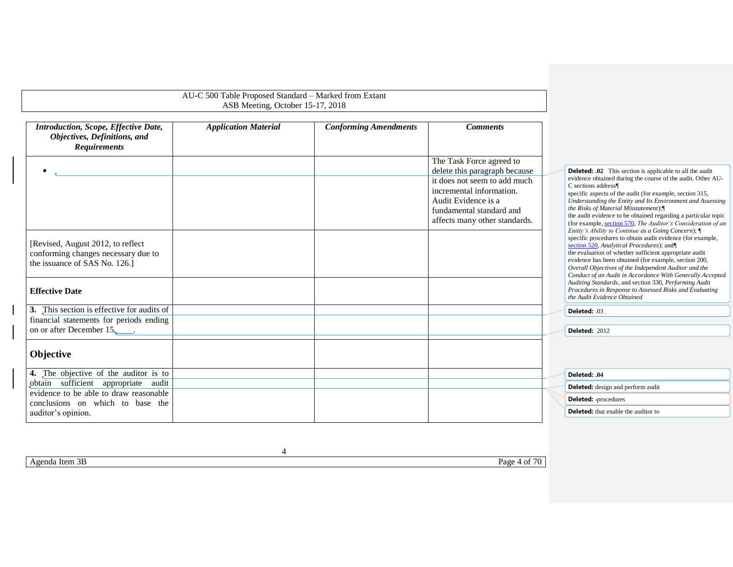| *Introduction, Scope, Effective Date, Objectives, Definitions, and Requirements* | *Application Material* | *Conforming Amendments* | *Comments* |
|---|---|---|---|
| • | | | The Task Force agreed to delete this paragraph because it does not seem to add much incremental information. Audit Evidence is a fundamental standard and affects many other standards. |
| [Revised, August 2012, to reflect conforming changes necessary due to the issuance of SAS No. 126.] | | | |
| **Effective Date** | | | |
| **3.** This section is effective for audits of financial statements for periods ending on or after December 15, ____. | | | |
| **Objective** | | | |
| **4.** The objective of the auditor is to obtain sufficient appropriate audit evidence to be able to draw reasonable conclusions on which to base the auditor's opinion. | | | |

**Deleted: .02** This section is applicable to all the audit evidence obtained during the course of the audit. Other AU-C sections address
specific aspects of the audit (for example, section 315, *Understanding the Entity and Its Environment and Assessing the Risks of Material Misstatement*);
the audit evidence to be obtained regarding a particular topic (for example, section 570, *The Auditor's Consideration of an Entity's Ability to Continue as a Going Concern*);
specific procedures to obtain audit evidence (for example, section 520, *Analytical Procedures*); and
the evaluation of whether sufficient appropriate audit evidence has been obtained (for example, section 200, *Overall Objectives of the Independent Auditor and the Conduct of an Audit in Accordance With Generally Accepted Auditing Standards*, and section 330, *Performing Audit Procedures in Response to Assessed Risks and Evaluating the Audit Evidence Obtained*

**Deleted:** .03

**Deleted:** 2012

**Deleted: .04**

**Deleted:** design and perform audit

**Deleted:** procedures

**Deleted:** that enable the auditor to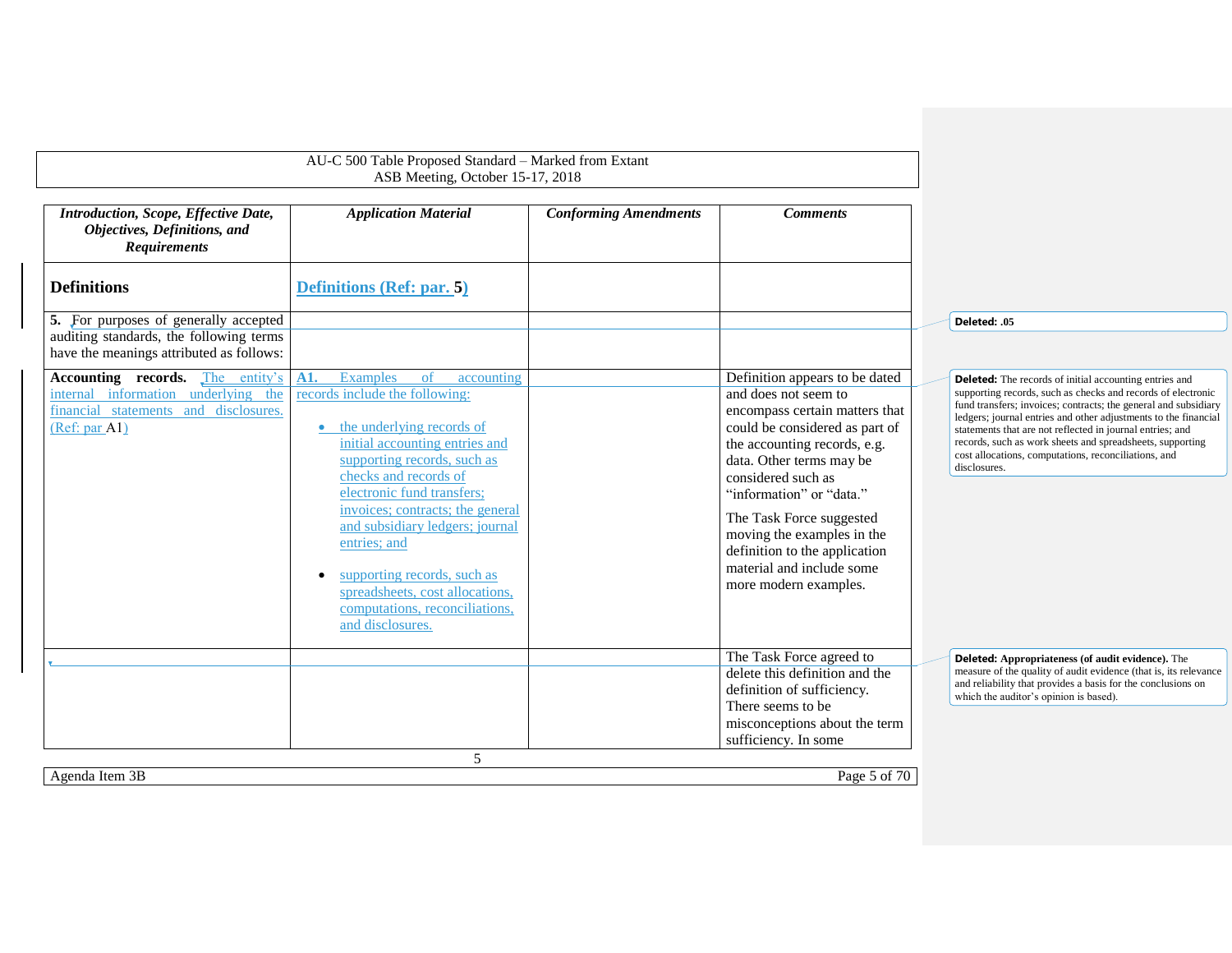| *Introduction, Scope, Effective Date, Objectives, Definitions, and Requirements* | *Application Material* | *Conforming Amendments* | *Comments* |
|---|---|---|---|
| **Definitions** | **Definitions (Ref: par. 5)** | | |
| **5.** For purposes of generally accepted auditing standards, the following terms have the meanings attributed as follows: | | | |
| **Accounting records.** The entity's internal information underlying the financial statements and disclosures. (Ref: par A1) | **A1.** Examples of accounting records include the following:<br><br>• the underlying records of initial accounting entries and supporting records, such as checks and records of electronic fund transfers; invoices; contracts; the general and subsidiary ledgers; journal entries; and<br><br>• supporting records, such as spreadsheets, cost allocations, computations, reconciliations, and disclosures. | | Definition appears to be dated and does not seem to encompass certain matters that could be considered as part of the accounting records, e.g. data. Other terms may be considered such as "information" or "data."<br><br>The Task Force suggested moving the examples in the definition to the application material and include some more modern examples. |
| | | | The Task Force agreed to delete this definition and the definition of sufficiency. There seems to be misconceptions about the term sufficiency. In some |

**Deleted:** .05

**Deleted:** The records of initial accounting entries and supporting records, such as checks and records of electronic fund transfers; invoices; contracts; the general and subsidiary ledgers; journal entries and other adjustments to the financial statements that are not reflected in journal entries; and records, such as work sheets and spreadsheets, supporting cost allocations, computations, reconciliations, and disclosures.

**Deleted: Appropriateness (of audit evidence).** The measure of the quality of audit evidence (that is, its relevance and reliability that provides a basis for the conclusions on which the auditor's opinion is based).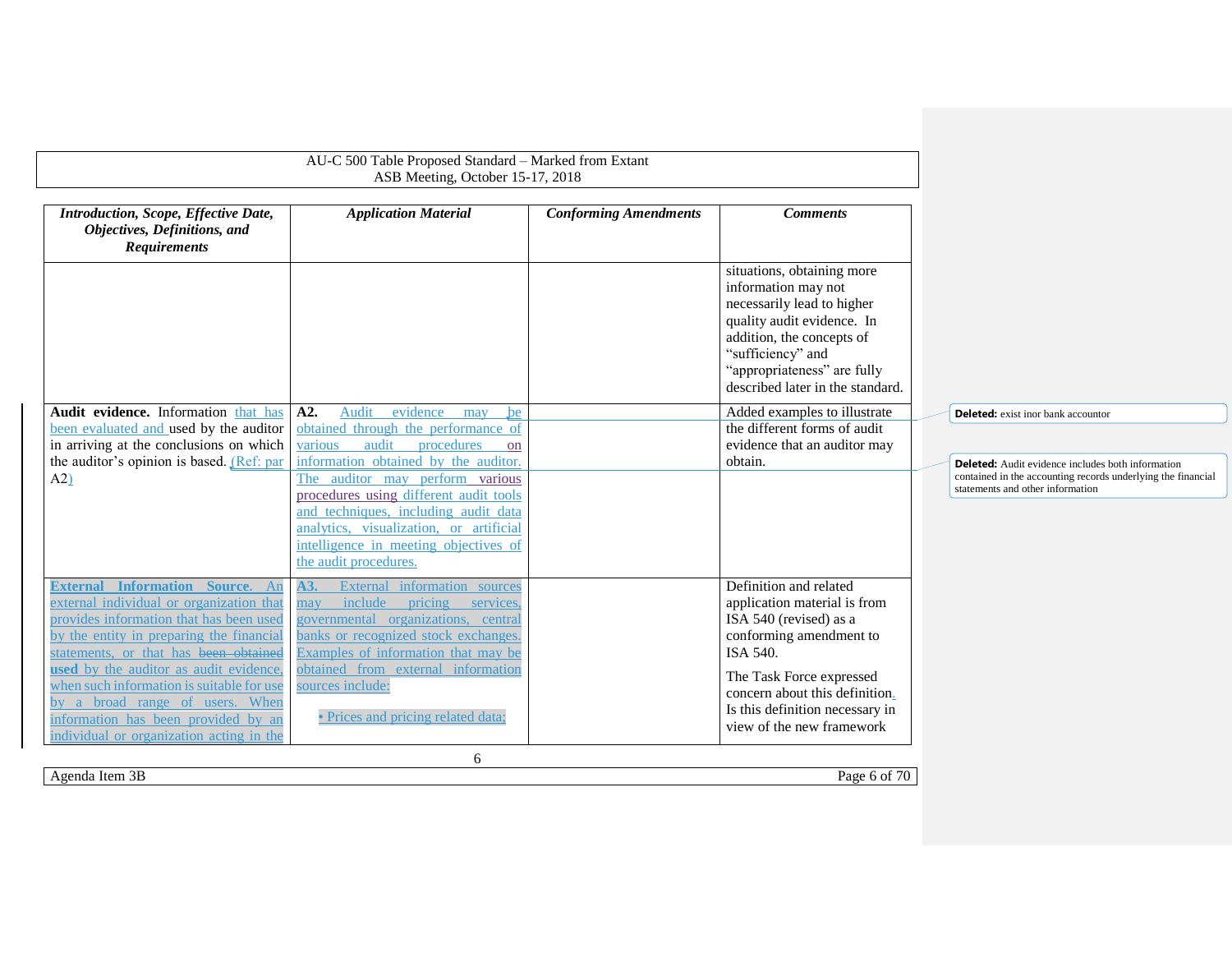| *Introduction, Scope, Effective Date, Objectives, Definitions, and Requirements* | *Application Material* | *Conforming Amendments* | *Comments* |
|---|---|---|---|
| | | | situations, obtaining more information may not necessarily lead to higher quality audit evidence. In addition, the concepts of "sufficiency" and "appropriateness" are fully described later in the standard. |
| **Audit evidence.** Information that has been evaluated and used by the auditor in arriving at the conclusions on which the auditor's opinion is based. (Ref: par A2) | **A2.** Audit evidence may be obtained through the performance of various audit procedures on information obtained by the auditor. The auditor may perform various procedures using different audit tools and techniques, including audit data analytics, visualization, or artificial intelligence in meeting objectives of the audit procedures. | | Added examples to illustrate the different forms of audit evidence that an auditor may obtain. |
| **External Information Source.** An external individual or organization that provides information that has been used by the entity in preparing the financial statements, or that has ~~been obtained~~ **used** by the auditor as audit evidence, when such information is suitable for use by a broad range of users. When information has been provided by an individual or organization acting in the | **A3.** External information sources may include pricing services, governmental organizations, central banks or recognized stock exchanges. Examples of information that may be obtained from external information sources include:<br><br>• Prices and pricing related data; | | Definition and related application material is from ISA 540 (revised) as a conforming amendment to ISA 540.<br><br>The Task Force expressed concern about this definition. Is this definition necessary in view of the new framework |

**Deleted:** exist inor bank accountor

**Deleted:** Audit evidence includes both information contained in the accounting records underlying the financial statements and other information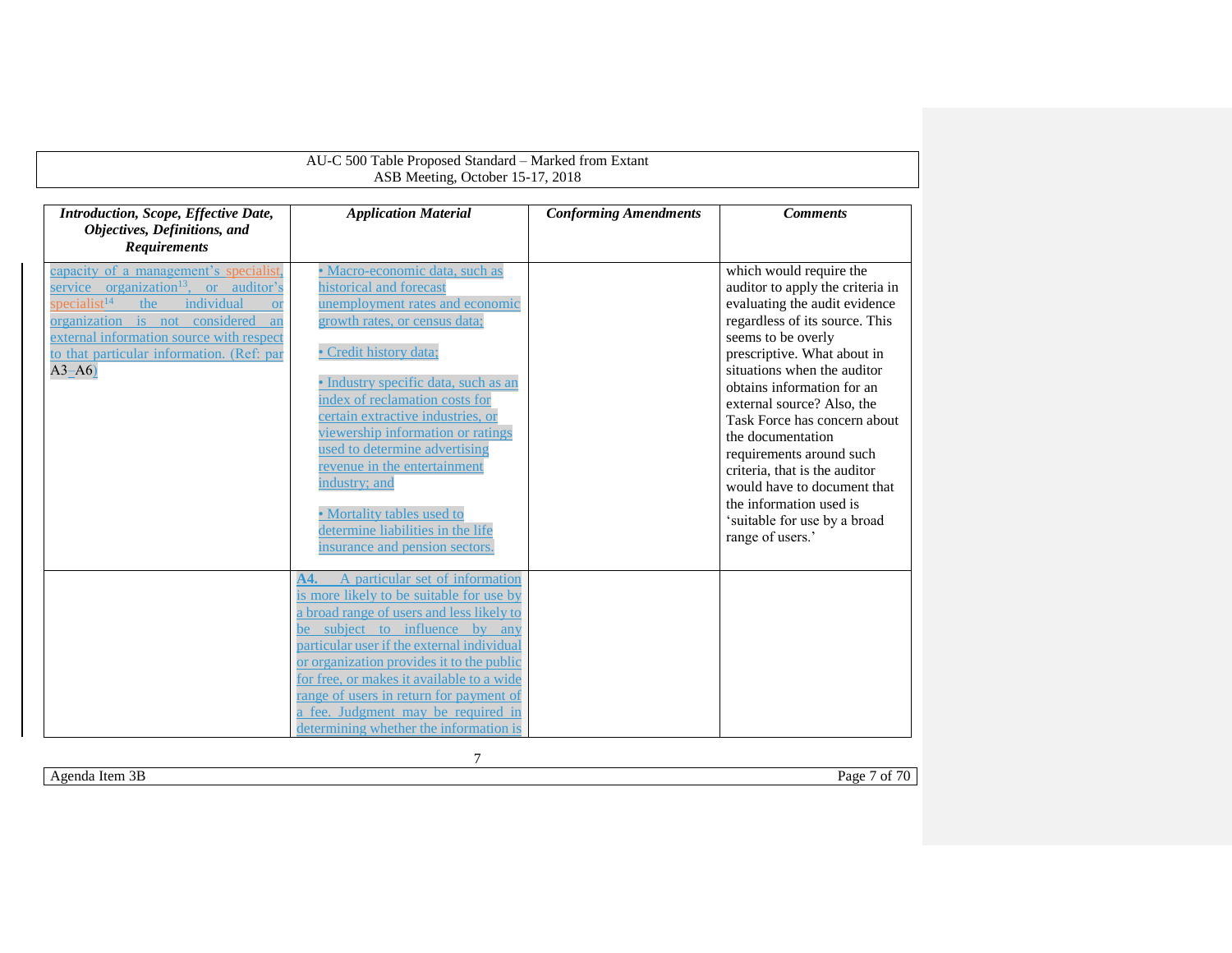| *Introduction, Scope, Effective Date, Objectives, Definitions, and Requirements* | *Application Material* | *Conforming Amendments* | *Comments* |
|---|---|---|---|
| capacity of a management's specialist, service organization[13], or auditor's specialist[14] the individual or organization is not considered an external information source with respect to that particular information. (Ref: par A3–A6) | • Macro-economic data, such as historical and forecast unemployment rates and economic growth rates, or census data; <br><br> • Credit history data; <br><br> • Industry specific data, such as an index of reclamation costs for certain extractive industries, or viewership information or ratings used to determine advertising revenue in the entertainment industry; and <br><br> • Mortality tables used to determine liabilities in the life insurance and pension sectors. | | which would require the auditor to apply the criteria in evaluating the audit evidence regardless of its source. This seems to be overly prescriptive. What about in situations when the auditor obtains information for an external source? Also, the Task Force has concern about the documentation requirements around such criteria, that is the auditor would have to document that the information used is 'suitable for use by a broad range of users.' |
| | **A4.** A particular set of information is more likely to be suitable for use by a broad range of users and less likely to be subject to influence by any particular user if the external individual or organization provides it to the public for free, or makes it available to a wide range of users in return for payment of a fee. Judgment may be required in determining whether the information is | | |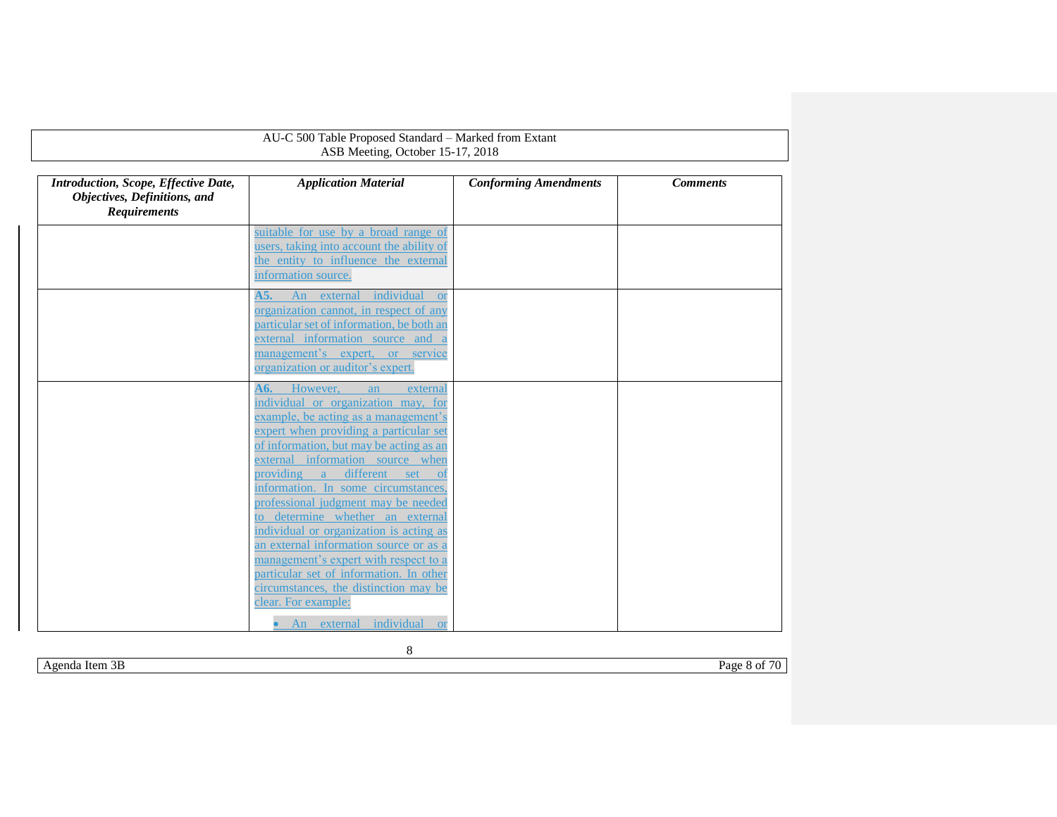| *Introduction, Scope, Effective Date, Objectives, Definitions, and Requirements* | *Application Material* | *Conforming Amendments* | *Comments* |
|---|---|---|---|
| | suitable for use by a broad range of users, taking into account the ability of the entity to influence the external information source. | | |
| | **A5.** An external individual or organization cannot, in respect of any particular set of information, be both an external information source and a management's expert, or service organization or auditor's expert. | | |
| | **A6.** However, an external individual or organization may, for example, be acting as a management's expert when providing a particular set of information, but may be acting as an external information source when providing a different set of information. In some circumstances, professional judgment may be needed to determine whether an external individual or organization is acting as an external information source or as a management's expert with respect to a particular set of information. In other circumstances, the distinction may be clear. For example:<br><br>• An external individual or | | |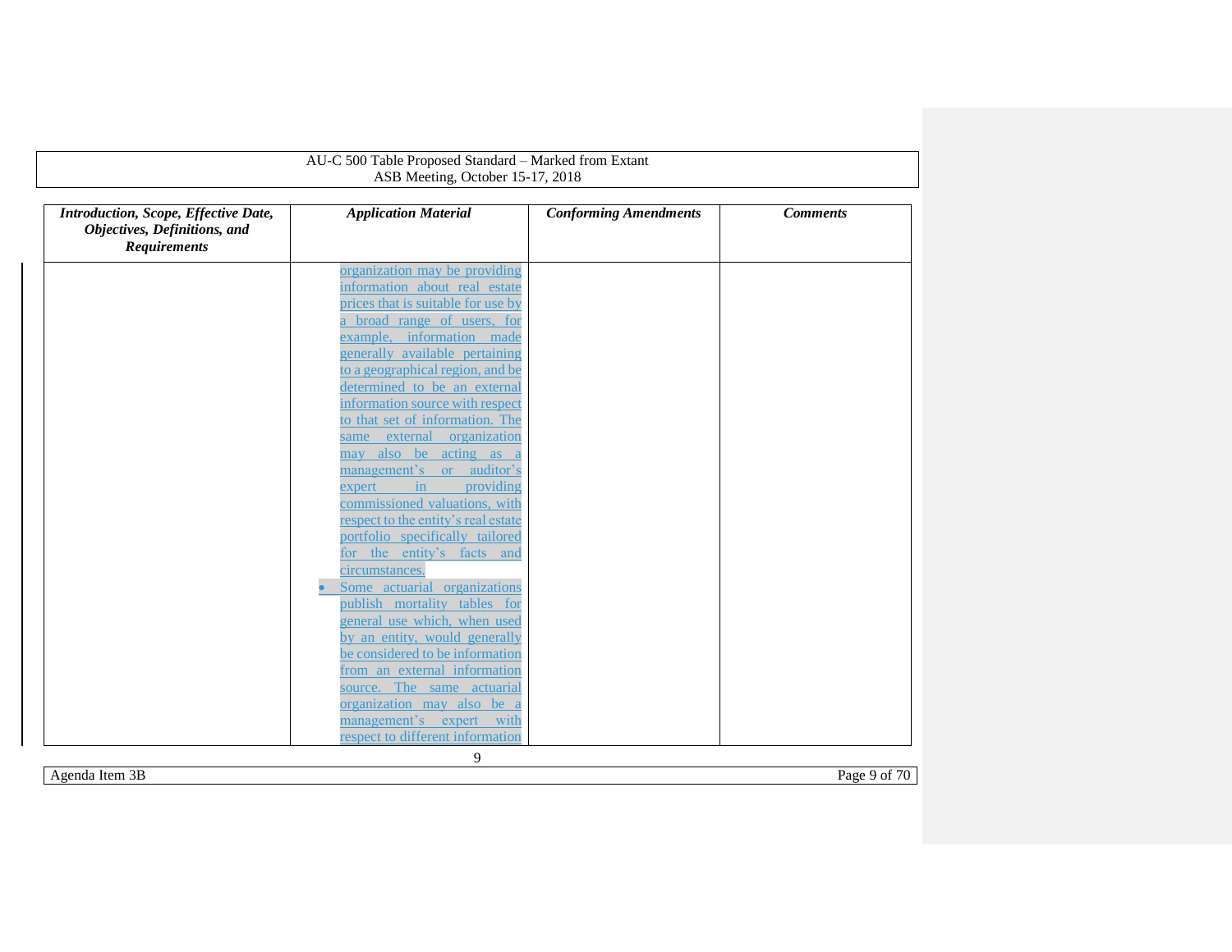| *Introduction, Scope, Effective Date, Objectives, Definitions, and Requirements* | *Application Material* | *Conforming Amendments* | *Comments* |
|---|---|---|---|
| | organization may be providing information about real estate prices that is suitable for use by a broad range of users, for example, information made generally available pertaining to a geographical region, and be determined to be an external information source with respect to that set of information. The same external organization may also be acting as a management's or auditor's expert in providing commissioned valuations, with respect to the entity's real estate portfolio specifically tailored for the entity's facts and circumstances.<br>• Some actuarial organizations publish mortality tables for general use which, when used by an entity, would generally be considered to be information from an external information source. The same actuarial organization may also be a management's expert with respect to different information | | |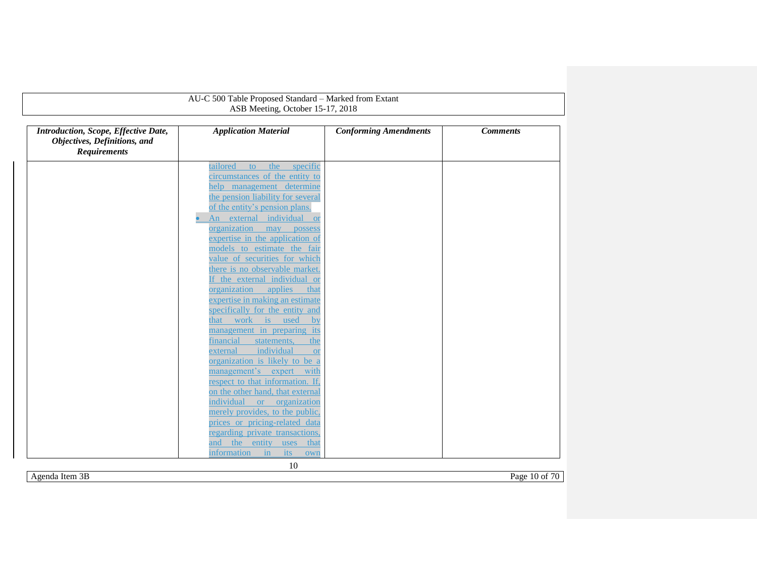| *Introduction, Scope, Effective Date, Objectives, Definitions, and Requirements* | *Application Material* | *Conforming Amendments* | *Comments* |
|---|---|---|---|
| | tailored to the specific circumstances of the entity to help management determine the pension liability for several of the entity's pension plans.<br>• An external individual or organization may possess expertise in the application of models to estimate the fair value of securities for which there is no observable market. If the external individual or organization applies that expertise in making an estimate specifically for the entity and that work is used by management in preparing its financial statements, the external individual or organization is likely to be a management's expert with respect to that information. If, on the other hand, that external individual or organization merely provides, to the public, prices or pricing-related data regarding private transactions, and the entity uses that information in its own | | |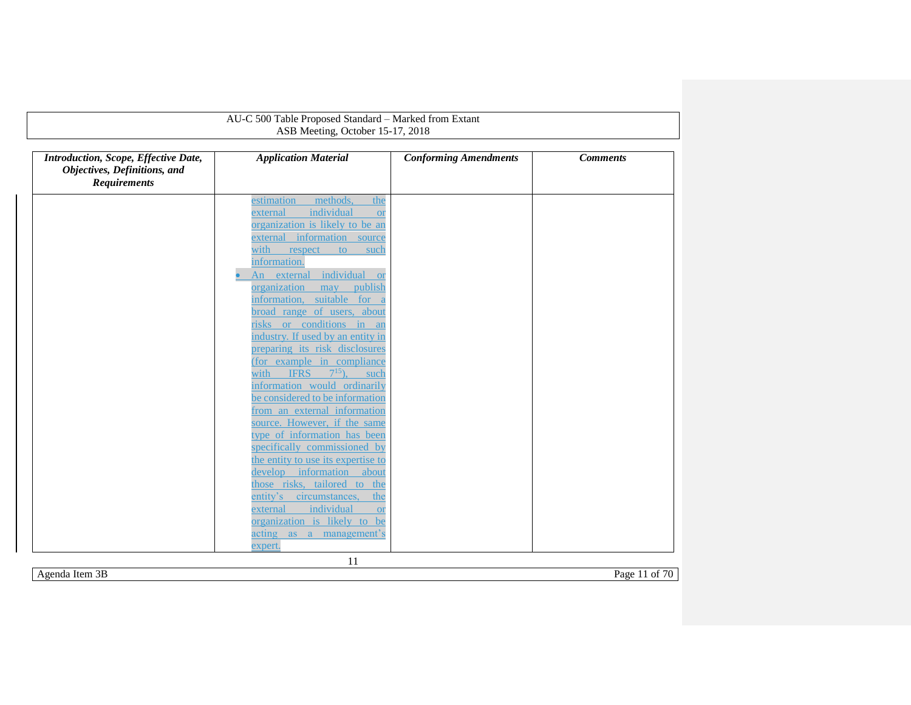| *Introduction, Scope, Effective Date, Objectives, Definitions, and Requirements* | *Application Material* | *Conforming Amendments* | *Comments* |
|---|---|---|---|
| | estimation methods, the external individual or organization is likely to be an external information source with respect to such information.<br>• An external individual or organization may publish information, suitable for a broad range of users, about risks or conditions in an industry. If used by an entity in preparing its risk disclosures (for example in compliance with IFRS 7[15]), such information would ordinarily be considered to be information from an external information source. However, if the same type of information has been specifically commissioned by the entity to use its expertise to develop information about those risks, tailored to the entity's circumstances, the external individual or organization is likely to be acting as a management's expert. | | |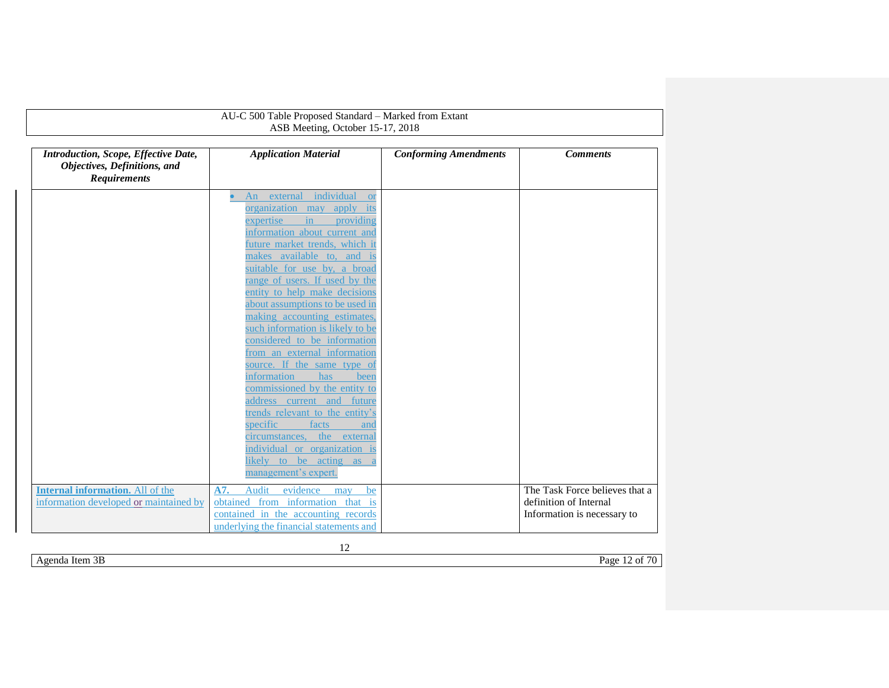| *Introduction, Scope, Effective Date, Objectives, Definitions, and Requirements* | *Application Material* | *Conforming Amendments* | *Comments* |
|---|---|---|---|
| | • An external individual or organization may apply its expertise in providing information about current and future market trends, which it makes available to, and is suitable for use by, a broad range of users. If used by the entity to help make decisions about assumptions to be used in making accounting estimates, such information is likely to be considered to be information from an external information source. If the same type of information has been commissioned by the entity to address current and future trends relevant to the entity's specific facts and circumstances, the external individual or organization is likely to be acting as a management's expert. | | |
| **Internal information.** All of the information developed or maintained by | **A7.** Audit evidence may be obtained from information that is contained in the accounting records underlying the financial statements and | | The Task Force believes that a definition of Internal Information is necessary to |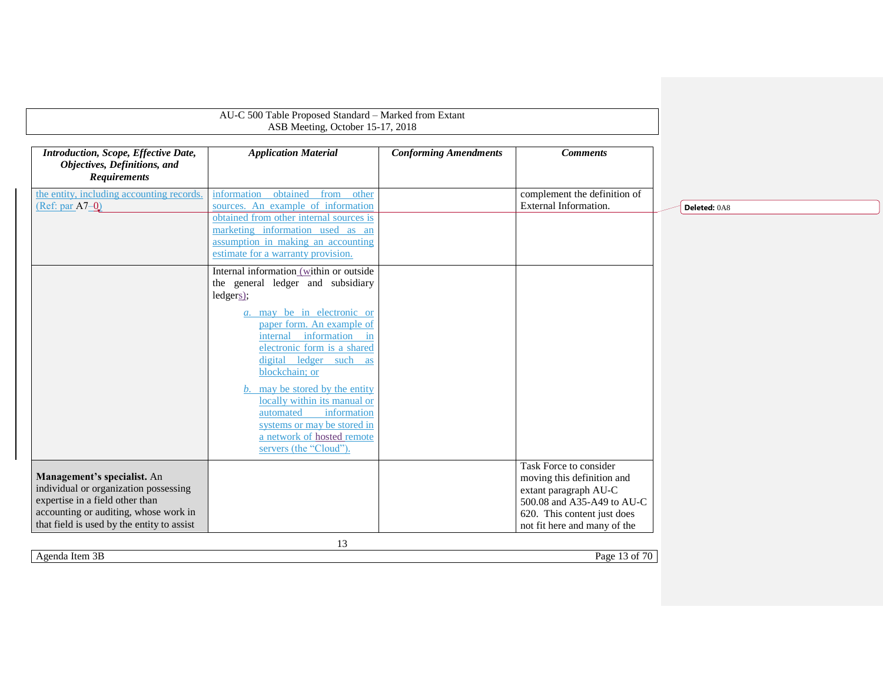| *Introduction, Scope, Effective Date, Objectives, Definitions, and Requirements* | *Application Material* | *Conforming Amendments* | *Comments* |
|---|---|---|---|
| the entity, including accounting records. (Ref: par A7–0) | information obtained from other sources. An example of information obtained from other internal sources is marketing information used as an assumption in making an accounting estimate for a warranty provision. | | complement the definition of External Information. |
| | Internal information (within or outside the general ledger and subsidiary ledgers); <br> *a.* may be in electronic or paper form. An example of internal information in electronic form is a shared digital ledger such as blockchain; or <br> *b.* may be stored by the entity locally within its manual or automated information systems or may be stored in a network of hosted remote servers (the "Cloud"). | | |
| **Management's specialist.** An individual or organization possessing expertise in a field other than accounting or auditing, whose work in that field is used by the entity to assist | | | Task Force to consider moving this definition and extant paragraph AU-C 500.08 and A35-A49 to AU-C 620. This content just does not fit here and many of the |

Deleted: 0A8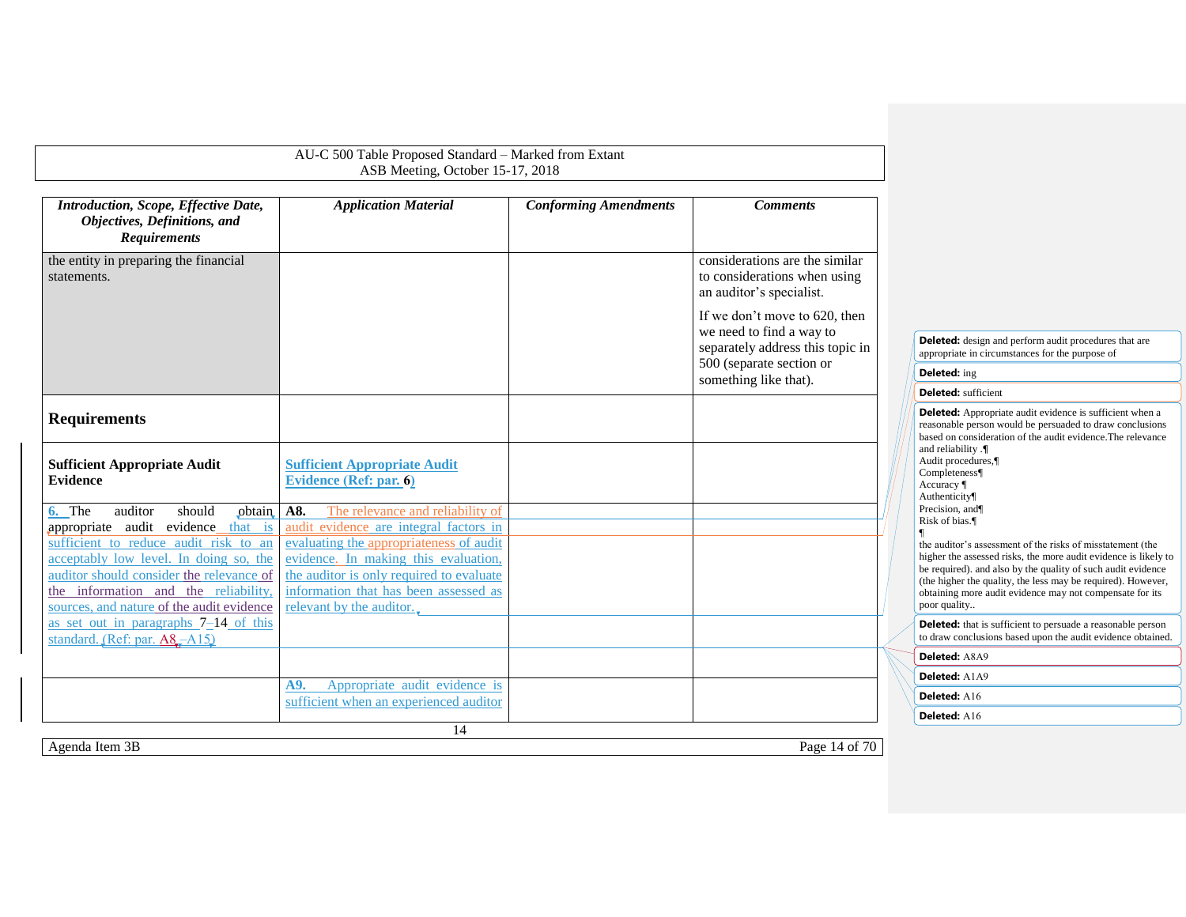AU-C 500 Table Proposed Standard – Marked from Extant
ASB Meeting, October 15-17, 2018

| *Introduction, Scope, Effective Date, Objectives, Definitions, and Requirements* | *Application Material* | *Conforming Amendments* | *Comments* |
|---|---|---|---|
| the entity in preparing the financial statements. | | | considerations are the similar to considerations when using an auditor's specialist. If we don't move to 620, then we need to find a way to separately address this topic in 500 (separate section or something like that). |
| **Requirements** | | | |
| **Sufficient Appropriate Audit Evidence** | **Sufficient Appropriate Audit Evidence (Ref: par. 6)** | | |
| 6. The auditor should obtain appropriate audit evidence that is sufficient to reduce audit risk to an acceptably low level. In doing so, the auditor should consider the relevance of the information and the reliability, sources, and nature of the audit evidence as set out in paragraphs 7–14 of this standard. (Ref: par. A8–A15) | **A8.** The relevance and reliability of audit evidence are integral factors in evaluating the appropriateness of audit evidence. In making this evaluation, the auditor is only required to evaluate information that has been assessed as relevant by the auditor. | | |
| | | | |
| | **A9.** Appropriate audit evidence is sufficient when an experienced auditor | | |

**Deleted:** design and perform audit procedures that are appropriate in circumstances for the purpose of

**Deleted:** ing

**Deleted:** sufficient

**Deleted:** Appropriate audit evidence is sufficient when a reasonable person would be persuaded to draw conclusions based on consideration of the audit evidence.The relevance and reliability .¶
Audit procedures,¶
Completeness¶
Accuracy ¶
Authenticity¶
Precision, and¶
Risk of bias.¶
¶
the auditor's assessment of the risks of misstatement (the higher the assessed risks, the more audit evidence is likely to be required). and also by the quality of such audit evidence (the higher the quality, the less may be required). However, obtaining more audit evidence may not compensate for its poor quality..

**Deleted:** that is sufficient to persuade a reasonable person to draw conclusions based upon the audit evidence obtained.

**Deleted:** A8A9

**Deleted:** A1A9

**Deleted:** A16

**Deleted:** A16

Agenda Item 3B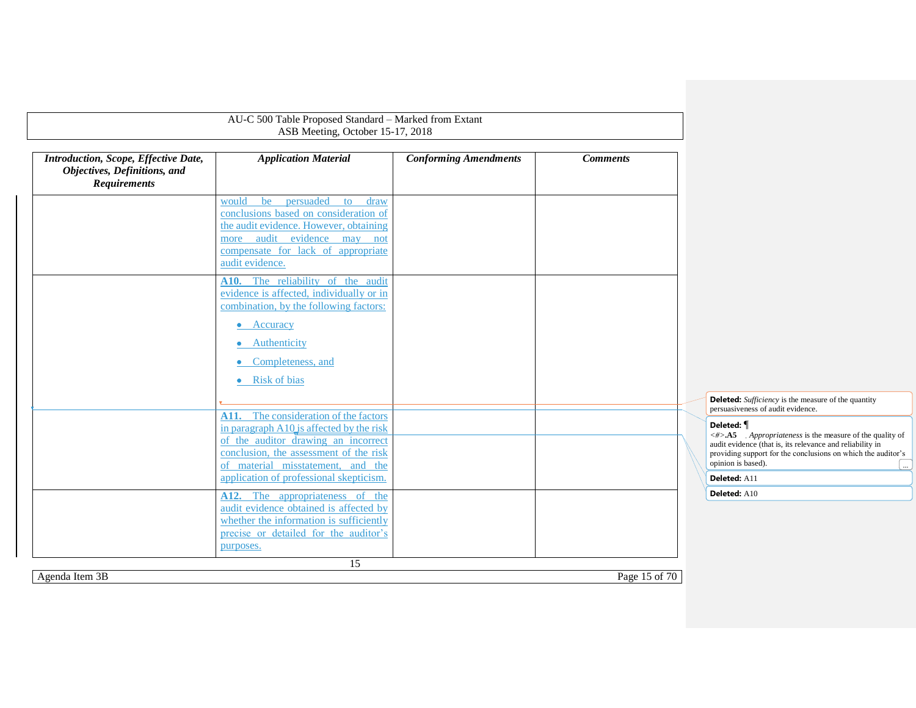| *Introduction, Scope, Effective Date, Objectives, Definitions, and Requirements* | *Application Material* | *Conforming Amendments* | *Comments* |
|---|---|---|---|
| | would be persuaded to draw conclusions based on consideration of the audit evidence. However, obtaining more audit evidence may not compensate for lack of appropriate audit evidence. | | |
| | **A10.** The reliability of the audit evidence is affected, individually or in combination, by the following factors:<br>• Accuracy<br>• Authenticity<br>• Completeness, and<br>• Risk of bias | | |
| | **A11.** The consideration of the factors in paragraph A10 is affected by the risk of the auditor drawing an incorrect conclusion, the assessment of the risk of material misstatement, and the application of professional skepticism. | | |
| | **A12.** The appropriateness of the audit evidence obtained is affected by whether the information is sufficiently precise or detailed for the auditor's purposes. | | |

**Deleted:** *Sufficiency* is the measure of the quantity persuasiveness of audit evidence.

**Deleted:** ¶
<#>.**A5** *Appropriateness* is the measure of the quality of audit evidence (that is, its relevance and reliability in providing support for the conclusions on which the auditor's opinion is based).

**Deleted:** A11

**Deleted:** A10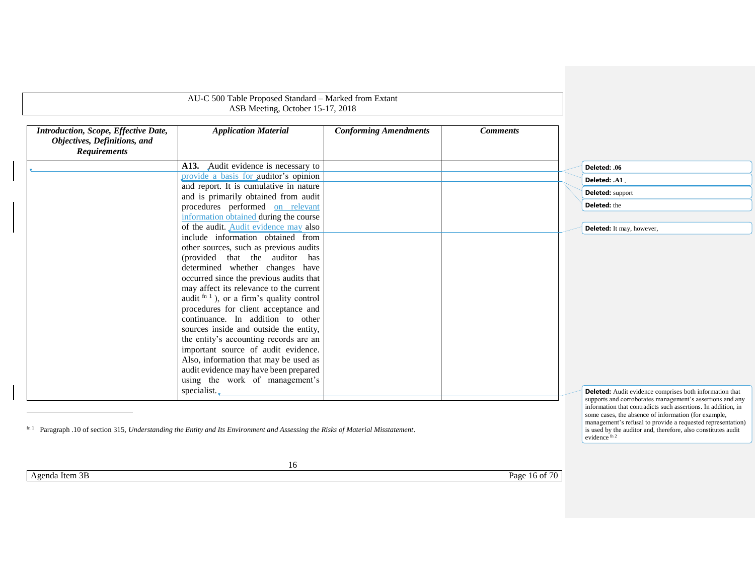AU-C 500 Table Proposed Standard – Marked from Extant
ASB Meeting, October 15-17, 2018

| *Introduction, Scope, Effective Date, Objectives, Definitions, and Requirements* | *Application Material* | *Conforming Amendments* | *Comments* |
|---|---|---|---|
| | **A13.** Audit evidence is necessary to provide a basis for auditor's opinion and report. It is cumulative in nature and is primarily obtained from audit procedures performed on relevant information obtained during the course of the audit. Audit evidence may also include information obtained from other sources, such as previous audits (provided that the auditor has determined whether changes have occurred since the previous audits that may affect its relevance to the current audit [fn 1]), or a firm's quality control procedures for client acceptance and continuance. In addition to other sources inside and outside the entity, the entity's accounting records are an important source of audit evidence. Also, information that may be used as audit evidence may have been prepared using the work of management's specialist. | | |

Deleted: .06

Deleted: .A1

Deleted: support

Deleted: the

Deleted: It may, however,

Deleted: Audit evidence comprises both information that supports and corroborates management's assertions and any information that contradicts such assertions. In addition, in some cases, the absence of information (for example, management's refusal to provide a requested representation) is used by the auditor and, therefore, also constitutes audit evidence [fn 2]

[fn 1] Paragraph .10 of section 315, *Understanding the Entity and Its Environment and Assessing the Risks of Material Misstatement*.

Agenda Item 3B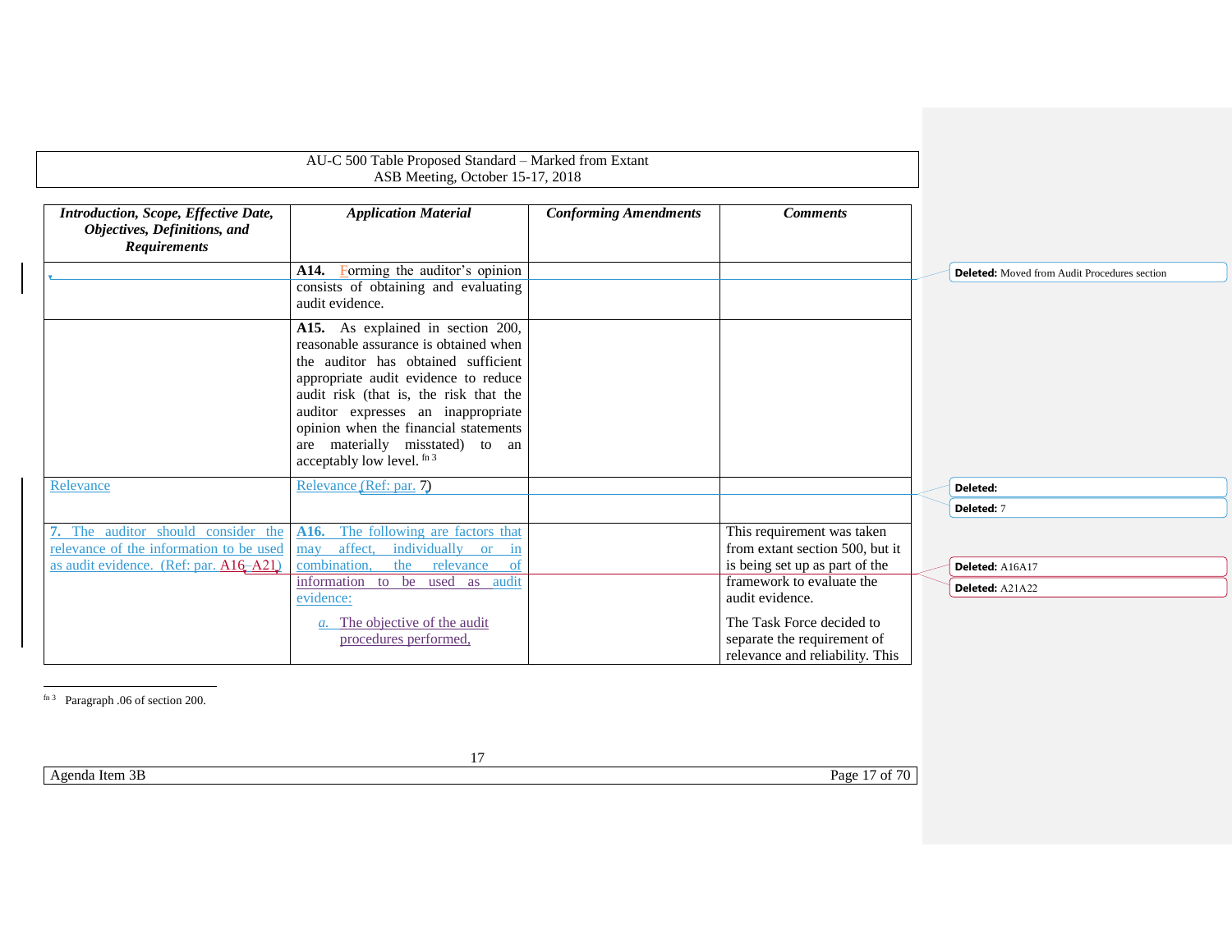| *Introduction, Scope, Effective Date, Objectives, Definitions, and Requirements* | *Application Material* | *Conforming Amendments* | *Comments* |
|---|---|---|---|
| | **A14.** Forming the auditor's opinion consists of obtaining and evaluating audit evidence. | | |
| | **A15.** As explained in section 200, reasonable assurance is obtained when the auditor has obtained sufficient appropriate audit evidence to reduce audit risk (that is, the risk that the auditor expresses an inappropriate opinion when the financial statements are materially misstated) to an acceptably low level. [fn 3] | | |
| Relevance | Relevance (Ref: par. 7) | | |
| **7.** The auditor should consider the relevance of the information to be used as audit evidence. (Ref: par. A16–A21) | **A16.** The following are factors that may affect, individually or in combination, the relevance of information to be used as audit evidence:<br><br>*a.* The objective of the audit procedures performed, | | This requirement was taken from extant section 500, but it is being set up as part of the framework to evaluate the audit evidence.<br><br>The Task Force decided to separate the requirement of relevance and reliability. This |

[fn 3] Paragraph .06 of section 200.

Deleted: Moved from Audit Procedures section

Deleted:

Deleted: 7

Deleted: A16A17

Deleted: A21A22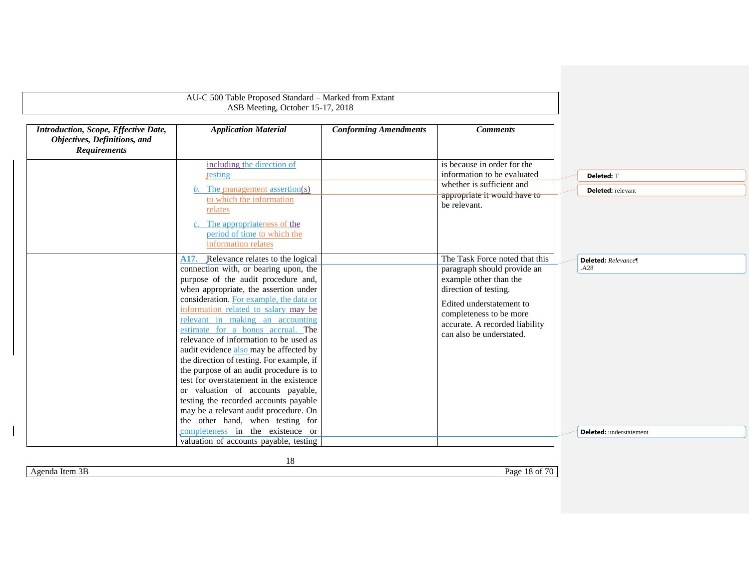| *Introduction, Scope, Effective Date, Objectives, Definitions, and Requirements* | *Application Material* | *Conforming Amendments* | *Comments* |
|---|---|---|---|
| | including the direction of testing<br><br>*b.* The management assertion(s) to which the information relates<br><br>*c.* The appropriateness of the period of time to which the information relates | | is because in order for the information to be evaluated whether is sufficient and appropriate it would have to be relevant. |
| | **A17.** Relevance relates to the logical connection with, or bearing upon, the purpose of the audit procedure and, when appropriate, the assertion under consideration. For example, the data or information related to salary may be relevant in making an accounting estimate for a bonus accrual. The relevance of information to be used as audit evidence also may be affected by the direction of testing. For example, if the purpose of an audit procedure is to test for overstatement in the existence or valuation of accounts payable, testing the recorded accounts payable may be a relevant audit procedure. On the other hand, when testing for completeness in the existence or valuation of accounts payable, testing | | The Task Force noted that this paragraph should provide an example other than the direction of testing.<br><br>Edited understatement to completeness to be more accurate. A recorded liability can also be understated. |

Deleted: T

Deleted: relevant

Deleted: *Relevance*¶ .A28

Deleted: understatement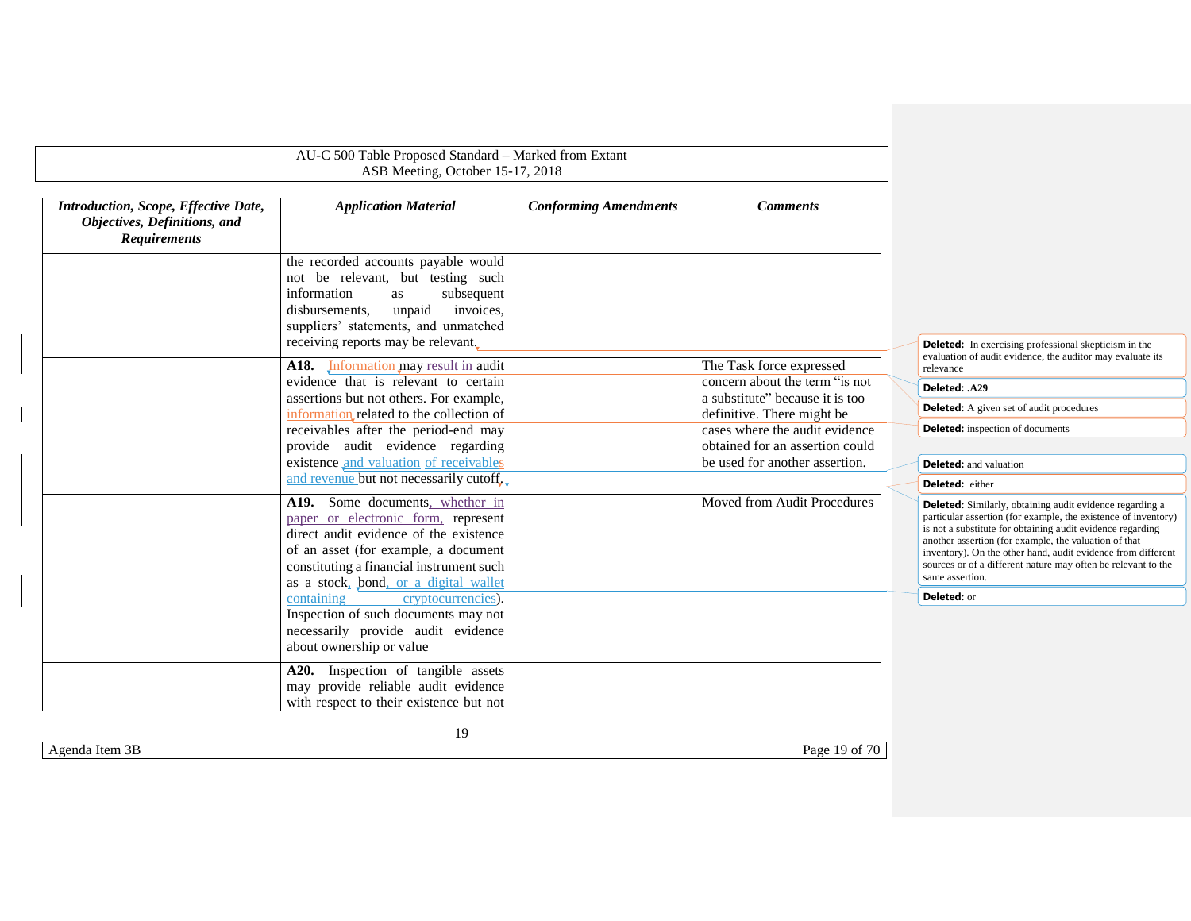| *Introduction, Scope, Effective Date, Objectives, Definitions, and Requirements* | *Application Material* | *Conforming Amendments* | *Comments* |
|---|---|---|---|
| | the recorded accounts payable would not be relevant, but testing such information as subsequent disbursements, unpaid invoices, suppliers' statements, and unmatched receiving reports may be relevant. | | |
| | **A18.** Information may result in audit evidence that is relevant to certain assertions but not others. For example, information related to the collection of receivables after the period-end may provide audit evidence regarding existence and valuation of receivables and revenue but not necessarily cutoff. | | The Task force expressed concern about the term "is not a substitute" because it is too definitive. There might be cases where the audit evidence obtained for an assertion could be used for another assertion. |
| | **A19.** Some documents, whether in paper or electronic form, represent direct audit evidence of the existence of an asset (for example, a document constituting a financial instrument such as a stock, bond, or a digital wallet containing cryptocurrencies). Inspection of such documents may not necessarily provide audit evidence about ownership or value | | Moved from Audit Procedures |
| | **A20.** Inspection of tangible assets may provide reliable audit evidence with respect to their existence but not | | |

**Deleted:** In exercising professional skepticism in the evaluation of audit evidence, the auditor may evaluate its relevance

**Deleted:** .A29

**Deleted:** A given set of audit procedures

**Deleted:** inspection of documents

**Deleted:** and valuation

**Deleted:** either

**Deleted:** Similarly, obtaining audit evidence regarding a particular assertion (for example, the existence of inventory) is not a substitute for obtaining audit evidence regarding another assertion (for example, the valuation of that inventory). On the other hand, audit evidence from different sources or of a different nature may often be relevant to the same assertion.

**Deleted:** or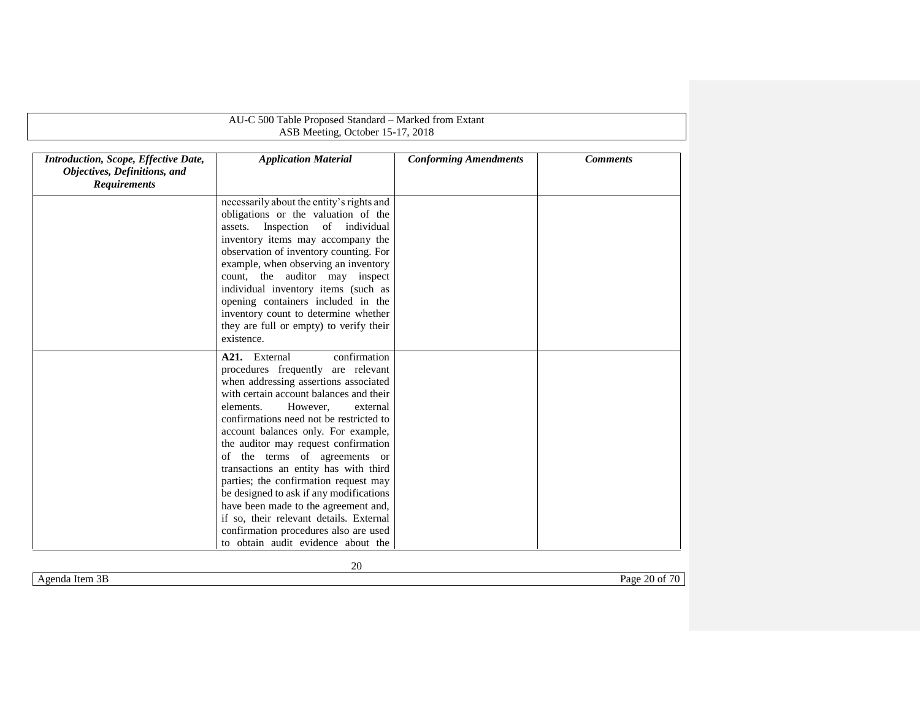| *Introduction, Scope, Effective Date, Objectives, Definitions, and Requirements* | *Application Material* | *Conforming Amendments* | *Comments* |
|---|---|---|---|
| | necessarily about the entity's rights and obligations or the valuation of the assets. Inspection of individual inventory items may accompany the observation of inventory counting. For example, when observing an inventory count, the auditor may inspect individual inventory items (such as opening containers included in the inventory count to determine whether they are full or empty) to verify their existence. | | |
| | **A21.** External confirmation procedures frequently are relevant when addressing assertions associated with certain account balances and their elements. However, external confirmations need not be restricted to account balances only. For example, the auditor may request confirmation of the terms of agreements or transactions an entity has with third parties; the confirmation request may be designed to ask if any modifications have been made to the agreement and, if so, their relevant details. External confirmation procedures also are used to obtain audit evidence about the | | |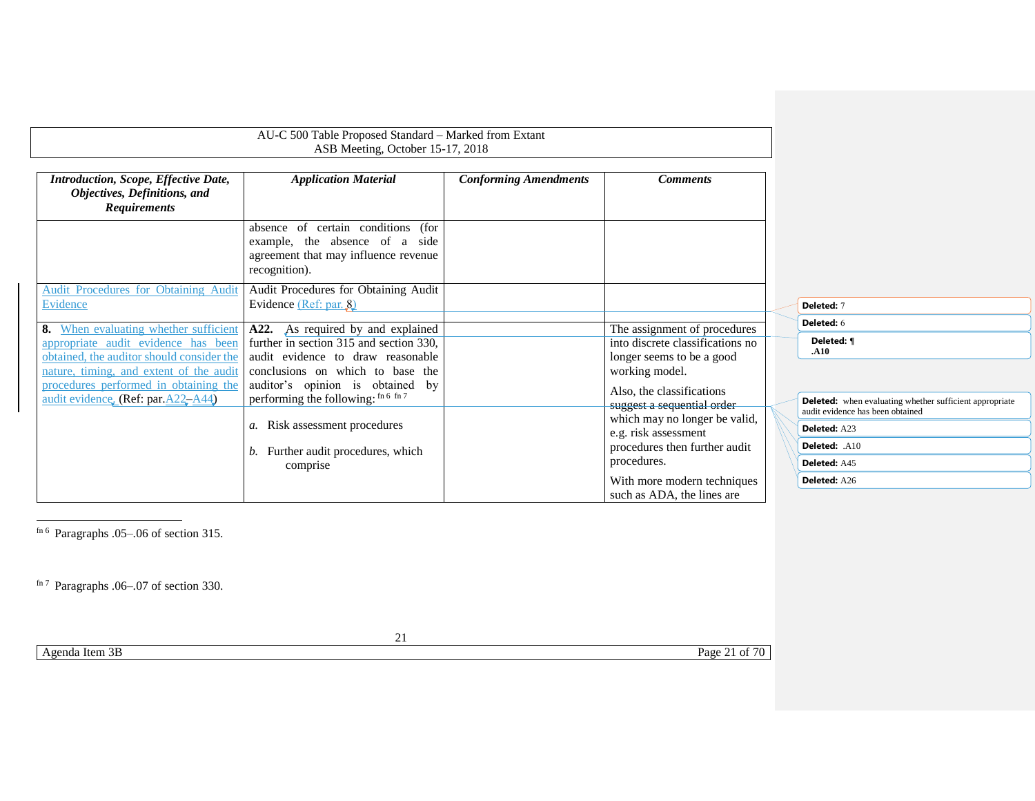| *Introduction, Scope, Effective Date, Objectives, Definitions, and Requirements* | *Application Material* | *Conforming Amendments* | *Comments* |
|---|---|---|---|
| | absence of certain conditions (for example, the absence of a side agreement that may influence revenue recognition). | | |
| Audit Procedures for Obtaining Audit Evidence | Audit Procedures for Obtaining Audit Evidence (Ref: par. 8) | | |
| **8.** When evaluating whether sufficient appropriate audit evidence has been obtained, the auditor should consider the nature, timing, and extent of the audit procedures performed in obtaining the audit evidence. (Ref: par. A22–A44) | **A22.** As required by and explained further in section 315 and section 330, audit evidence to draw reasonable conclusions on which to base the auditor's opinion is obtained by performing the following: [fn 6] [fn 7]<br><br>*a.* Risk assessment procedures<br><br>*b.* Further audit procedures, which comprise | | The assignment of procedures into discrete classifications no longer seems to be a good working model.<br><br>Also, the classifications suggest a sequential order which may no longer be valid, e.g. risk assessment procedures then further audit procedures.<br><br>With more modern techniques such as ADA, the lines are |

[fn 6] Paragraphs .05–.06 of section 315.

[fn 7] Paragraphs .06–.07 of section 330.

Deleted: 7

Deleted: 6

Deleted: ¶ .A10

Deleted: when evaluating whether sufficient appropriate audit evidence has been obtained

Deleted: A23

Deleted: .A10

Deleted: A45

Deleted: A26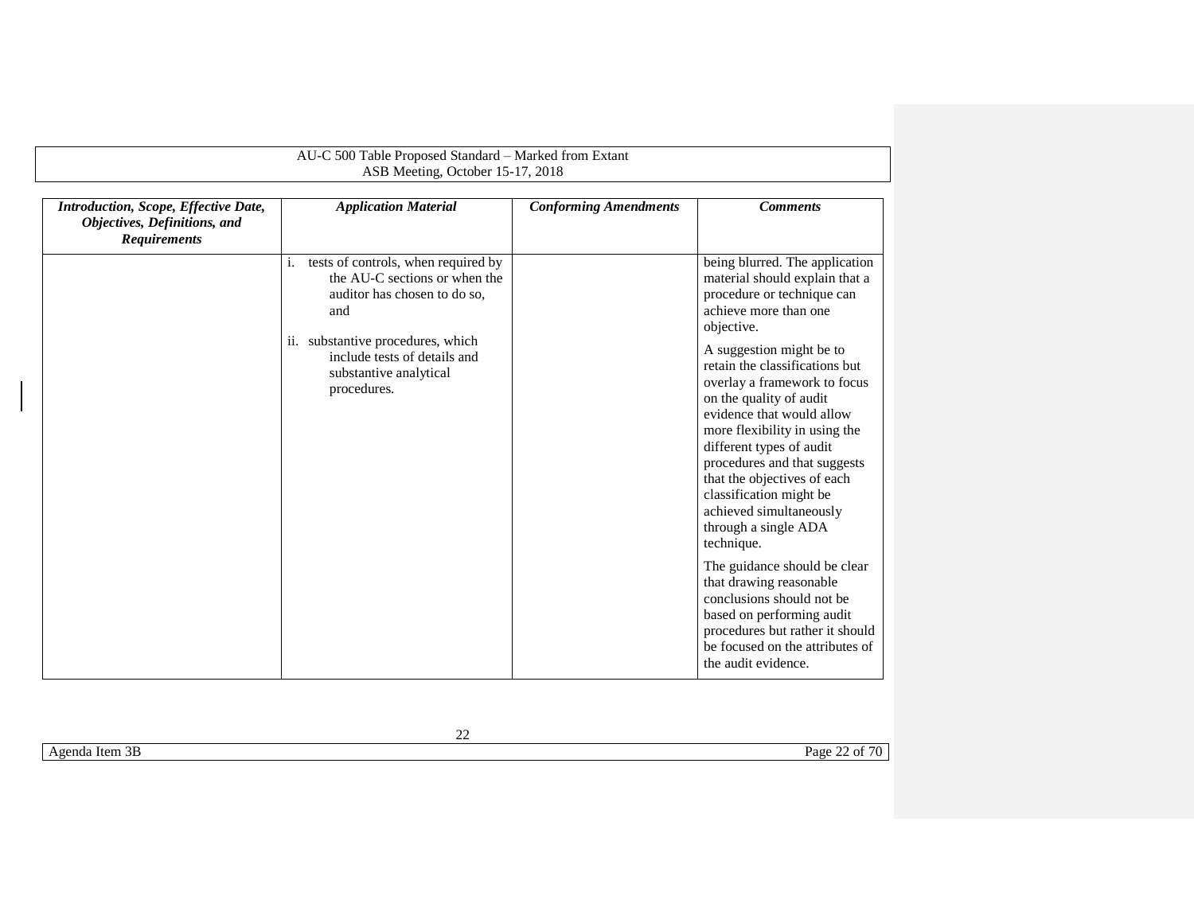| ***Introduction, Scope, Effective Date, Objectives, Definitions, and Requirements*** | ***Application Material*** | ***Conforming Amendments*** | ***Comments*** |
|---|---|---|---|
| | i. tests of controls, when required by the AU-C sections or when the auditor has chosen to do so, and<br><br>ii. substantive procedures, which include tests of details and substantive analytical procedures. | | being blurred. The application material should explain that a procedure or technique can achieve more than one objective.<br><br>A suggestion might be to retain the classifications but overlay a framework to focus on the quality of audit evidence that would allow more flexibility in using the different types of audit procedures and that suggests that the objectives of each classification might be achieved simultaneously through a single ADA technique.<br><br>The guidance should be clear that drawing reasonable conclusions should not be based on performing audit procedures but rather it should be focused on the attributes of the audit evidence. |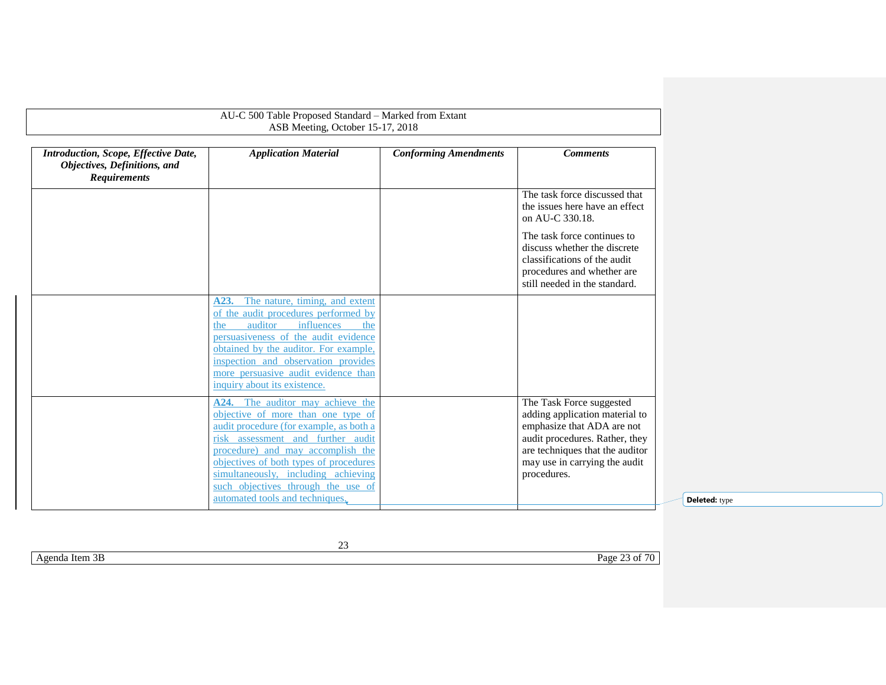AU-C 500 Table Proposed Standard – Marked from Extant
ASB Meeting, October 15-17, 2018

| *Introduction, Scope, Effective Date, Objectives, Definitions, and Requirements* | *Application Material* | *Conforming Amendments* | *Comments* |
|---|---|---|---|
| | | | The task force discussed that the issues here have an effect on AU-C 330.18. The task force continues to discuss whether the discrete classifications of the audit procedures and whether are still needed in the standard. |
| | **A23.** The nature, timing, and extent of the audit procedures performed by the auditor influences the persuasiveness of the audit evidence obtained by the auditor. For example, inspection and observation provides more persuasive audit evidence than inquiry about its existence. | | |
| | **A24.** The auditor may achieve the objective of more than one type of audit procedure (for example, as both a risk assessment and further audit procedure) and may accomplish the objectives of both types of procedures simultaneously, including achieving such objectives through the use of automated tools and techniques. | | The Task Force suggested adding application material to emphasize that ADA are not audit procedures. Rather, they are techniques that the auditor may use in carrying the audit procedures. |

Deleted: type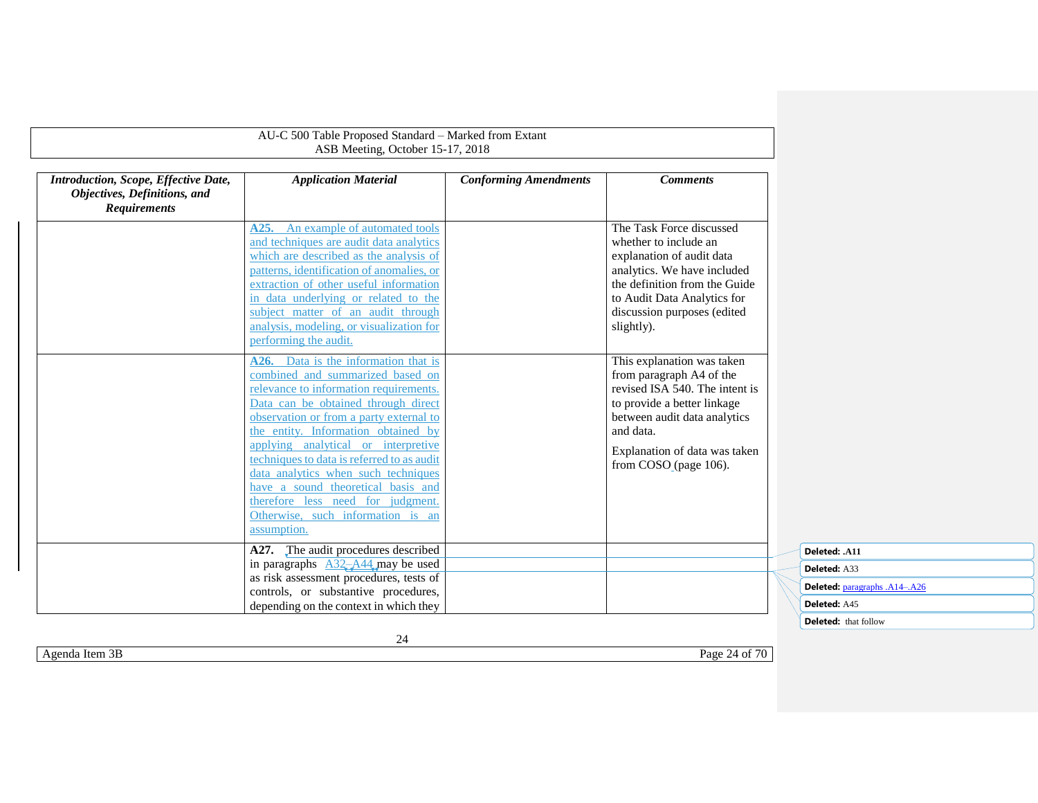| *Introduction, Scope, Effective Date, Objectives, Definitions, and Requirements* | *Application Material* | *Conforming Amendments* | *Comments* |
|---|---|---|---|
| | **A25.** An example of automated tools and techniques are audit data analytics which are described as the analysis of patterns, identification of anomalies, or extraction of other useful information in data underlying or related to the subject matter of an audit through analysis, modeling, or visualization for performing the audit. | | The Task Force discussed whether to include an explanation of audit data analytics. We have included the definition from the Guide to Audit Data Analytics for discussion purposes (edited slightly). |
| | **A26.** Data is the information that is combined and summarized based on relevance to information requirements. Data can be obtained through direct observation or from a party external to the entity. Information obtained by applying analytical or interpretive techniques to data is referred to as audit data analytics when such techniques have a sound theoretical basis and therefore less need for judgment. Otherwise, such information is an assumption. | | This explanation was taken from paragraph A4 of the revised ISA 540. The intent is to provide a better linkage between audit data analytics and data.<br><br>Explanation of data was taken from COSO (page 106). |
| | **A27.** The audit procedures described in paragraphs A32–A44 may be used as risk assessment procedures, tests of controls, or substantive procedures, depending on the context in which they | | |

Deleted: .A11

Deleted: A33

Deleted: paragraphs .A14–.A26

Deleted: A45

Deleted: that follow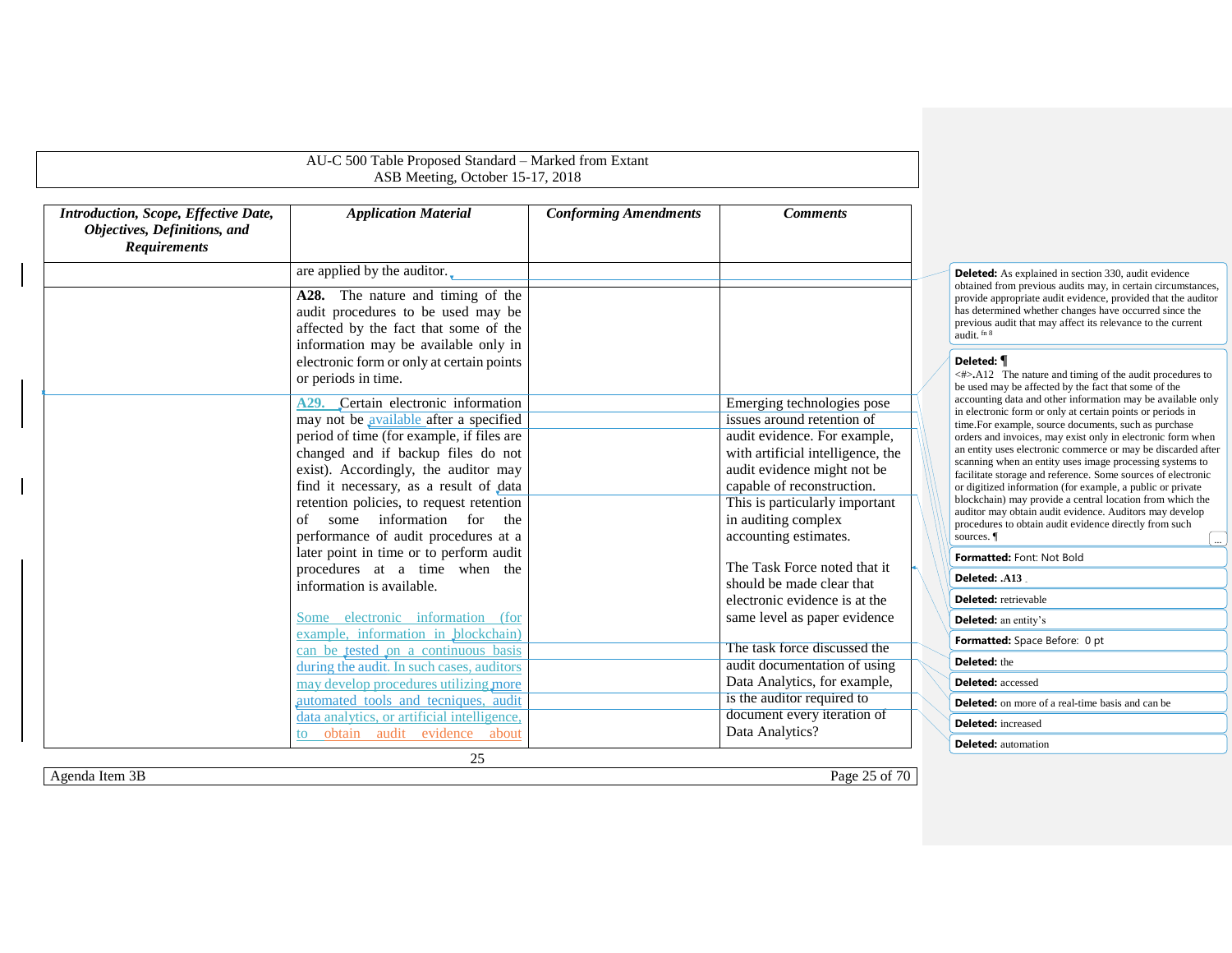AU-C 500 Table Proposed Standard – Marked from Extant
ASB Meeting, October 15-17, 2018

| ***Introduction, Scope, Effective Date, Objectives, Definitions, and Requirements*** | ***Application Material*** | ***Conforming Amendments*** | ***Comments*** |
|---|---|---|---|
| | are applied by the auditor. | | |
| | **A28.** The nature and timing of the audit procedures to be used may be affected by the fact that some of the information may be available only in electronic form or only at certain points or periods in time. | | |
| | **A29.** Certain electronic information may not be available after a specified period of time (for example, if files are changed and if backup files do not exist). Accordingly, the auditor may find it necessary, as a result of data retention policies, to request retention of some information for the performance of audit procedures at a later point in time or to perform audit procedures at a time when the information is available.<br><br>Some electronic information (for example, information in blockchain) can be tested on a continuous basis during the audit. In such cases, auditors may develop procedures utilizing more automated tools and tecniques, audit data analytics, or artificial intelligence, to obtain audit evidence about | | Emerging technologies pose issues around retention of audit evidence. For example, with artificial intelligence, the audit evidence might not be capable of reconstruction. This is particularly important in auditing complex accounting estimates.<br><br>The Task Force noted that it should be made clear that electronic evidence is at the same level as paper evidence<br><br>The task force discussed the audit documentation of using Data Analytics, for example, is the auditor required to document every iteration of Data Analytics? |

**Deleted:** As explained in section 330, audit evidence obtained from previous audits may, in certain circumstances, provide appropriate audit evidence, provided that the auditor has determined whether changes have occurred since the previous audit that may affect its relevance to the current audit. fn 8

**Deleted:** ¶
<#>.A12 The nature and timing of the audit procedures to be used may be affected by the fact that some of the accounting data and other information may be available only in electronic form or only at certain points or periods in time.For example, source documents, such as purchase orders and invoices, may exist only in electronic form when an entity uses electronic commerce or may be discarded after scanning when an entity uses image processing systems to facilitate storage and reference. Some sources of electronic or digitized information (for example, a public or private blockchain) may provide a central location from which the auditor may obtain audit evidence. Auditors may develop procedures to obtain audit evidence directly from such sources. ¶

**Formatted:** Font: Not Bold

**Deleted:** .A13

**Deleted:** retrievable

**Deleted:** an entity's

**Formatted:** Space Before: 0 pt

**Deleted:** the

**Deleted:** accessed

**Deleted:** on more of a real-time basis and can be

**Deleted:** increased

**Deleted:** automation

Agenda Item 3B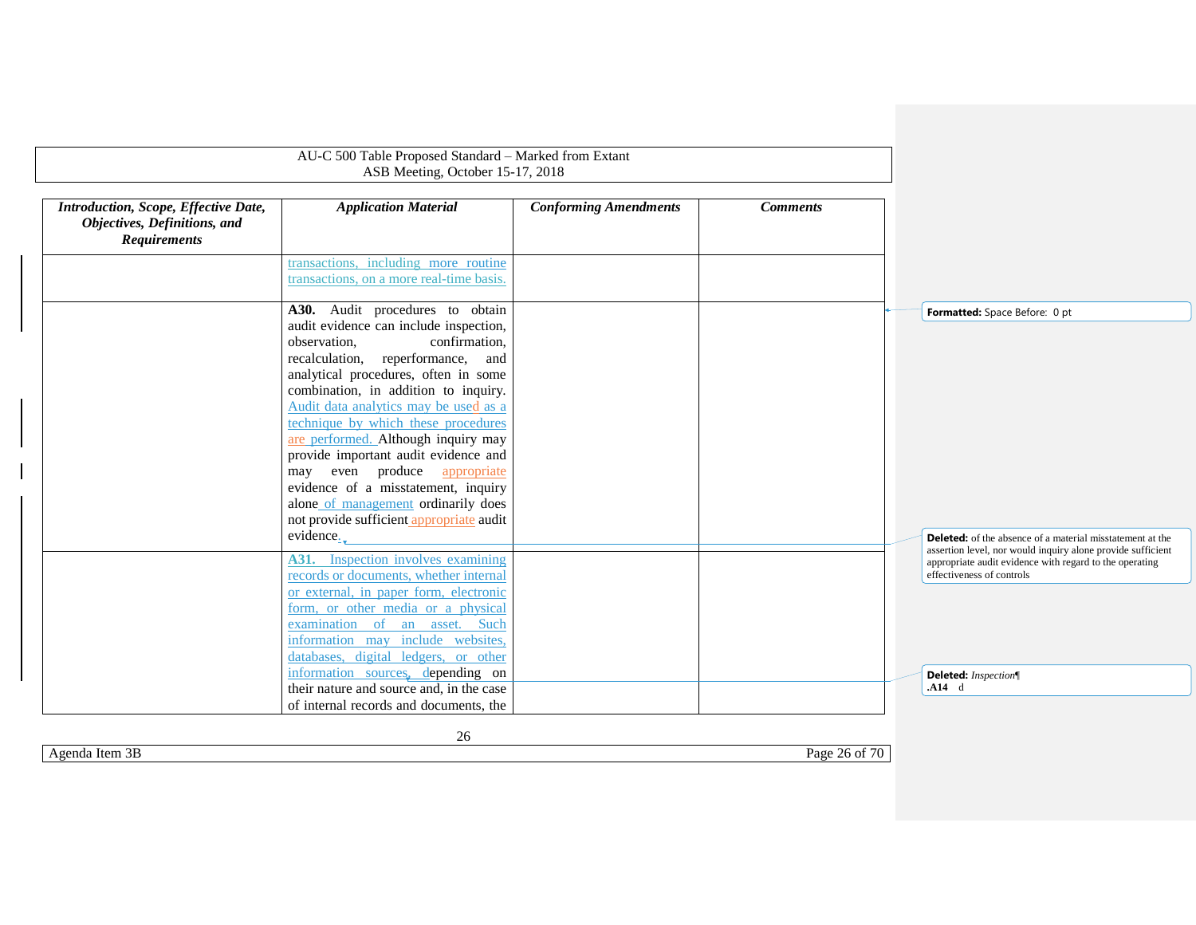| *Introduction, Scope, Effective Date, Objectives, Definitions, and Requirements* | *Application Material* | *Conforming Amendments* | *Comments* |
|---|---|---|---|
| | transactions, including more routine transactions, on a more real-time basis. | | |
| | **A30.** Audit procedures to obtain audit evidence can include inspection, observation, confirmation, recalculation, reperformance, and analytical procedures, often in some combination, in addition to inquiry. Audit data analytics may be used as a technique by which these procedures are performed. Although inquiry may provide important audit evidence and may even produce appropriate evidence of a misstatement, inquiry alone of management ordinarily does not provide sufficient appropriate audit evidence. | | |
| | **A31.** Inspection involves examining records or documents, whether internal or external, in paper form, electronic form, or other media or a physical examination of an asset. Such information may include websites, databases, digital ledgers, or other information sources, depending on their nature and source and, in the case of internal records and documents, the | | |

**Formatted:** Space Before: 0 pt

**Deleted:** of the absence of a material misstatement at the assertion level, nor would inquiry alone provide sufficient appropriate audit evidence with regard to the operating effectiveness of controls

**Deleted:** *Inspection*
**.A14** d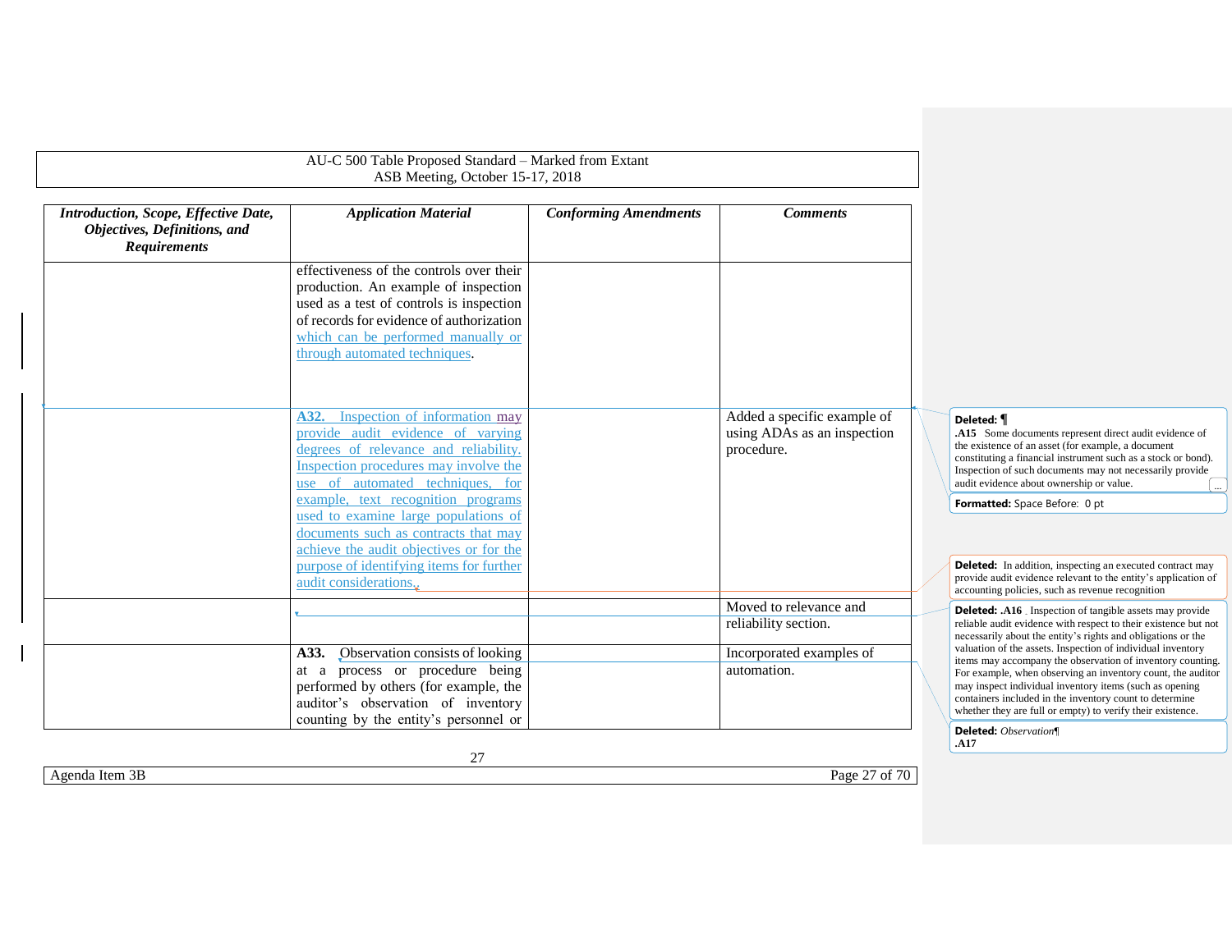| *Introduction, Scope, Effective Date, Objectives, Definitions, and Requirements* | *Application Material* | *Conforming Amendments* | *Comments* |
|---|---|---|---|
| | effectiveness of the controls over their production. An example of inspection used as a test of controls is inspection of records for evidence of authorization which can be performed manually or through automated techniques. | | |
| | **A32.** Inspection of information may provide audit evidence of varying degrees of relevance and reliability. Inspection procedures may involve the use of automated techniques, for example, text recognition programs used to examine large populations of documents such as contracts that may achieve the audit objectives or for the purpose of identifying items for further audit considerations. | | Added a specific example of using ADAs as an inspection procedure. |
| | | | Moved to relevance and reliability section. |
| | **A33.** Observation consists of looking at a process or procedure being performed by others (for example, the auditor's observation of inventory counting by the entity's personnel or | | Incorporated examples of automation. |

**Deleted:** ¶
**.A15** Some documents represent direct audit evidence of the existence of an asset (for example, a document constituting a financial instrument such as a stock or bond). Inspection of such documents may not necessarily provide audit evidence about ownership or value. ...

**Formatted:** Space Before: 0 pt

**Deleted:** In addition, inspecting an executed contract may provide audit evidence relevant to the entity's application of accounting policies, such as revenue recognition

**Deleted:** **.A16** Inspection of tangible assets may provide reliable audit evidence with respect to their existence but not necessarily about the entity's rights and obligations or the valuation of the assets. Inspection of individual inventory items may accompany the observation of inventory counting. For example, when observing an inventory count, the auditor may inspect individual inventory items (such as opening containers included in the inventory count to determine whether they are full or empty) to verify their existence.

**Deleted:** *Observation*¶
**.A17**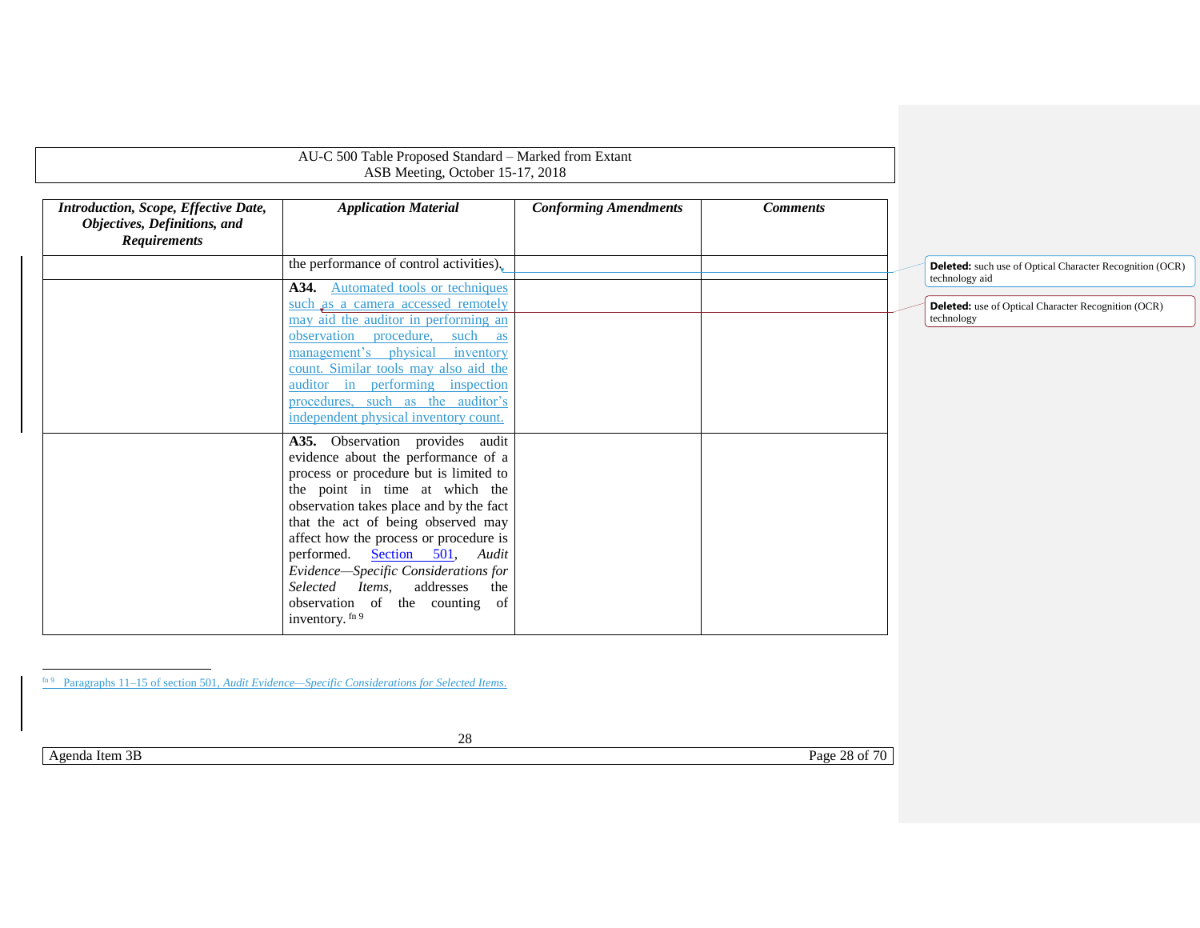| *Introduction, Scope, Effective Date, Objectives, Definitions, and Requirements* | *Application Material* | *Conforming Amendments* | *Comments* |
|---|---|---|---|
| | the performance of control activities). | | |
| | **A34.** Automated tools or techniques such as a camera accessed remotely may aid the auditor in performing an observation procedure, such as management's physical inventory count. Similar tools may also aid the auditor in performing inspection procedures, such as the auditor's independent physical inventory count. | | |
| | **A35.** Observation provides audit evidence about the performance of a process or procedure but is limited to the point in time at which the observation takes place and by the fact that the act of being observed may affect how the process or procedure is performed. Section 501, *Audit Evidence—Specific Considerations for Selected Items*, addresses the observation of the counting of inventory. [fn 9] | | |

**Deleted:** such use of Optical Character Recognition (OCR) technology aid

**Deleted:** use of Optical Character Recognition (OCR) technology

[fn 9] Paragraphs 11–15 of section 501, *Audit Evidence—Specific Considerations for Selected Items*.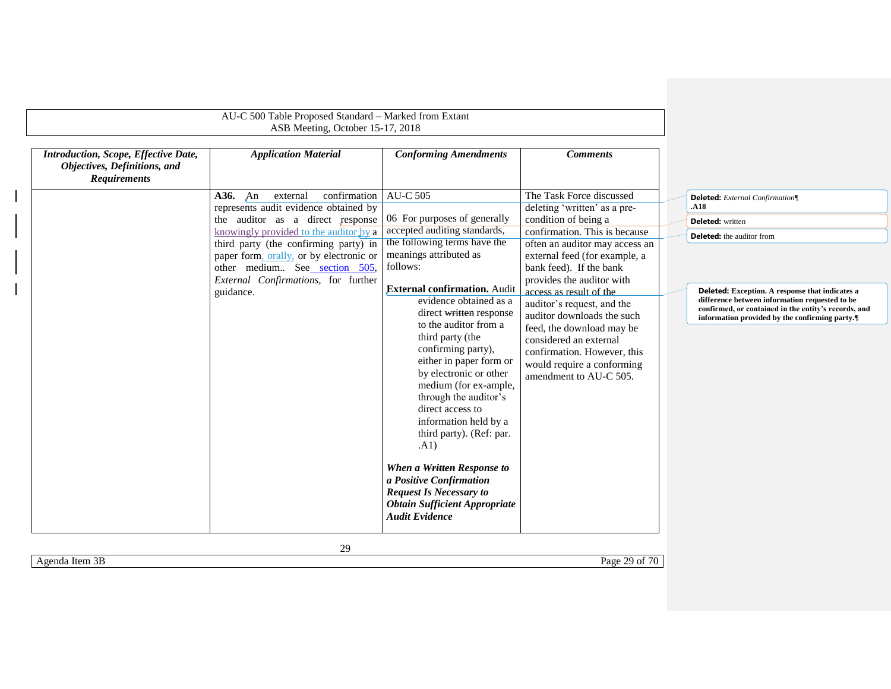| Introduction, Scope, Effective Date, Objectives, Definitions, and Requirements | Application Material | Conforming Amendments | Comments |
|---|---|---|---|
| | **A36.** An external confirmation represents audit evidence obtained by the auditor as a direct response knowingly provided to the auditor by a third party (the confirming party) in paper form, orally, or by electronic or other medium.. See section 505, *External Confirmations*, for further guidance. | AU-C 505<br><br>06 For purposes of generally accepted auditing standards, the following terms have the meanings attributed as follows:<br><br>**External confirmation.** Audit evidence obtained as a direct ~~written~~ response to the auditor from a third party (the confirming party), either in paper form or by electronic or other medium (for ex-ample, through the auditor's direct access to information held by a third party). (Ref: par. .A1)<br><br>***When a ~~Written~~ Response to a Positive Confirmation Request Is Necessary to Obtain Sufficient Appropriate Audit Evidence*** | The Task Force discussed deleting 'written' as a pre-condition of being a confirmation. This is because often an auditor may access an external feed (for example, a bank feed). If the bank provides the auditor with access as result of the auditor's request, and the auditor downloads the such feed, the download may be considered an external confirmation. However, this would require a conforming amendment to AU-C 505. |

**Deleted:** *External Confirmation*
**.A18**

**Deleted:** written

**Deleted:** the auditor from

**Deleted: Exception. A response that indicates a difference between information requested to be confirmed, or contained in the entity's records, and information provided by the confirming party.**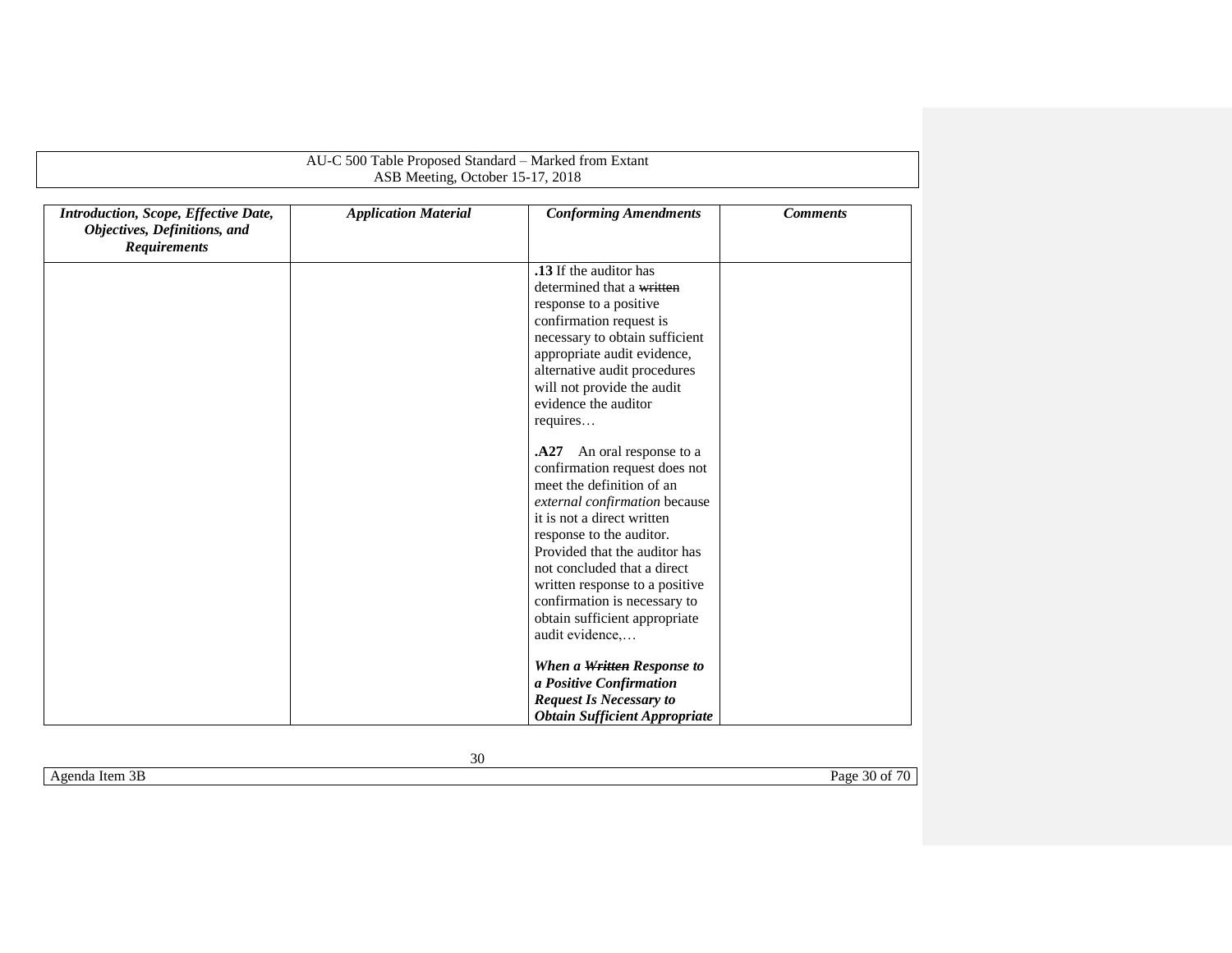| *Introduction, Scope, Effective Date, Objectives, Definitions, and Requirements* | *Application Material* | *Conforming Amendments* | *Comments* |
| --- | --- | --- | --- |
| | | **.13** If the auditor has determined that a ~~written~~ response to a positive confirmation request is necessary to obtain sufficient appropriate audit evidence, alternative audit procedures will not provide the audit evidence the auditor requires… <br><br> **.A27** An oral response to a confirmation request does not meet the definition of an *external confirmation* because it is not a direct written response to the auditor. Provided that the auditor has not concluded that a direct written response to a positive confirmation is necessary to obtain sufficient appropriate audit evidence,… <br><br> ***When a ~~Written~~ Response to a Positive Confirmation Request Is Necessary to Obtain Sufficient Appropriate*** | |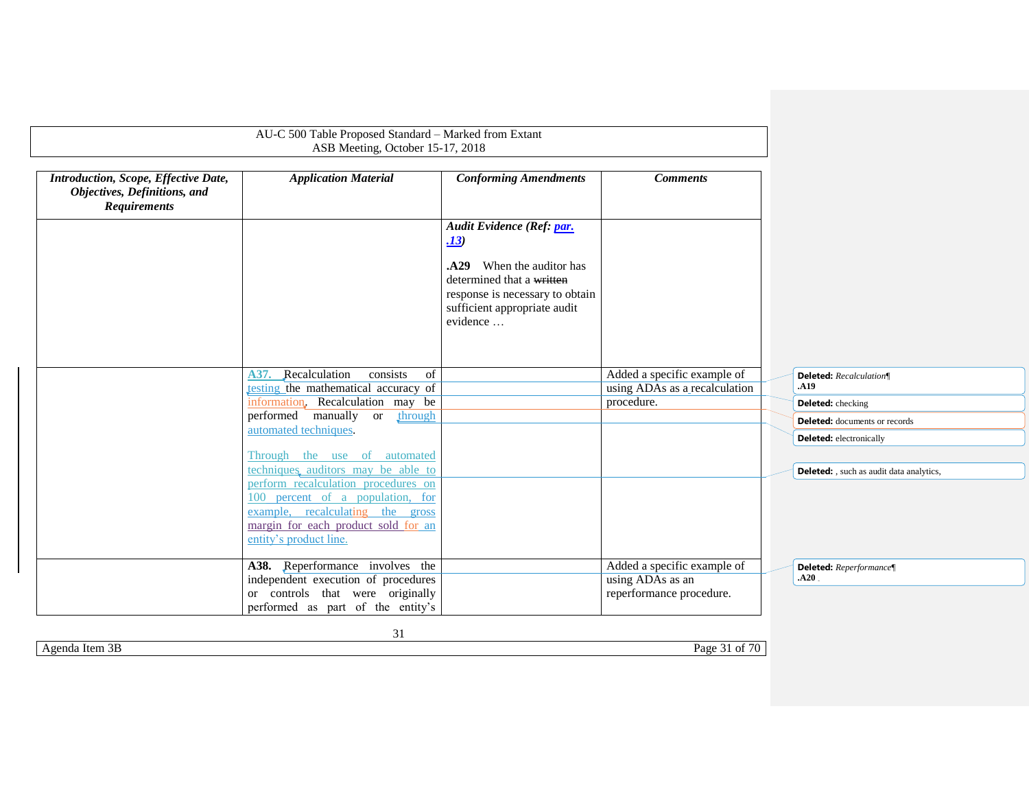AU-C 500 Table Proposed Standard – Marked from Extant
ASB Meeting, October 15-17, 2018

| *Introduction, Scope, Effective Date, Objectives, Definitions, and Requirements* | *Application Material* | *Conforming Amendments* | *Comments* |
|---|---|---|---|
| | | ***Audit Evidence (Ref: par. .13)***<br><br>**.A29** When the auditor has determined that a ~~written~~ response is necessary to obtain sufficient appropriate audit evidence … | |
| | **A37.** Recalculation consists of testing the mathematical accuracy of information. Recalculation may be performed manually or through automated techniques.<br><br>Through the use of automated techniques, auditors may be able to perform recalculation procedures on 100 percent of a population, for example, recalculating the gross margin for each product sold for an entity's product line. | | Added a specific example of using ADAs as a recalculation procedure. |
| | **A38.** Reperformance involves the independent execution of procedures or controls that were originally performed as part of the entity's | | Added a specific example of using ADAs as an reperformance procedure. |

**Deleted:** *Recalculation*¶
**.A19**

**Deleted:** checking

**Deleted:** documents or records

**Deleted:** electronically

**Deleted:** , such as audit data analytics,

**Deleted:** *Reperformance*¶
**.A20**

Agenda Item 3B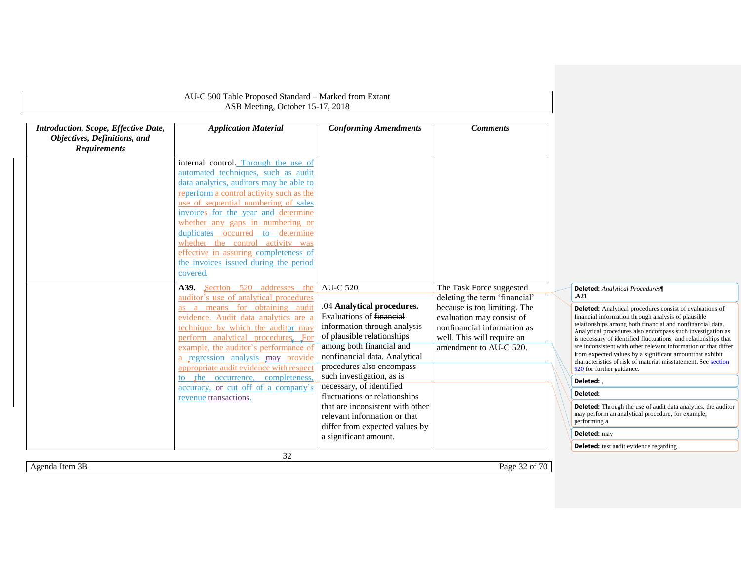AU-C 500 Table Proposed Standard – Marked from Extant
ASB Meeting, October 15-17, 2018

| *Introduction, Scope, Effective Date, Objectives, Definitions, and Requirements* | *Application Material* | *Conforming Amendments* | *Comments* |
|---|---|---|---|
| | internal control. Through the use of automated techniques, such as audit data analytics, auditors may be able to reperform a control activity such as the use of sequential numbering of sales invoices for the year and determine whether any gaps in numbering or duplicates occurred to determine whether the control activity was effective in assuring completeness of the invoices issued during the period covered. | | |
| | **A39.** Section 520 addresses the auditor's use of analytical procedures as a means for obtaining audit evidence. Audit data analytics are a technique by which the auditor may perform analytical procedures. For example, the auditor's performance of a regression analysis may provide appropriate audit evidence with respect to the occurrence, completeness, accuracy, or cut off of a company's revenue transactions. | AU-C 520<br><br>.04 **Analytical procedures.** Evaluations of ~~financial~~ information through analysis of plausible relationships among both financial and nonfinancial data. Analytical procedures also encompass such investigation, as is necessary, of identified fluctuations or relationships that are inconsistent with other relevant information or that differ from expected values by a significant amount. | The Task Force suggested deleting the term 'financial' because is too limiting. The evaluation may consist of nonfinancial information as well. This will require an amendment to AU-C 520. |

**Deleted:** *Analytical Procedures*
**.A21**

**Deleted:** Analytical procedures consist of evaluations of financial information through analysis of plausible relationships among both financial and nonfinancial data. Analytical procedures also encompass such investigation as is necessary of identified fluctuations and relationships that are inconsistent with other relevant information or that differ from expected values by a significant amountthat exhibit characteristics of risk of material misstatement. See section 520 for further guidance.

**Deleted:** ,

**Deleted:**

**Deleted:** Through the use of audit data analytics, the auditor may perform an analytical procedure, for example, performing a

**Deleted:** may

**Deleted:** test audit evidence regarding

Agenda Item 3B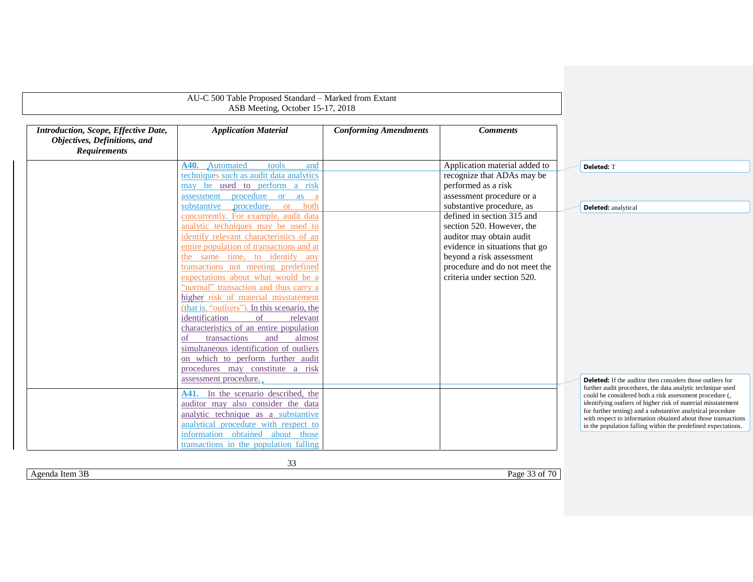AU-C 500 Table Proposed Standard – Marked from Extant
ASB Meeting, October 15-17, 2018

| *Introduction, Scope, Effective Date, Objectives, Definitions, and Requirements* | *Application Material* | *Conforming Amendments* | *Comments* |
|---|---|---|---|
| | **A40.** Automated tools and techniques such as audit data analytics may be used to perform a risk assessment procedure or as a substantive procedure, or both concurrently. For example, audit data analytic techniques may be used to identify relevant characteristics of an entire population of transactions and at the same time, to identify any transactions not meeting predefined expectations about what would be a "normal" transaction and thus carry a higher risk of material misstatement (that is, "outliers"). In this scenario, the identification of relevant characteristics of an entire population of transactions and almost simultaneous identification of outliers on which to perform further audit procedures may constitute a risk assessment procedure. | | Application material added to recognize that ADAs may be performed as a risk assessment procedure or a substantive procedure, as defined in section 315 and section 520. However, the auditor may obtain audit evidence in situations that go beyond a risk assessment procedure and do not meet the criteria under section 520. |
| | **A41.** In the scenario described, the auditor may also consider the data analytic technique as a substantive analytical procedure with respect to information obtained about those transactions in the population falling | | |

Deleted: T

Deleted: analytical

Deleted: If the auditor then considers those outliers for further audit procedures, the data analytic technique used could be considered both a risk assessment procedure (, identifying outliers of higher risk of material misstatement for further testing) and a substantive analytical procedure with respect to information obtained about those transactions in the population falling within the predefined expectations.

Agenda Item 3B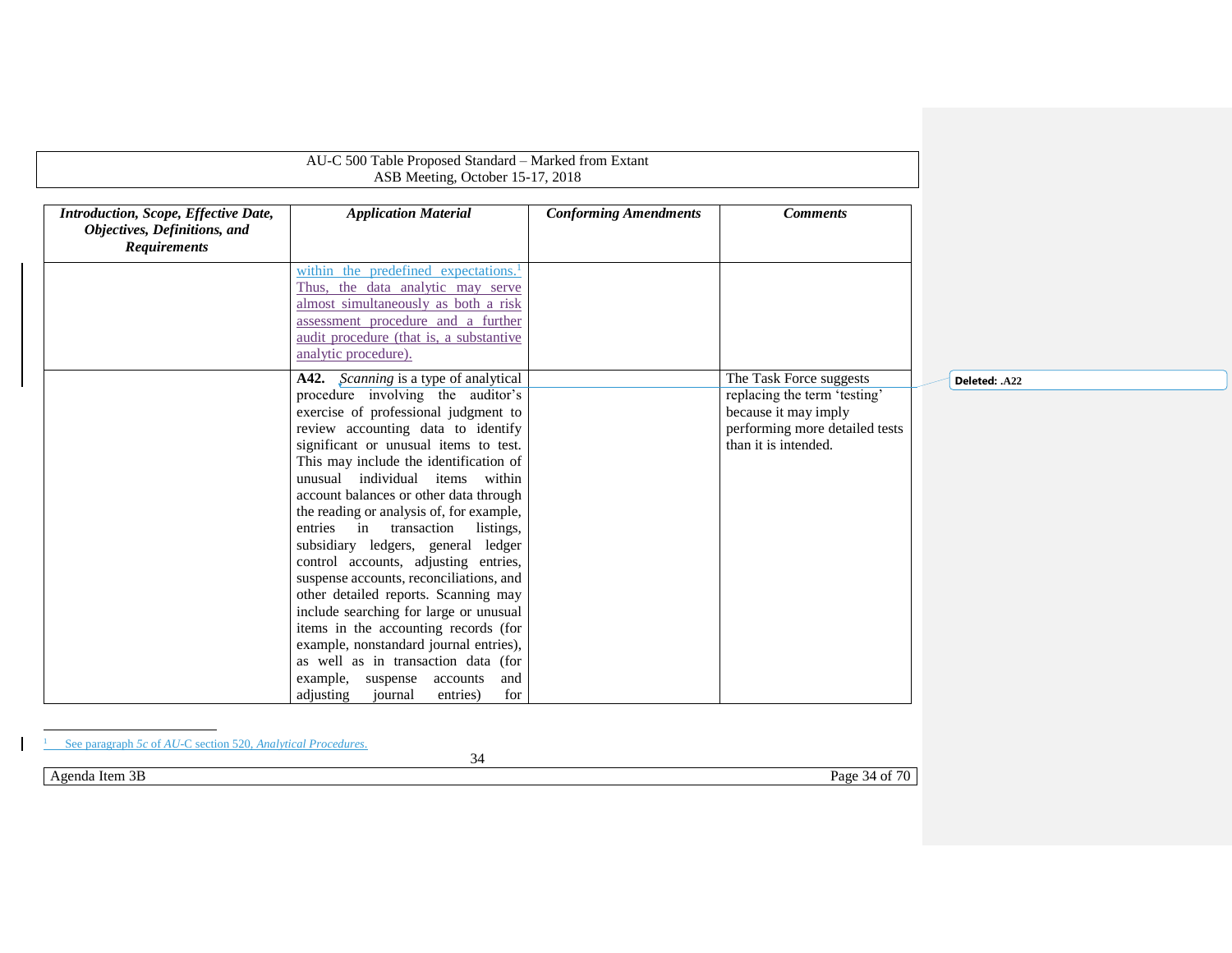| *Introduction, Scope, Effective Date, Objectives, Definitions, and Requirements* | *Application Material* | *Conforming Amendments* | *Comments* |
|---|---|---|---|
| | within the predefined expectations.[1] Thus, the data analytic may serve almost simultaneously as both a risk assessment procedure and a further audit procedure (that is, a substantive analytic procedure). | | |
| | **A42.** *Scanning* is a type of analytical procedure involving the auditor's exercise of professional judgment to review accounting data to identify significant or unusual items to test. This may include the identification of unusual individual items within account balances or other data through the reading or analysis of, for example, entries in transaction listings, subsidiary ledgers, general ledger control accounts, adjusting entries, suspense accounts, reconciliations, and other detailed reports. Scanning may include searching for large or unusual items in the accounting records (for example, nonstandard journal entries), as well as in transaction data (for example, suspense accounts and adjusting journal entries) for | | The Task Force suggests replacing the term 'testing' because it may imply performing more detailed tests than it is intended. |

Deleted: .A22

[1] See paragraph *5c* of *AU-C* section 520, *Analytical Procedures*.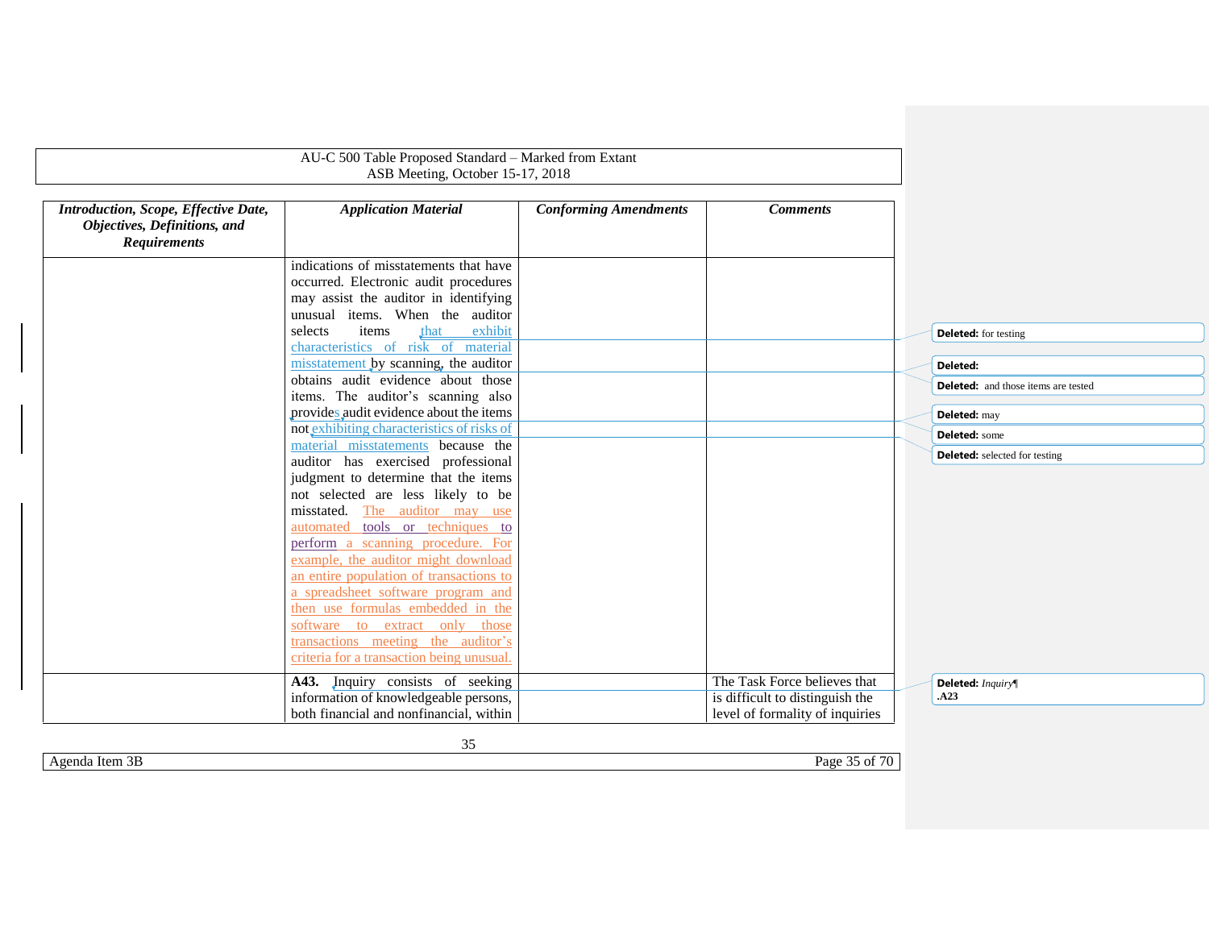| *Introduction, Scope, Effective Date, Objectives, Definitions, and Requirements* | *Application Material* | *Conforming Amendments* | *Comments* |
|---|---|---|---|
| | indications of misstatements that have occurred. Electronic audit procedures may assist the auditor in identifying unusual items. When the auditor selects items that exhibit characteristics of risk of material misstatement by scanning, the auditor obtains audit evidence about those items. The auditor's scanning also provides audit evidence about the items not exhibiting characteristics of risks of material misstatements because the auditor has exercised professional judgment to determine that the items not selected are less likely to be misstated. The auditor may use automated tools or techniques to perform a scanning procedure. For example, the auditor might download an entire population of transactions to a spreadsheet software program and then use formulas embedded in the software to extract only those transactions meeting the auditor's criteria for a transaction being unusual. | | |
| | **A43.** Inquiry consists of seeking information of knowledgeable persons, both financial and nonfinancial, within | | The Task Force believes that is difficult to distinguish the level of formality of inquiries |

Deleted: for testing

Deleted:

Deleted: and those items are tested

Deleted: may

Deleted: some

Deleted: selected for testing

Deleted: *Inquiry*
.A23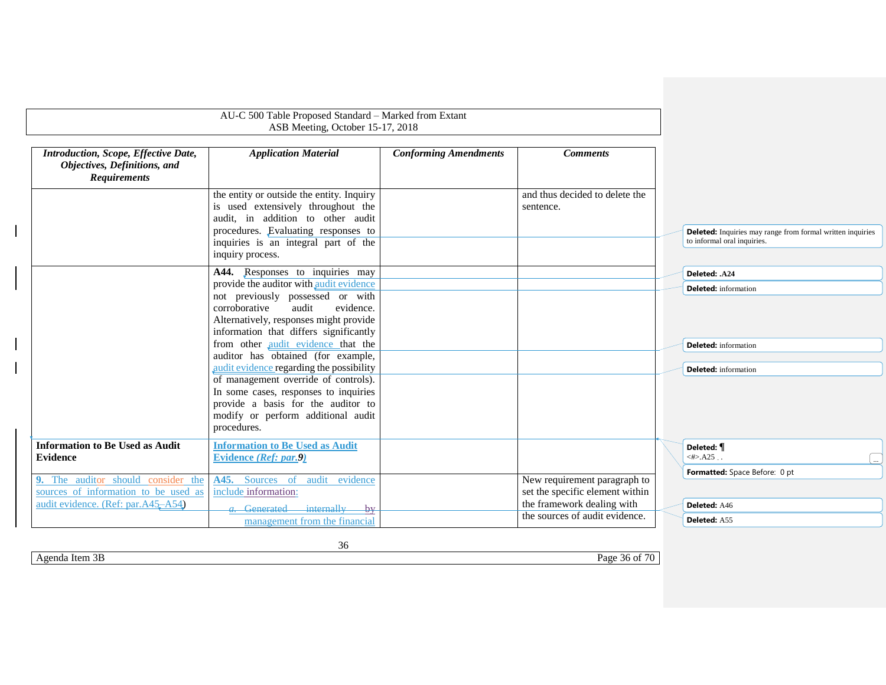| *Introduction, Scope, Effective Date, Objectives, Definitions, and Requirements* | *Application Material* | *Conforming Amendments* | *Comments* |
|---|---|---|---|
| | the entity or outside the entity. Inquiry is used extensively throughout the audit, in addition to other audit procedures. Evaluating responses to inquiries is an integral part of the inquiry process. | | and thus decided to delete the sentence. |
| | **A44.** Responses to inquiries may provide the auditor with audit evidence not previously possessed or with corroborative audit evidence. Alternatively, responses might provide information that differs significantly from other audit evidence that the auditor has obtained (for example, audit evidence regarding the possibility of management override of controls). In some cases, responses to inquiries provide a basis for the auditor to modify or perform additional audit procedures. | | |
| **Information to Be Used as Audit Evidence** | **Information to Be Used as Audit Evidence *(Ref: par.9)*** | | |
| **9.** The auditor should consider the sources of information to be used as audit evidence. (Ref: par.A45–A54) | **A45.** Sources of audit evidence include information:<br>*a.* Generated internally by management from the financial | | New requirement paragraph to set the specific element within the framework dealing with the sources of audit evidence. |

Deleted: Inquiries may range from formal written inquiries to informal oral inquiries.

Deleted: .A24

Deleted: information

Deleted: information

Deleted: information

Deleted: ¶ <#>.A25 . .

Formatted: Space Before: 0 pt

Deleted: A46

Deleted: A55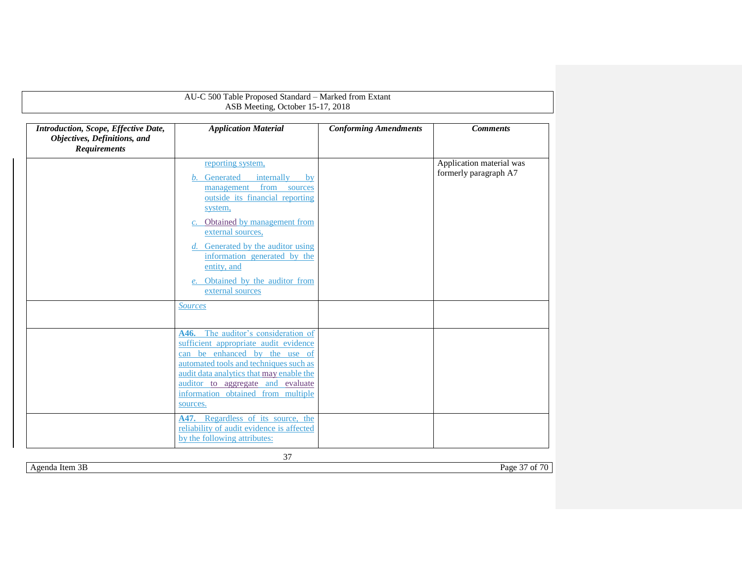| *Introduction, Scope, Effective Date, Objectives, Definitions, and Requirements* | *Application Material* | *Conforming Amendments* | *Comments* |
|---|---|---|---|
| | reporting system,<br><br>*b.* Generated internally by management from sources outside its financial reporting system,<br><br>*c.* Obtained by management from external sources,<br><br>*d.* Generated by the auditor using information generated by the entity, and<br><br>*e.* Obtained by the auditor from external sources | | Application material was formerly paragraph A7 |
| | *Sources* | | |
| | **A46.** The auditor's consideration of sufficient appropriate audit evidence can be enhanced by the use of automated tools and techniques such as audit data analytics that may enable the auditor to aggregate and evaluate information obtained from multiple sources. | | |
| | **A47.** Regardless of its source, the reliability of audit evidence is affected by the following attributes: | | |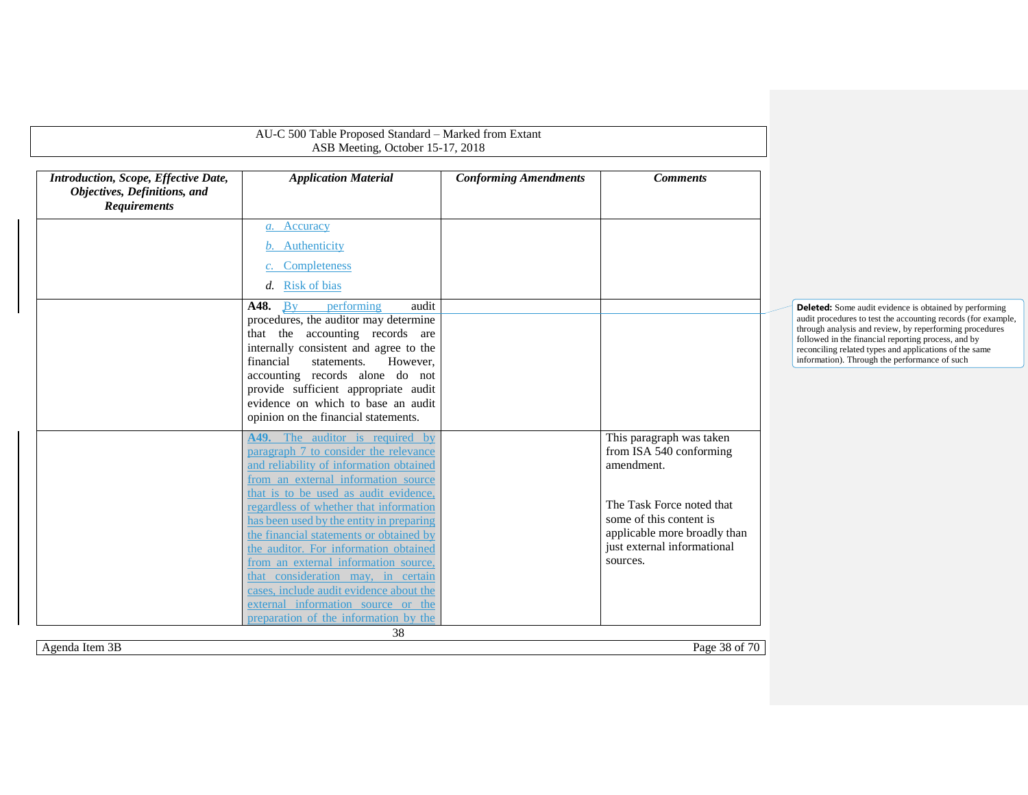| Introduction, Scope, Effective Date, Objectives, Definitions, and Requirements | Application Material | Conforming Amendments | Comments |
|---|---|---|---|
| | *a.* Accuracy<br>*b.* Authenticity<br>*c.* Completeness<br>*d.* Risk of bias | | |
| | **A48.** By performing audit procedures, the auditor may determine that the accounting records are internally consistent and agree to the financial statements. However, accounting records alone do not provide sufficient appropriate audit evidence on which to base an audit opinion on the financial statements. | | |
| | **A49.** The auditor is required by paragraph 7 to consider the relevance and reliability of information obtained from an external information source that is to be used as audit evidence, regardless of whether that information has been used by the entity in preparing the financial statements or obtained by the auditor. For information obtained from an external information source, that consideration may, in certain cases, include audit evidence about the external information source or the preparation of the information by the | | This paragraph was taken from ISA 540 conforming amendment.<br><br>The Task Force noted that some of this content is applicable more broadly than just external informational sources. |

**Deleted:** Some audit evidence is obtained by performing audit procedures to test the accounting records (for example, through analysis and review, by reperforming procedures followed in the financial reporting process, and by reconciling related types and applications of the same information). Through the performance of such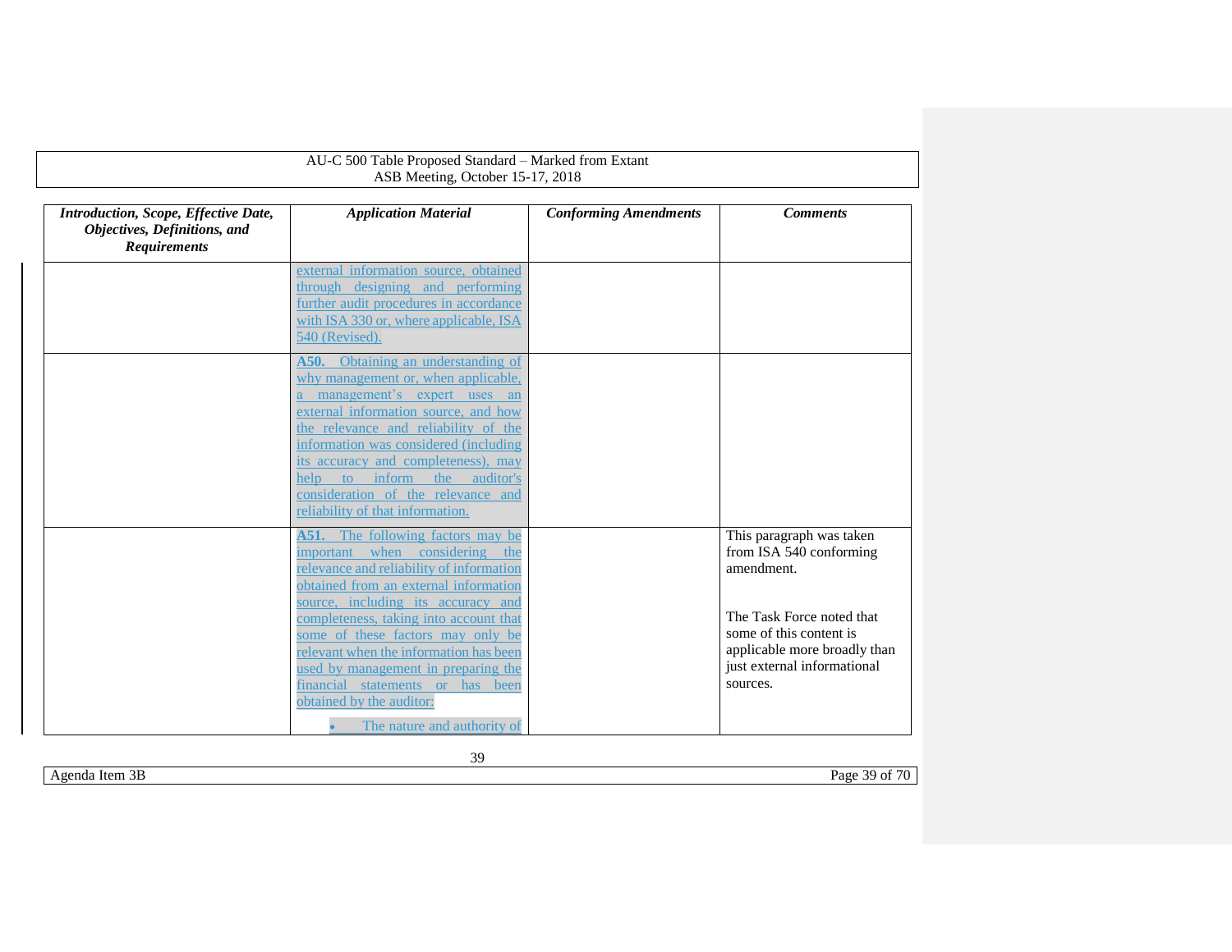| *Introduction, Scope, Effective Date, Objectives, Definitions, and Requirements* | *Application Material* | *Conforming Amendments* | *Comments* |
|---|---|---|---|
| | external information source, obtained through designing and performing further audit procedures in accordance with ISA 330 or, where applicable, ISA 540 (Revised). | | |
| | **A50.** Obtaining an understanding of why management or, when applicable, a management's expert uses an external information source, and how the relevance and reliability of the information was considered (including its accuracy and completeness), may help to inform the auditor's consideration of the relevance and reliability of that information. | | |
| | **A51.** The following factors may be important when considering the relevance and reliability of information obtained from an external information source, including its accuracy and completeness, taking into account that some of these factors may only be relevant when the information has been used by management in preparing the financial statements or has been obtained by the auditor:<br><br>• The nature and authority of | | This paragraph was taken from ISA 540 conforming amendment.<br><br>The Task Force noted that some of this content is applicable more broadly than just external informational sources. |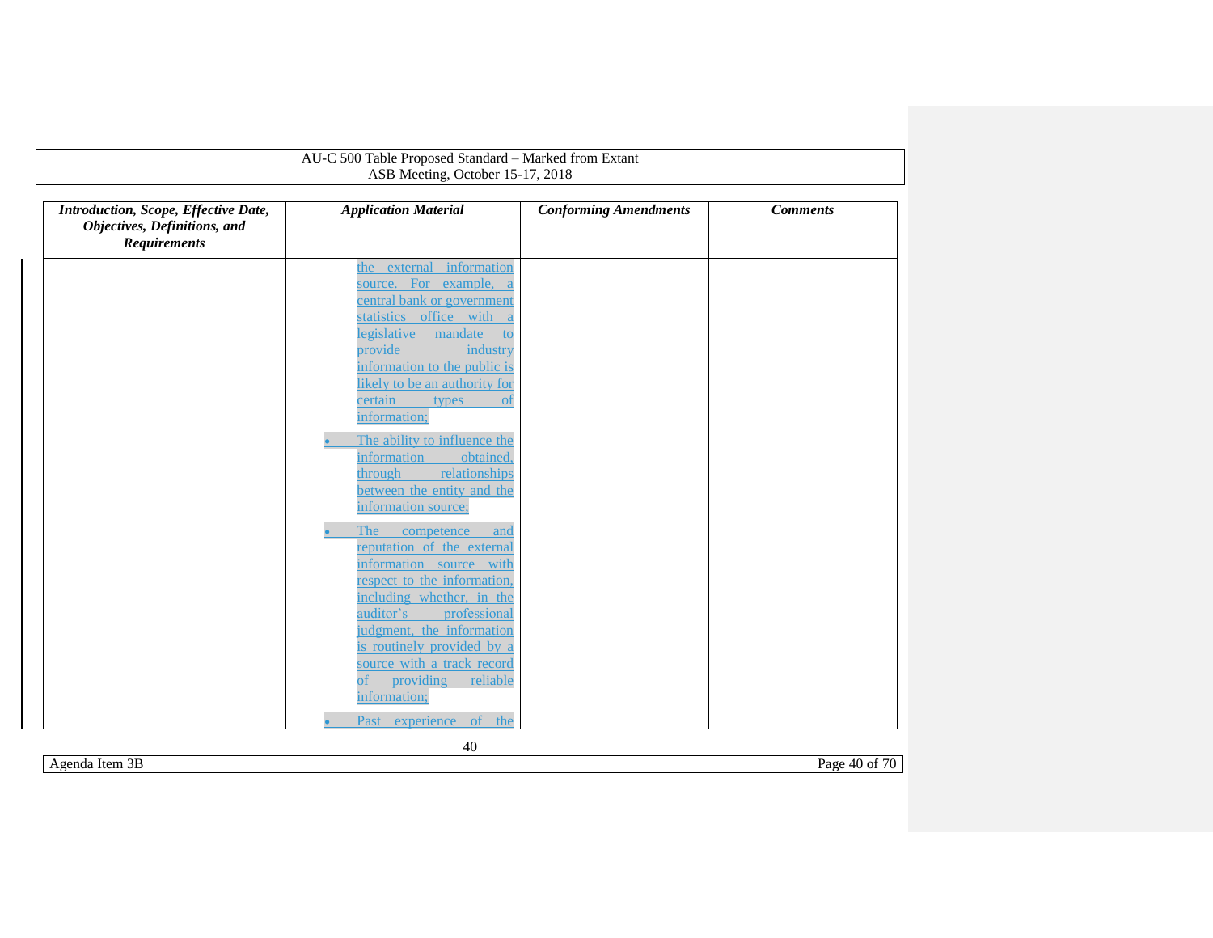| *Introduction, Scope, Effective Date, Objectives, Definitions, and Requirements* | *Application Material* | *Conforming Amendments* | *Comments* |
|---|---|---|---|
| | the external information source. For example, a central bank or government statistics office with a legislative mandate to provide industry information to the public is likely to be an authority for certain types of information;<br><br>• The ability to influence the information obtained, through relationships between the entity and the information source;<br><br>• The competence and reputation of the external information source with respect to the information, including whether, in the auditor's professional judgment, the information is routinely provided by a source with a track record of providing reliable information;<br><br>• Past experience of the | | |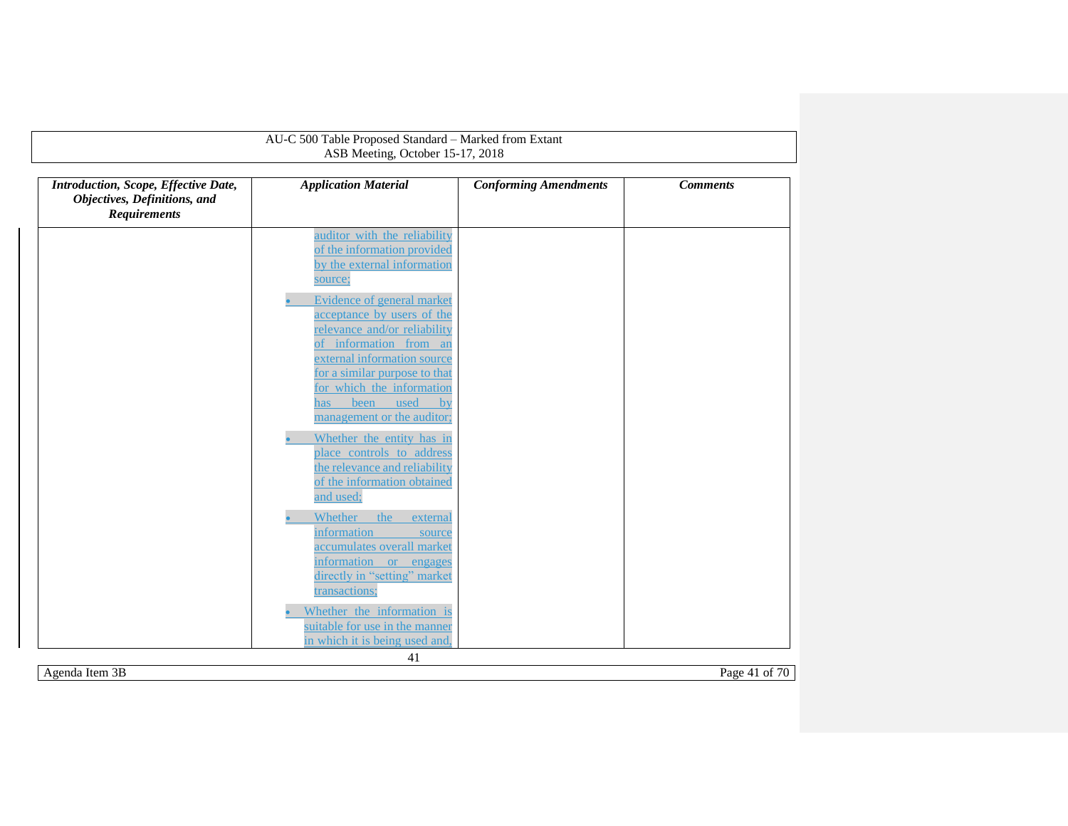| *Introduction, Scope, Effective Date, Objectives, Definitions, and Requirements* | *Application Material* | *Conforming Amendments* | *Comments* |
|---|---|---|---|
| | auditor with the reliability of the information provided by the external information source;<br><br>• Evidence of general market acceptance by users of the relevance and/or reliability of information from an external information source for a similar purpose to that for which the information has been used by management or the auditor;<br><br>• Whether the entity has in place controls to address the relevance and reliability of the information obtained and used;<br><br>• Whether the external information source accumulates overall market information or engages directly in "setting" market transactions;<br><br>• Whether the information is suitable for use in the manner in which it is being used and, | | |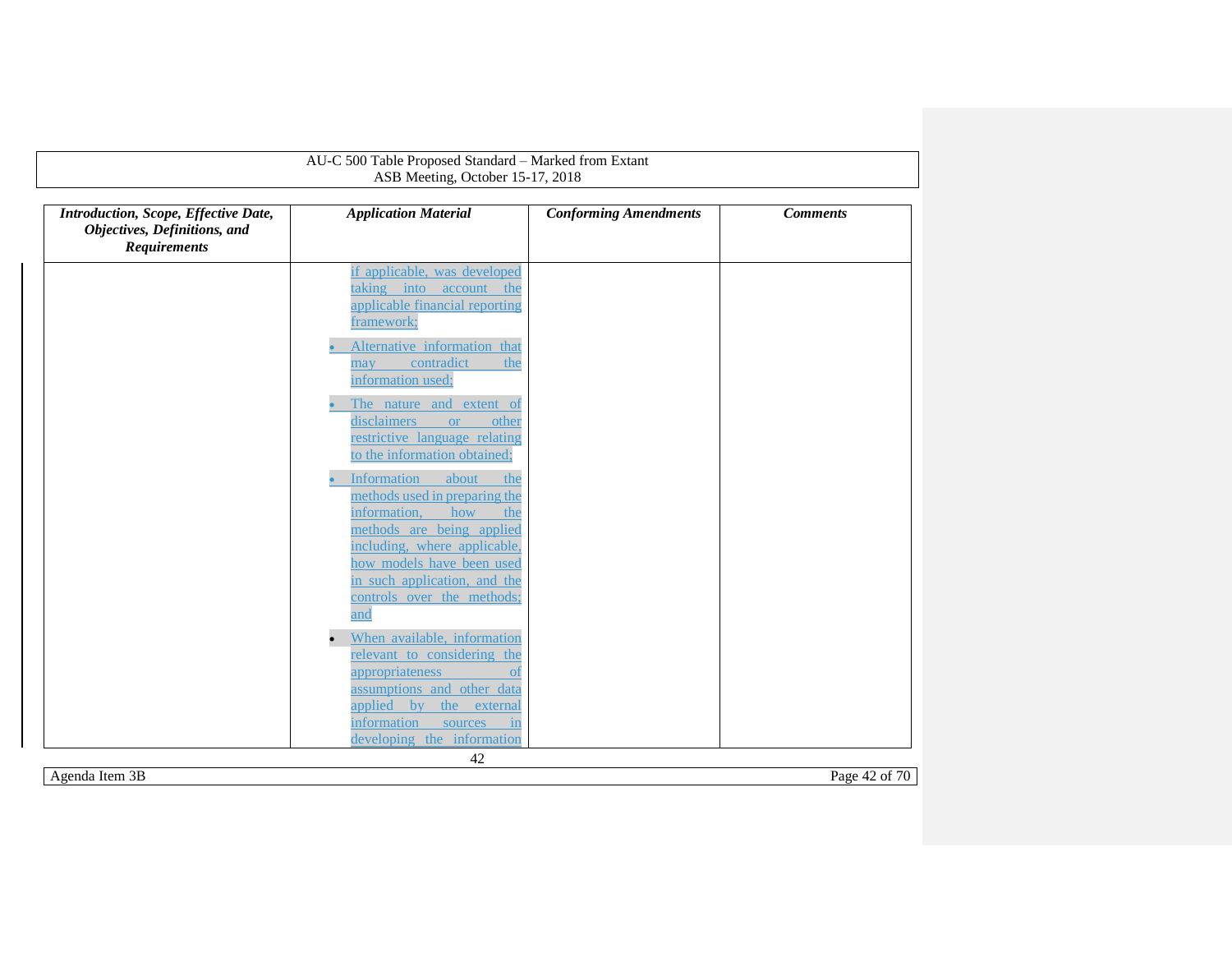| *Introduction, Scope, Effective Date, Objectives, Definitions, and Requirements* | *Application Material* | *Conforming Amendments* | *Comments* |
|---|---|---|---|
| | if applicable, was developed taking into account the applicable financial reporting framework;<br><br>• Alternative information that may contradict the information used;<br><br>• The nature and extent of disclaimers or other restrictive language relating to the information obtained;<br><br>• Information about the methods used in preparing the information, how the methods are being applied including, where applicable, how models have been used in such application, and the controls over the methods; and<br><br>• When available, information relevant to considering the appropriateness of assumptions and other data applied by the external information sources in developing the information | | |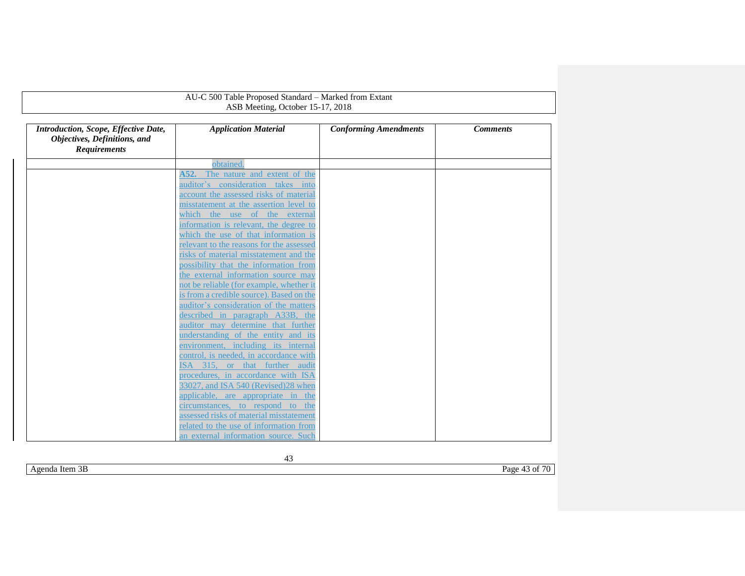| *Introduction, Scope, Effective Date, Objectives, Definitions, and Requirements* | *Application Material* | *Conforming Amendments* | *Comments* |
|---|---|---|---|
| | obtained. | | |
| | **A52.** The nature and extent of the auditor's consideration takes into account the assessed risks of material misstatement at the assertion level to which the use of the external information is relevant, the degree to which the use of that information is relevant to the reasons for the assessed risks of material misstatement and the possibility that the information from the external information source may not be reliable (for example, whether it is from a credible source). Based on the auditor's consideration of the matters described in paragraph A33B, the auditor may determine that further understanding of the entity and its environment, including its internal control, is needed, in accordance with ISA 315, or that further audit procedures, in accordance with ISA 330[27], and ISA 540 (Revised)[28] when applicable, are appropriate in the circumstances, to respond to the assessed risks of material misstatement related to the use of information from an external information source. Such | | |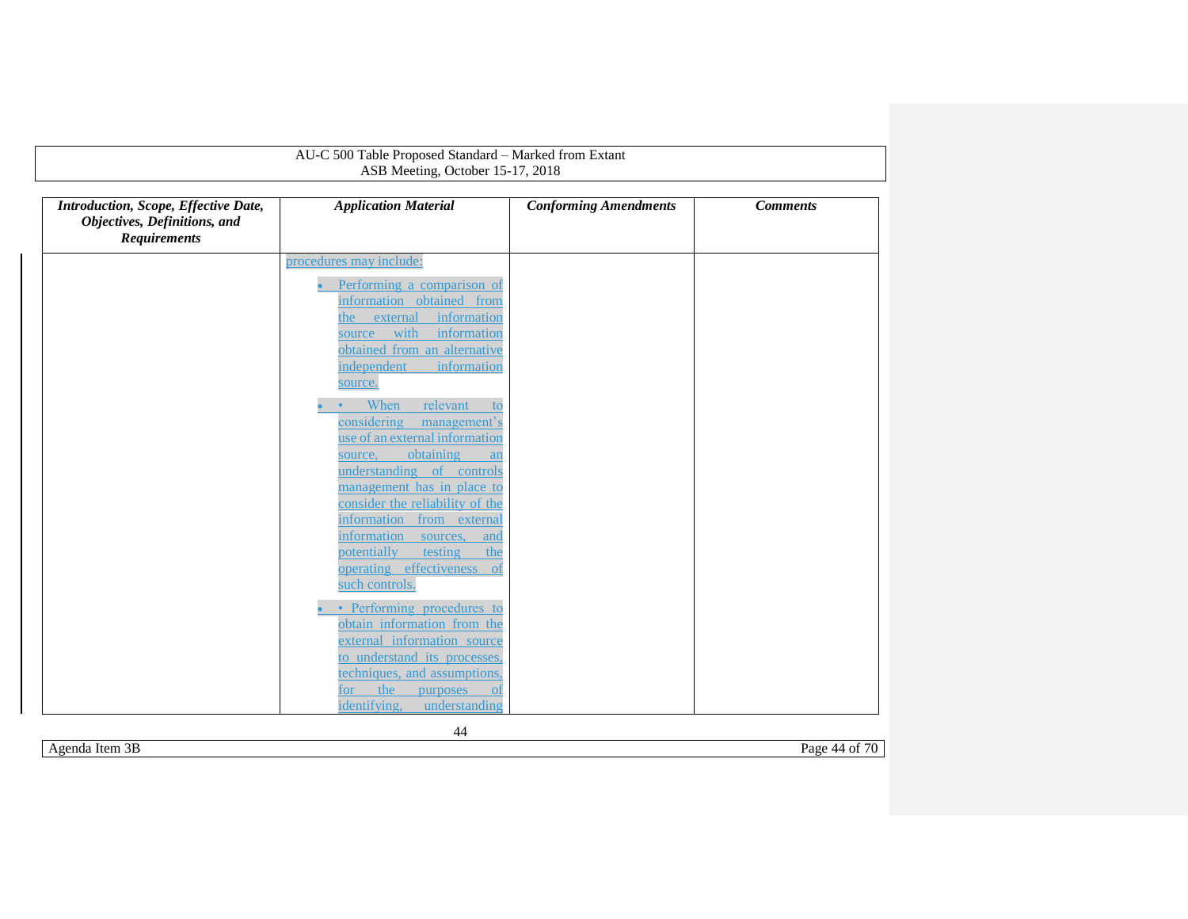| *Introduction, Scope, Effective Date, Objectives, Definitions, and Requirements* | *Application Material* | *Conforming Amendments* | *Comments* |
|---|---|---|---|
| | procedures may include:<br><br>• Performing a comparison of information obtained from the external information source with information obtained from an alternative independent information source.<br><br>• When relevant to considering management's use of an external information source, obtaining an understanding of controls management has in place to consider the reliability of the information from external information sources, and potentially testing the operating effectiveness of such controls.<br><br>• Performing procedures to obtain information from the external information source to understand its processes, techniques, and assumptions, for the purposes of identifying, understanding | | |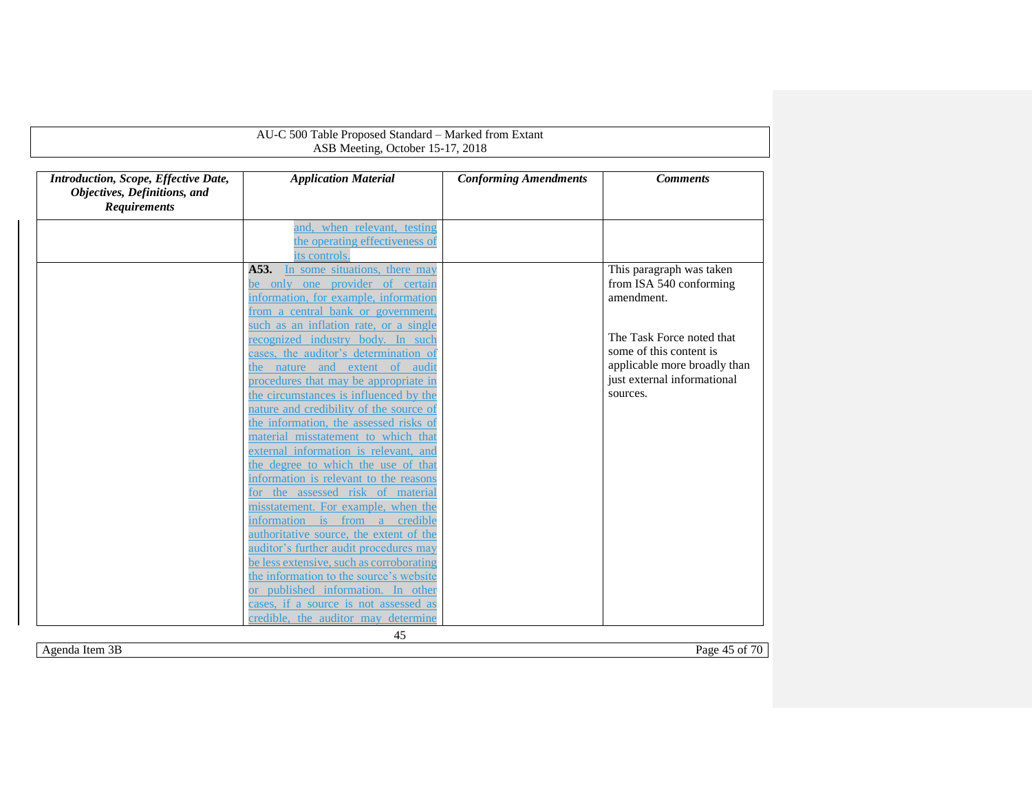| *Introduction, Scope, Effective Date, Objectives, Definitions, and Requirements* | *Application Material* | *Conforming Amendments* | *Comments* |
|---|---|---|---|
| | and, when relevant, testing the operating effectiveness of its controls. | | |
| | **A53.** In some situations, there may be only one provider of certain information, for example, information from a central bank or government, such as an inflation rate, or a single recognized industry body. In such cases, the auditor's determination of the nature and extent of audit procedures that may be appropriate in the circumstances is influenced by the nature and credibility of the source of the information, the assessed risks of material misstatement to which that external information is relevant, and the degree to which the use of that information is relevant to the reasons for the assessed risk of material misstatement. For example, when the information is from a credible authoritative source, the extent of the auditor's further audit procedures may be less extensive, such as corroborating the information to the source's website or published information. In other cases, if a source is not assessed as credible, the auditor may determine | | This paragraph was taken from ISA 540 conforming amendment.<br><br>The Task Force noted that some of this content is applicable more broadly than just external informational sources. |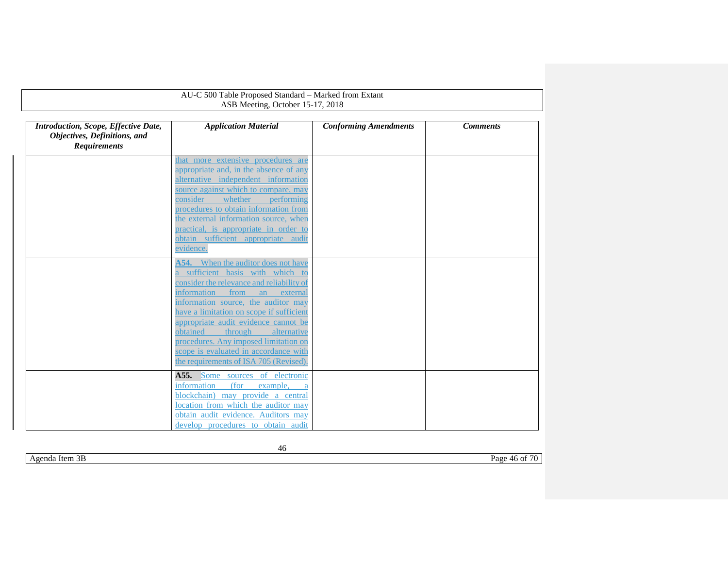| *Introduction, Scope, Effective Date, Objectives, Definitions, and Requirements* | *Application Material* | *Conforming Amendments* | *Comments* |
|---|---|---|---|
| | that more extensive procedures are appropriate and, in the absence of any alternative independent information source against which to compare, may consider whether performing procedures to obtain information from the external information source, when practical, is appropriate in order to obtain sufficient appropriate audit evidence. | | |
| | **A54.** When the auditor does not have a sufficient basis with which to consider the relevance and reliability of information from an external information source, the auditor may have a limitation on scope if sufficient appropriate audit evidence cannot be obtained through alternative procedures. Any imposed limitation on scope is evaluated in accordance with the requirements of ISA 705 (Revised). | | |
| | **A55.** Some sources of electronic information (for example, a blockchain) may provide a central location from which the auditor may obtain audit evidence. Auditors may develop procedures to obtain audit | | |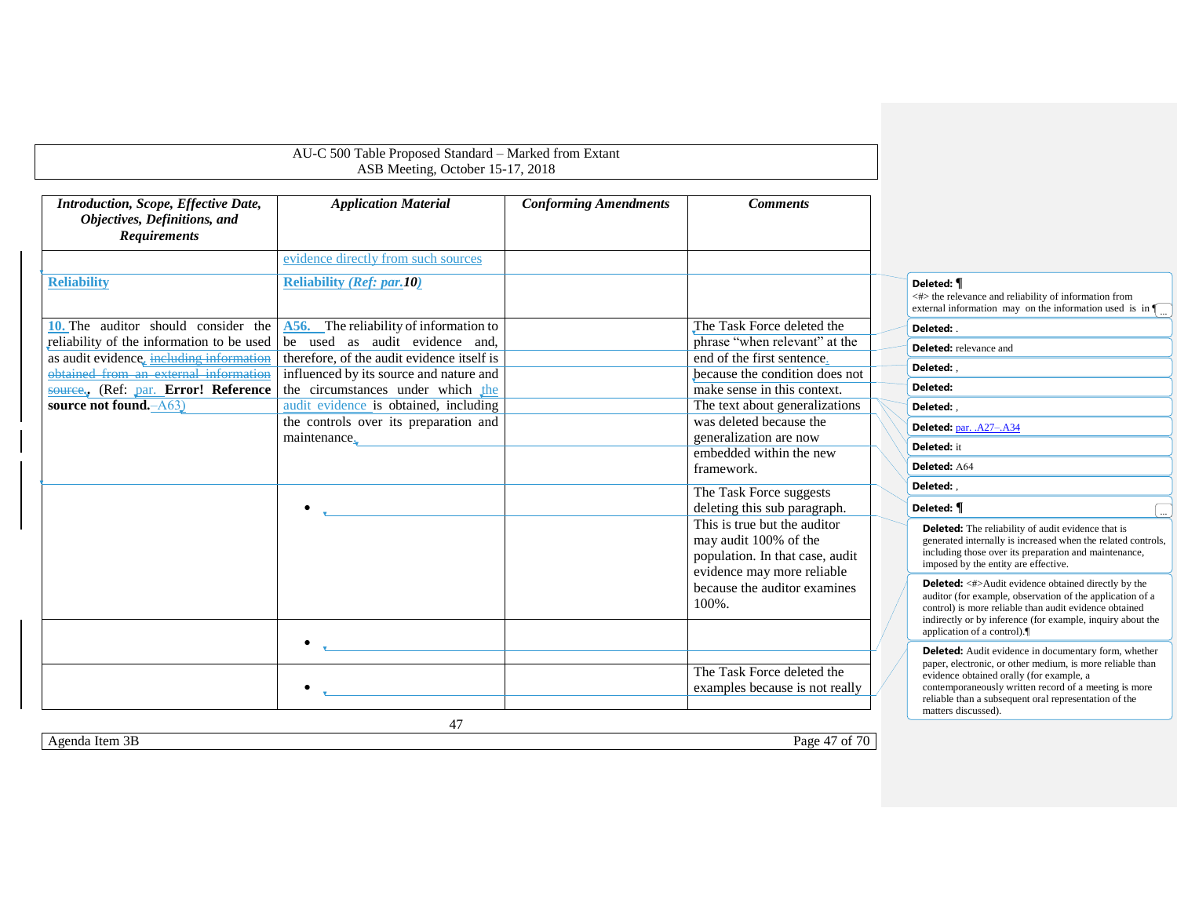AU-C 500 Table Proposed Standard – Marked from Extant
ASB Meeting, October 15-17, 2018

| *Introduction, Scope, Effective Date, Objectives, Definitions, and Requirements* | *Application Material* | *Conforming Amendments* | *Comments* |
|---|---|---|---|
| | evidence directly from such sources | | |
| **Reliability** | **Reliability (*Ref: par.*10)** | | |
| **10.** The auditor should consider the reliability of the information to be used as audit evidence, ~~including information obtained from an external information source~~. (Ref: par. **Error! Reference source not found.**–A63) | **A56.** The reliability of information to be used as audit evidence and, therefore, of the audit evidence itself is influenced by its source and nature and the circumstances under which the audit evidence is obtained, including the controls over its preparation and maintenance. | | The Task Force deleted the phrase "when relevant" at the end of the first sentence because the condition does not make sense in this context. The text about generalizations was deleted because the generalization are now embedded within the new framework. |
| | • | | The Task Force suggests deleting this sub paragraph. This is true but the auditor may audit 100% of the population. In that case, audit evidence may more reliable because the auditor examines 100%. |
| | • | | |
| | • | | The Task Force deleted the examples because is not really |

Deleted: ¶
<#> the relevance and reliability of information from external information may on the information used is in ¶

Deleted: .

Deleted: relevance and

Deleted: ,

Deleted:

Deleted: ,

Deleted: par. .A27–.A34

Deleted: it

Deleted: A64

Deleted: ,

Deleted: ¶

Deleted: The reliability of audit evidence that is generated internally is increased when the related controls, including those over its preparation and maintenance, imposed by the entity are effective.

Deleted: <#>Audit evidence obtained directly by the auditor (for example, observation of the application of a control) is more reliable than audit evidence obtained indirectly or by inference (for example, inquiry about the application of a control).¶

Deleted: Audit evidence in documentary form, whether paper, electronic, or other medium, is more reliable than evidence obtained orally (for example, a contemporaneously written record of a meeting is more reliable than a subsequent oral representation of the matters discussed).

Agenda Item 3B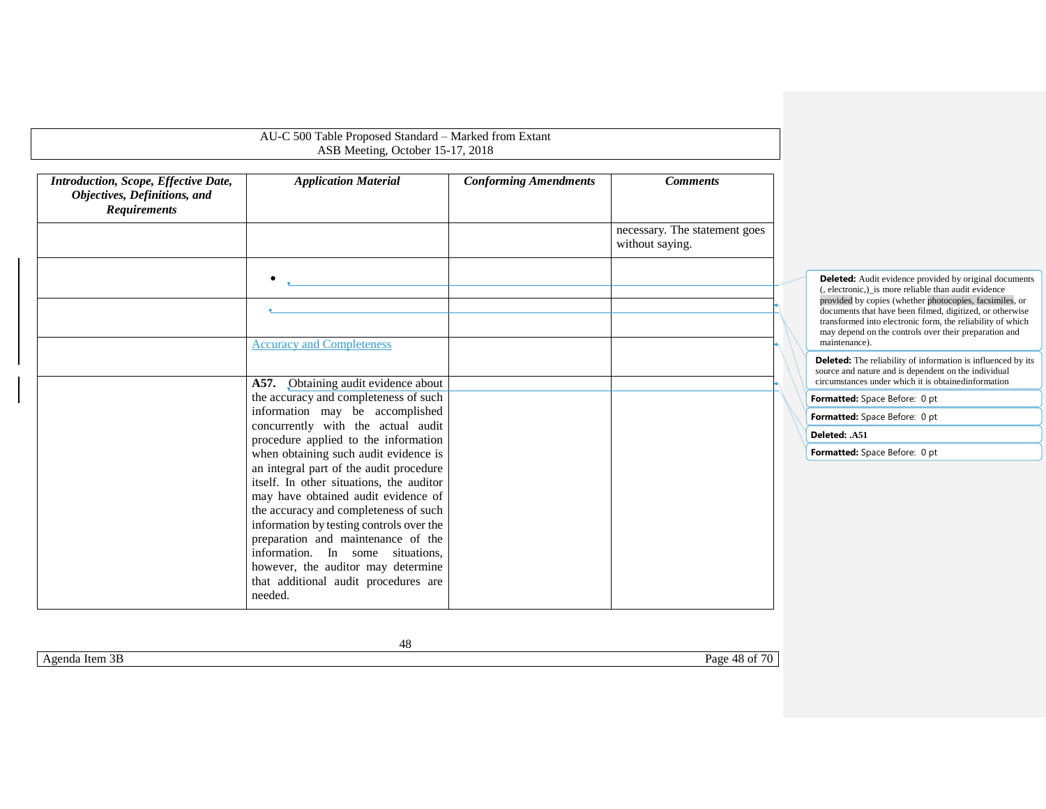AU-C 500 Table Proposed Standard – Marked from Extant
ASB Meeting, October 15-17, 2018

| *Introduction, Scope, Effective Date, Objectives, Definitions, and Requirements* | *Application Material* | *Conforming Amendments* | *Comments* |
|---|---|---|---|
| | | | necessary. The statement goes without saying. |
| | • | | |
| | | | |
| | Accuracy and Completeness | | |
| | **A57.** Obtaining audit evidence about the accuracy and completeness of such information may be accomplished concurrently with the actual audit procedure applied to the information when obtaining such audit evidence is an integral part of the audit procedure itself. In other situations, the auditor may have obtained audit evidence of the accuracy and completeness of such information by testing controls over the preparation and maintenance of the information. In some situations, however, the auditor may determine that additional audit procedures are needed. | | |

**Deleted:** Audit evidence provided by original documents (, electronic,)_is more reliable than audit evidence provided by copies (whether photocopies, facsimiles, or documents that have been filmed, digitized, or otherwise transformed into electronic form, the reliability of which may depend on the controls over their preparation and maintenance).

**Deleted:** The reliability of information is influenced by its source and nature and is dependent on the individual circumstances under which it is obtainedinformation

**Formatted:** Space Before: 0 pt

**Formatted:** Space Before: 0 pt

**Deleted:** .A51

**Formatted:** Space Before: 0 pt

Agenda Item 3B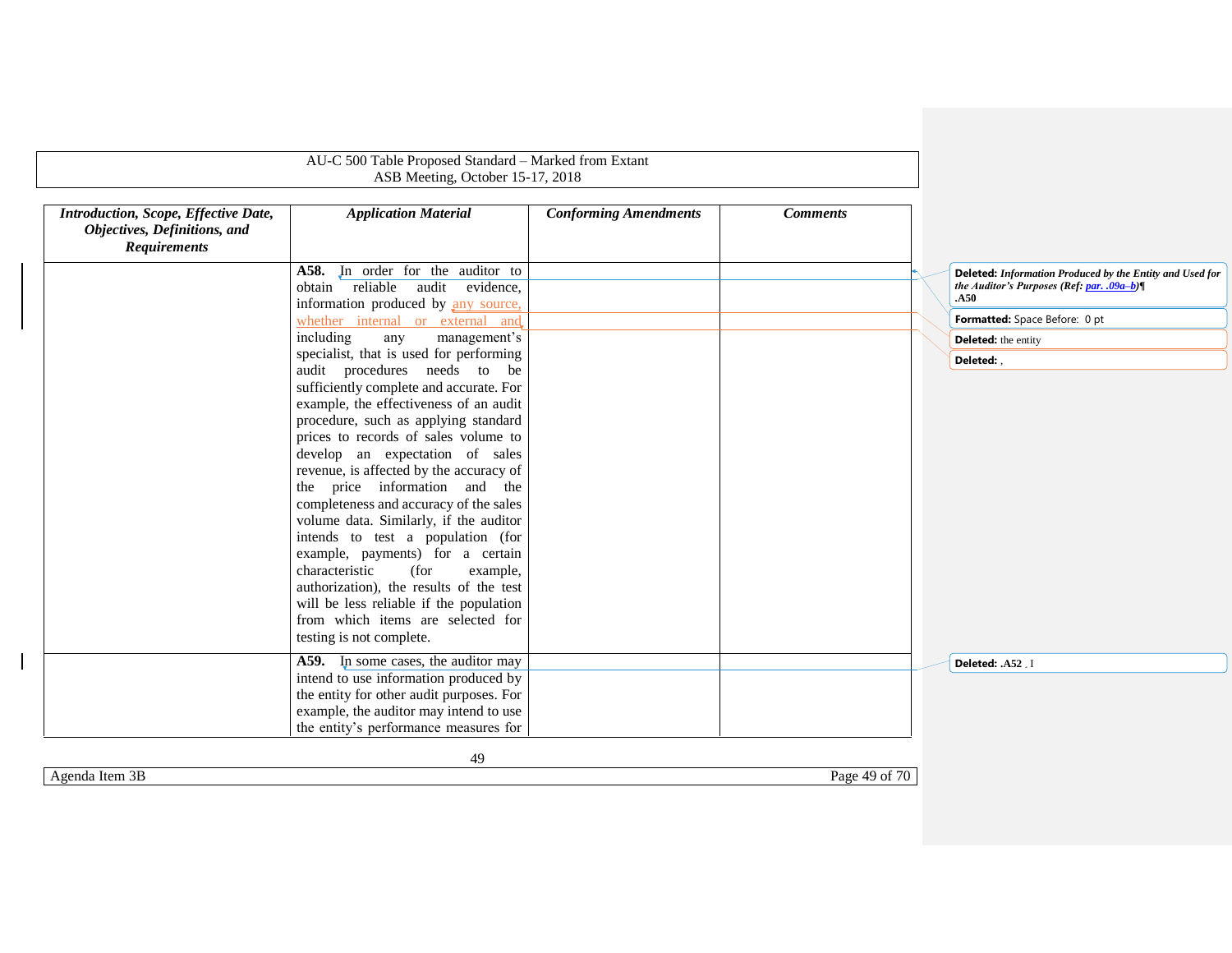AU-C 500 Table Proposed Standard – Marked from Extant
ASB Meeting, October 15-17, 2018

| *Introduction, Scope, Effective Date, Objectives, Definitions, and Requirements* | *Application Material* | *Conforming Amendments* | *Comments* |
|---|---|---|---|
| | **A58.** In order for the auditor to obtain reliable audit evidence, information produced by any source, whether internal or external and including any management's specialist, that is used for performing audit procedures needs to be sufficiently complete and accurate. For example, the effectiveness of an audit procedure, such as applying standard prices to records of sales volume to develop an expectation of sales revenue, is affected by the accuracy of the price information and the completeness and accuracy of the sales volume data. Similarly, if the auditor intends to test a population (for example, payments) for a certain characteristic (for example, authorization), the results of the test will be less reliable if the population from which items are selected for testing is not complete. | | |
| | **A59.** In some cases, the auditor may intend to use information produced by the entity for other audit purposes. For example, the auditor may intend to use the entity's performance measures for | | |

**Deleted:** *Information Produced by the Entity and Used for the Auditor's Purposes (Ref: par. .09a–b)*¶
**.A50**

**Formatted:** Space Before: 0 pt

**Deleted:** the entity

**Deleted:** ,

**Deleted:** **.A52** . I

Agenda Item 3B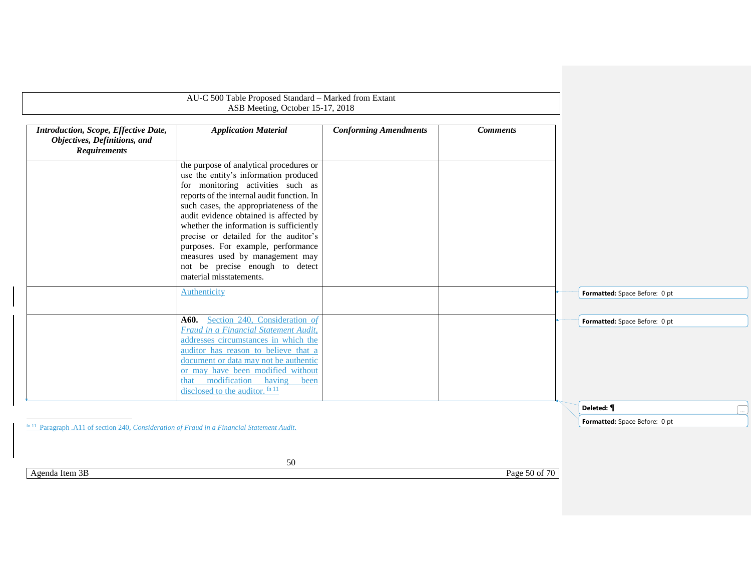| *Introduction, Scope, Effective Date, Objectives, Definitions, and Requirements* | *Application Material* | *Conforming Amendments* | *Comments* |
|---|---|---|---|
| | the purpose of analytical procedures or use the entity's information produced for monitoring activities such as reports of the internal audit function. In such cases, the appropriateness of the audit evidence obtained is affected by whether the information is sufficiently precise or detailed for the auditor's purposes. For example, performance measures used by management may not be precise enough to detect material misstatements. | | |
| | Authenticity | | |
| | **A60.** Section 240, *Consideration of Fraud in a Financial Statement Audit*, addresses circumstances in which the auditor has reason to believe that a document or data may not be authentic or may have been modified without that modification having been disclosed to the auditor. [fn 11] | | |

[fn 11] Paragraph .A11 of section 240, *Consideration of Fraud in a Financial Statement Audit*.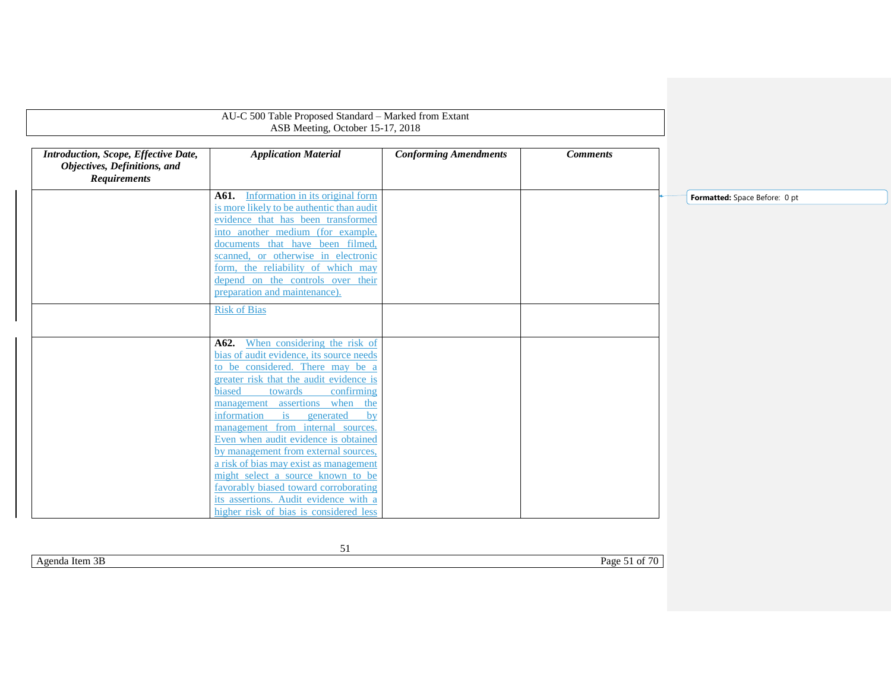| *Introduction, Scope, Effective Date, Objectives, Definitions, and Requirements* | *Application Material* | *Conforming Amendments* | *Comments* |
|---|---|---|---|
| | **A61.** Information in its original form is more likely to be authentic than audit evidence that has been transformed into another medium (for example, documents that have been filmed, scanned, or otherwise in electronic form, the reliability of which may depend on the controls over their preparation and maintenance). | | |
| | Risk of Bias | | |
| | **A62.** When considering the risk of bias of audit evidence, its source needs to be considered. There may be a greater risk that the audit evidence is biased towards confirming management assertions when the information is generated by management from internal sources. Even when audit evidence is obtained by management from external sources, a risk of bias may exist as management might select a source known to be favorably biased toward corroborating its assertions. Audit evidence with a higher risk of bias is considered less | | |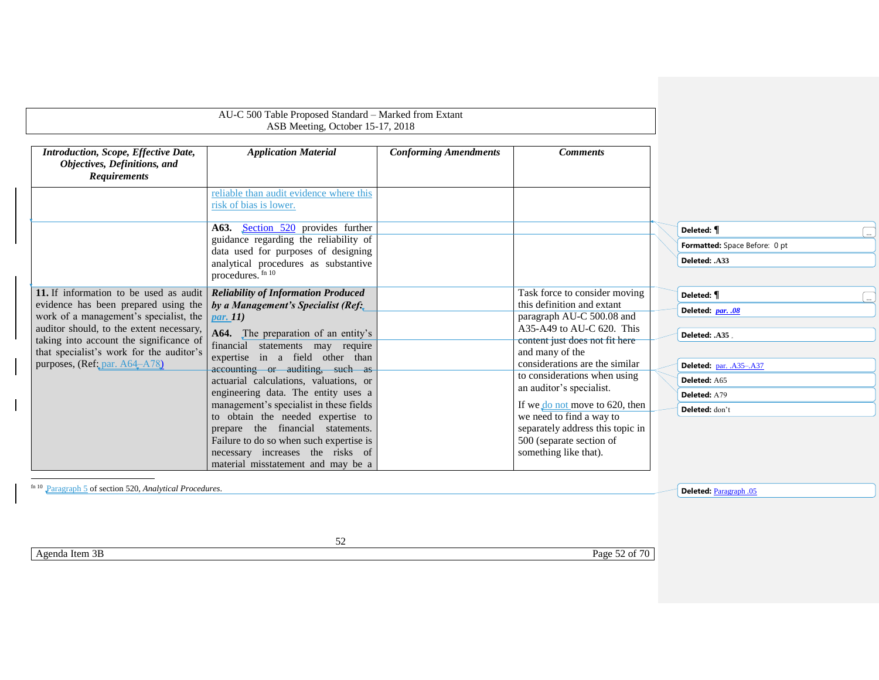| *Introduction, Scope, Effective Date, Objectives, Definitions, and Requirements* | *Application Material* | *Conforming Amendments* | *Comments* |
|---|---|---|---|
| | reliable than audit evidence where this risk of bias is lower. | | |
| | **A63.** Section 520 provides further guidance regarding the reliability of data used for purposes of designing analytical procedures as substantive procedures.[fn 10] | | |
| **11.** If information to be used as audit evidence has been prepared using the work of a management's specialist, the auditor should, to the extent necessary, taking into account the significance of that specialist's work for the auditor's purposes, (Ref: par. A64–A78) | ***Reliability of Information Produced by a Management's Specialist (Ref: par. 11)*** <br><br> **A64.** The preparation of an entity's financial statements may require expertise in a field other than accounting or auditing, such as actuarial calculations, valuations, or engineering data. The entity uses a management's specialist in these fields to obtain the needed expertise to prepare the financial statements. Failure to do so when such expertise is necessary increases the risks of material misstatement and may be a | | Task force to consider moving this definition and extant paragraph AU-C 500.08 and A35-A49 to AU-C 620. This content just does not fit here and many of the considerations are the similar to considerations when using an auditor's specialist. <br><br> If we do not move to 620, then we need to find a way to separately address this topic in 500 (separate section of something like that). |

[fn 10] Paragraph 5 of section 520, *Analytical Procedures*.

Deleted: ¶
Formatted: Space Before: 0 pt
Deleted: .A33
Deleted: ¶
Deleted: *par. .08*
Deleted: .A35
Deleted: par. .A35–.A37
Deleted: A65
Deleted: A79
Deleted: don't
Deleted: Paragraph .05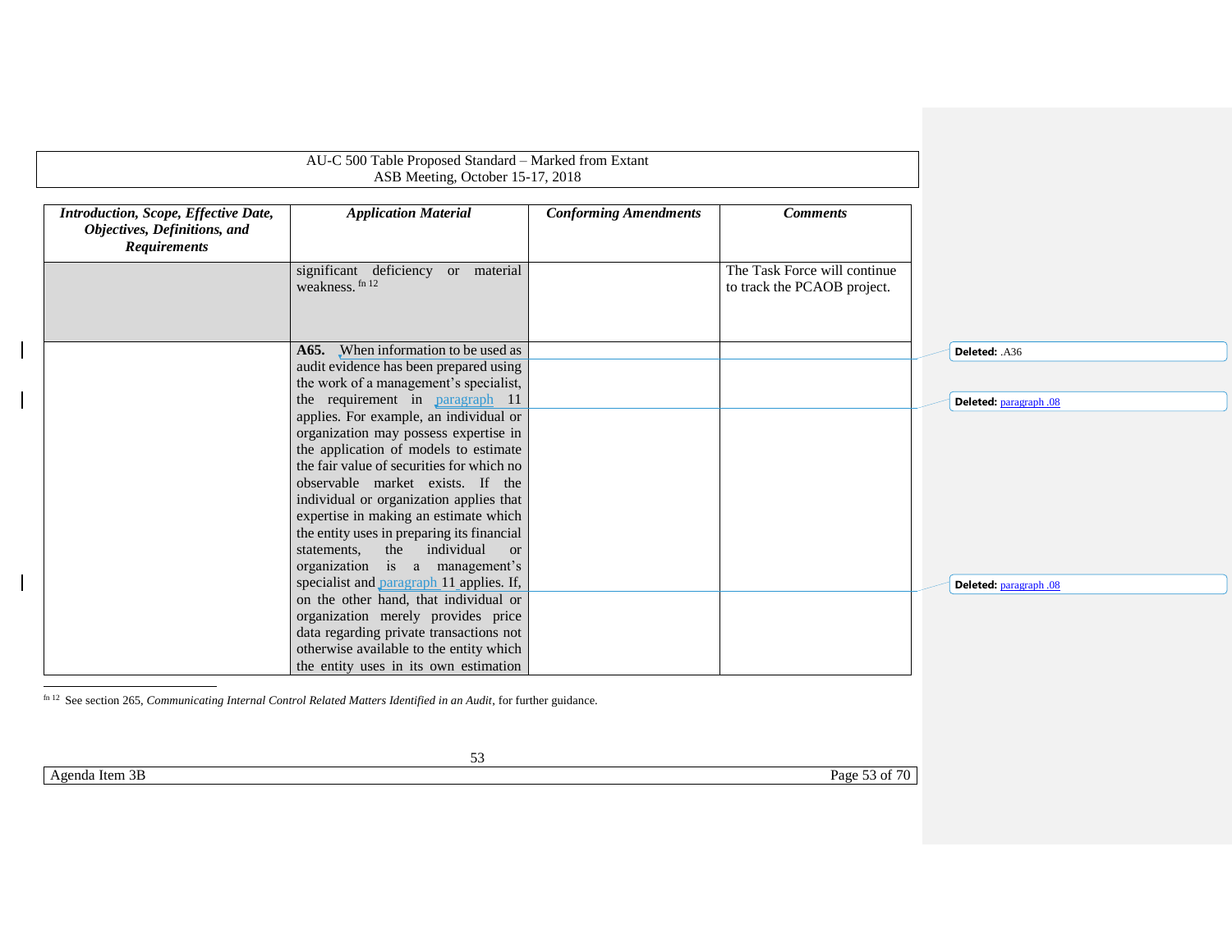| *Introduction, Scope, Effective Date, Objectives, Definitions, and Requirements* | *Application Material* | *Conforming Amendments* | *Comments* |
|---|---|---|---|
| | significant deficiency or material weakness.[fn 12] | | The Task Force will continue to track the PCAOB project. |
| | **A65.** When information to be used as audit evidence has been prepared using the work of a management's specialist, the requirement in paragraph 11 applies. For example, an individual or organization may possess expertise in the application of models to estimate the fair value of securities for which no observable market exists. If the individual or organization applies that expertise in making an estimate which the entity uses in preparing its financial statements, the individual or organization is a management's specialist and paragraph 11 applies. If, on the other hand, that individual or organization merely provides price data regarding private transactions not otherwise available to the entity which the entity uses in its own estimation | | |

Deleted: .A36

Deleted: paragraph .08

Deleted: paragraph .08

[fn 12] See section 265, *Communicating Internal Control Related Matters Identified in an Audit*, for further guidance.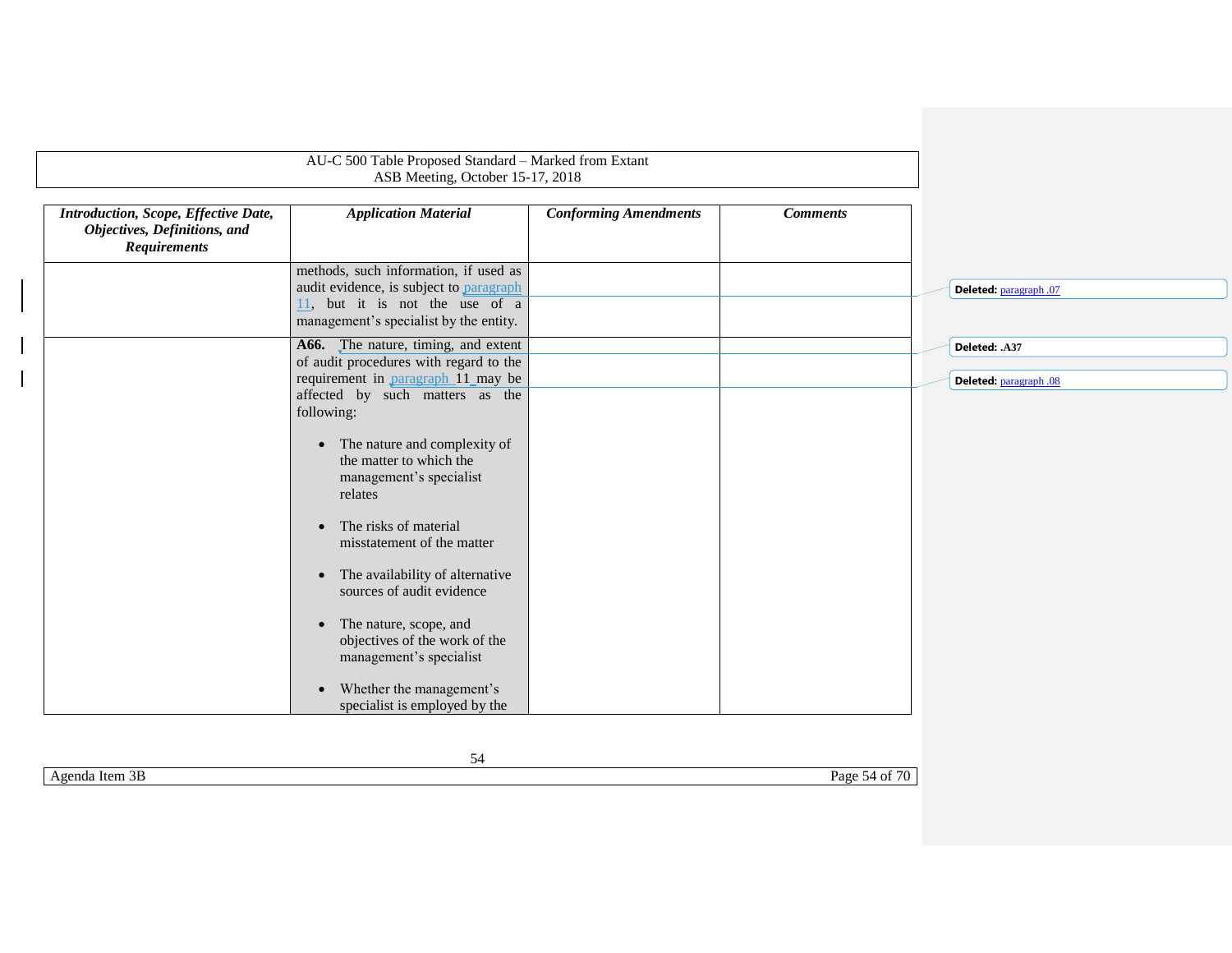| *Introduction, Scope, Effective Date, Objectives, Definitions, and Requirements* | *Application Material* | *Conforming Amendments* | *Comments* |
|---|---|---|---|
| | methods, such information, if used as audit evidence, is subject to paragraph 11, but it is not the use of a management's specialist by the entity. | | |
| | **A66.** The nature, timing, and extent of audit procedures with regard to the requirement in paragraph 11 may be affected by such matters as the following:<br><br>• The nature and complexity of the matter to which the management's specialist relates<br><br>• The risks of material misstatement of the matter<br><br>• The availability of alternative sources of audit evidence<br><br>• The nature, scope, and objectives of the work of the management's specialist<br><br>• Whether the management's specialist is employed by the | | |

Deleted: paragraph .07

Deleted: .A37

Deleted: paragraph .08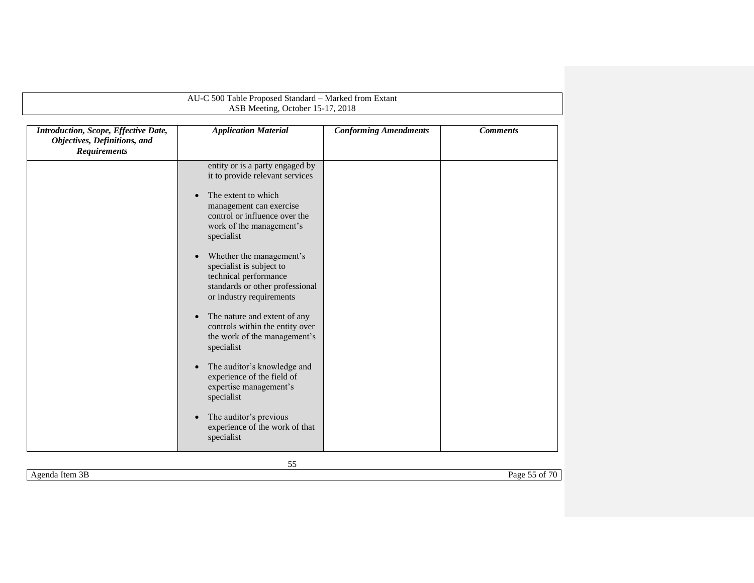| *Introduction, Scope, Effective Date, Objectives, Definitions, and Requirements* | *Application Material* | *Conforming Amendments* | *Comments* |
|---|---|---|---|
| | entity or is a party engaged by it to provide relevant services<br><br>• The extent to which management can exercise control or influence over the work of the management's specialist<br><br>• Whether the management's specialist is subject to technical performance standards or other professional or industry requirements<br><br>• The nature and extent of any controls within the entity over the work of the management's specialist<br><br>• The auditor's knowledge and experience of the field of expertise management's specialist<br><br>• The auditor's previous experience of the work of that specialist | | |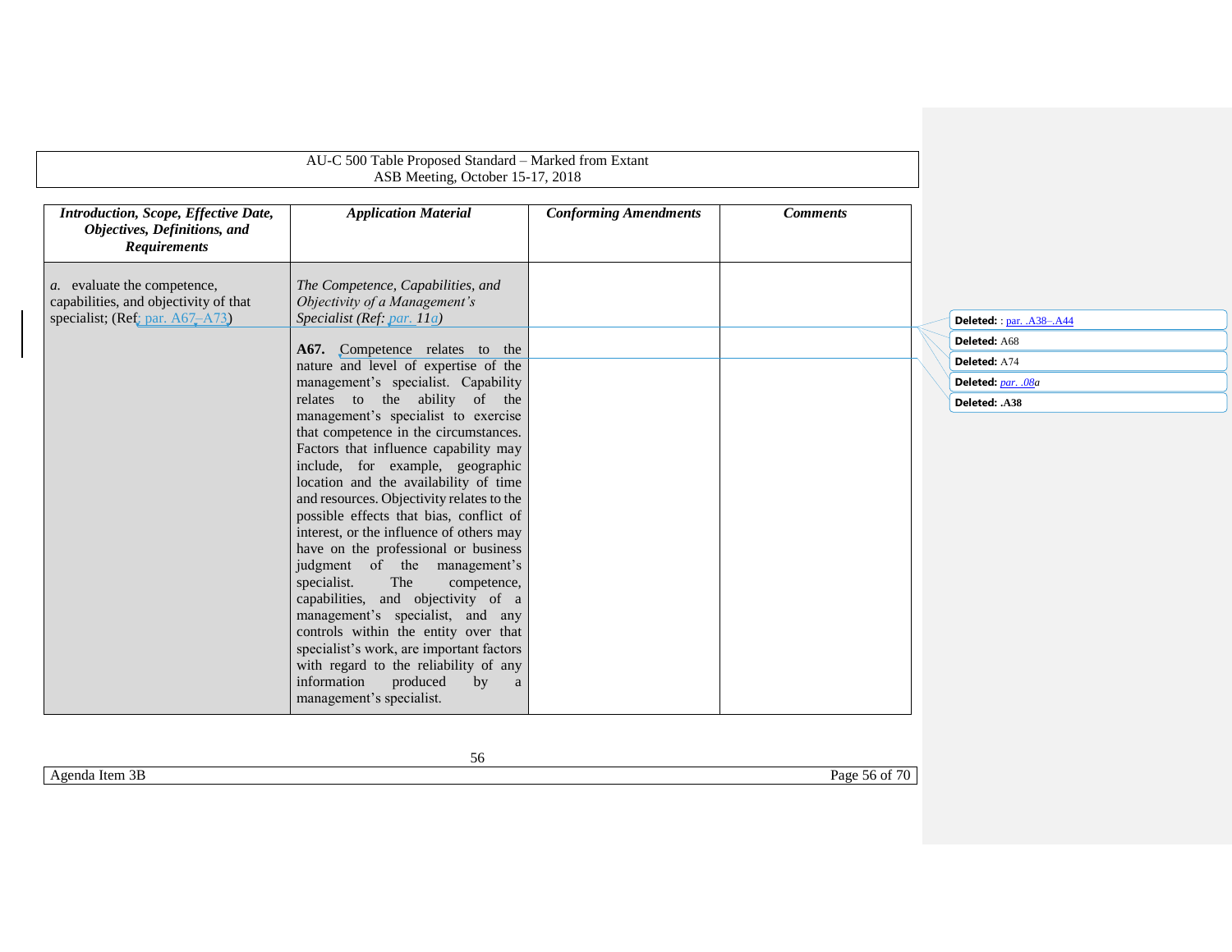| *Introduction, Scope, Effective Date, Objectives, Definitions, and Requirements* | *Application Material* | *Conforming Amendments* | *Comments* |
|---|---|---|---|
| *a.* evaluate the competence, capabilities, and objectivity of that specialist; (Ref: par. A67–A73) | *The Competence, Capabilities, and Objectivity of a Management's Specialist (Ref: par. 11a)* | | |
| | **A67.** Competence relates to the nature and level of expertise of the management's specialist. Capability relates to the ability of the management's specialist to exercise that competence in the circumstances. Factors that influence capability may include, for example, geographic location and the availability of time and resources. Objectivity relates to the possible effects that bias, conflict of interest, or the influence of others may have on the professional or business judgment of the management's specialist. The competence, capabilities, and objectivity of a management's specialist, and any controls within the entity over that specialist's work, are important factors with regard to the reliability of any information produced by a management's specialist. | | |

Deleted: : par. .A38–.A44

Deleted: A68

Deleted: A74

Deleted: *par. .08a*

Deleted: **.A38**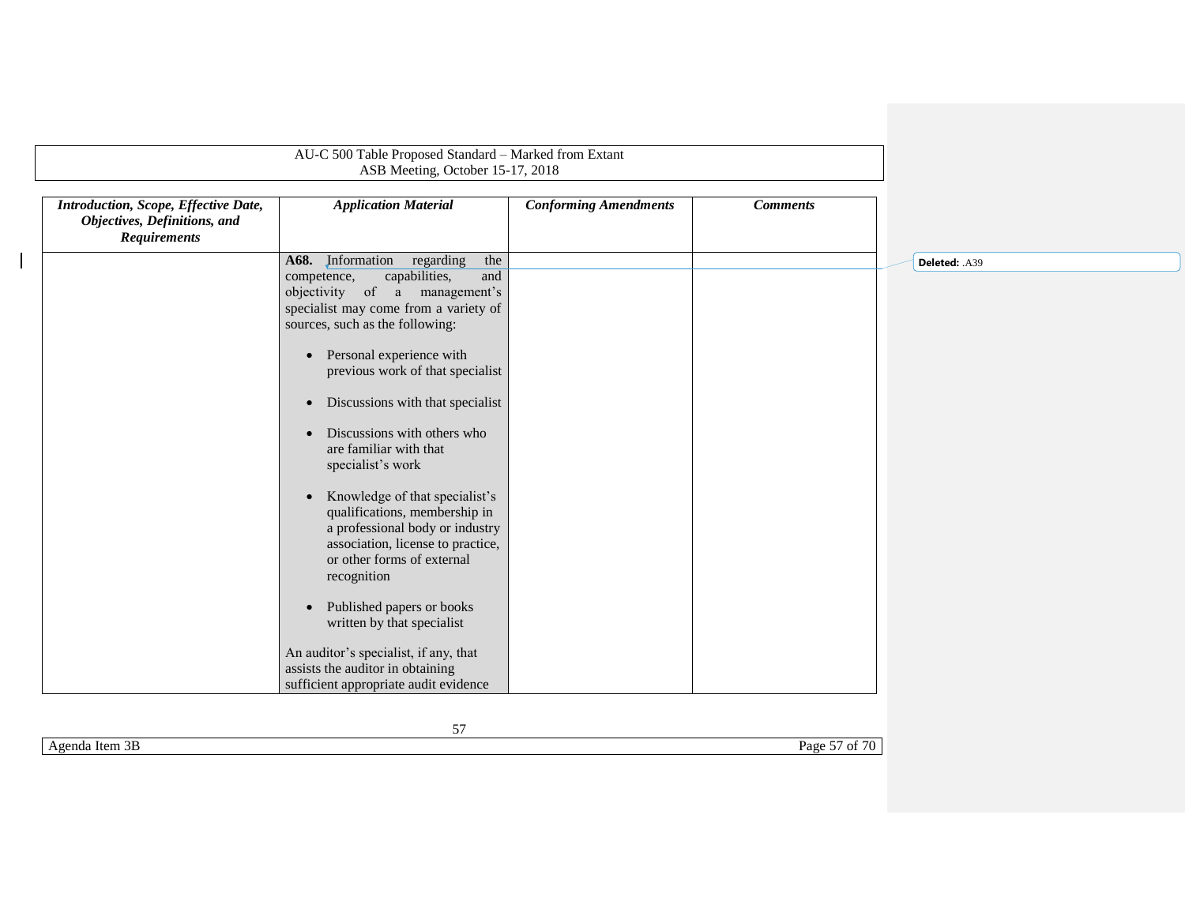| *Introduction, Scope, Effective Date, Objectives, Definitions, and Requirements* | *Application Material* | *Conforming Amendments* | *Comments* |
|---|---|---|---|
| | **A68.** Information regarding the competence, capabilities, and objectivity of a management's specialist may come from a variety of sources, such as the following:<br><br>• Personal experience with previous work of that specialist<br><br>• Discussions with that specialist<br><br>• Discussions with others who are familiar with that specialist's work<br><br>• Knowledge of that specialist's qualifications, membership in a professional body or industry association, license to practice, or other forms of external recognition<br><br>• Published papers or books written by that specialist<br><br>An auditor's specialist, if any, that assists the auditor in obtaining sufficient appropriate audit evidence | | |

Deleted: .A39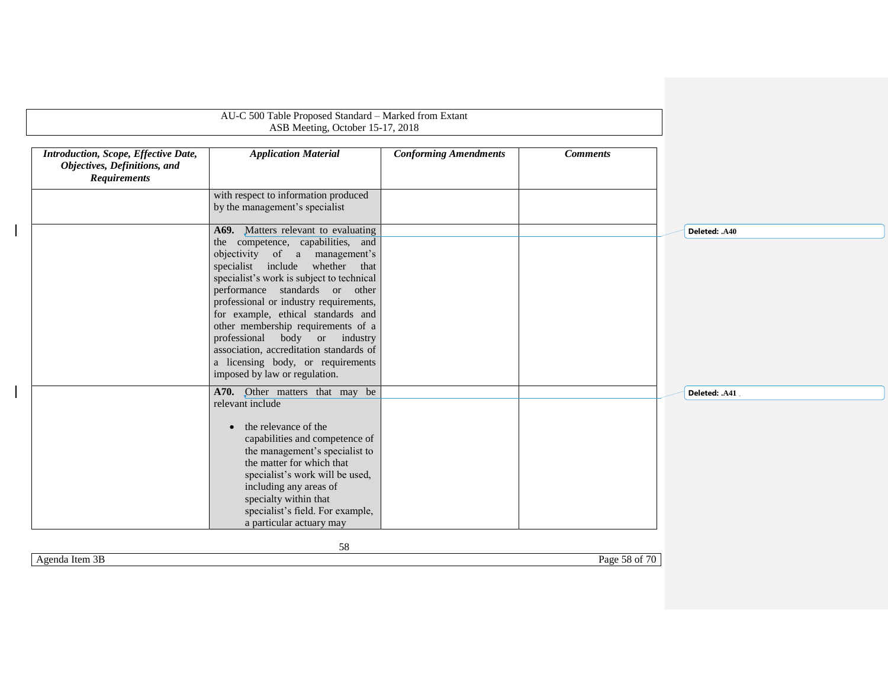| *Introduction, Scope, Effective Date, Objectives, Definitions, and Requirements* | *Application Material* | *Conforming Amendments* | *Comments* |
|---|---|---|---|
| | with respect to information produced by the management's specialist | | |
| | **A69.** Matters relevant to evaluating the competence, capabilities, and objectivity of a management's specialist include whether that specialist's work is subject to technical performance standards or other professional or industry requirements, for example, ethical standards and other membership requirements of a professional body or industry association, accreditation standards of a licensing body, or requirements imposed by law or regulation. | | |
| | **A70.** Other matters that may be relevant include<br><br>• the relevance of the capabilities and competence of the management's specialist to the matter for which that specialist's work will be used, including any areas of specialty within that specialist's field. For example, a particular actuary may | | |

Deleted: .A40

Deleted: .A41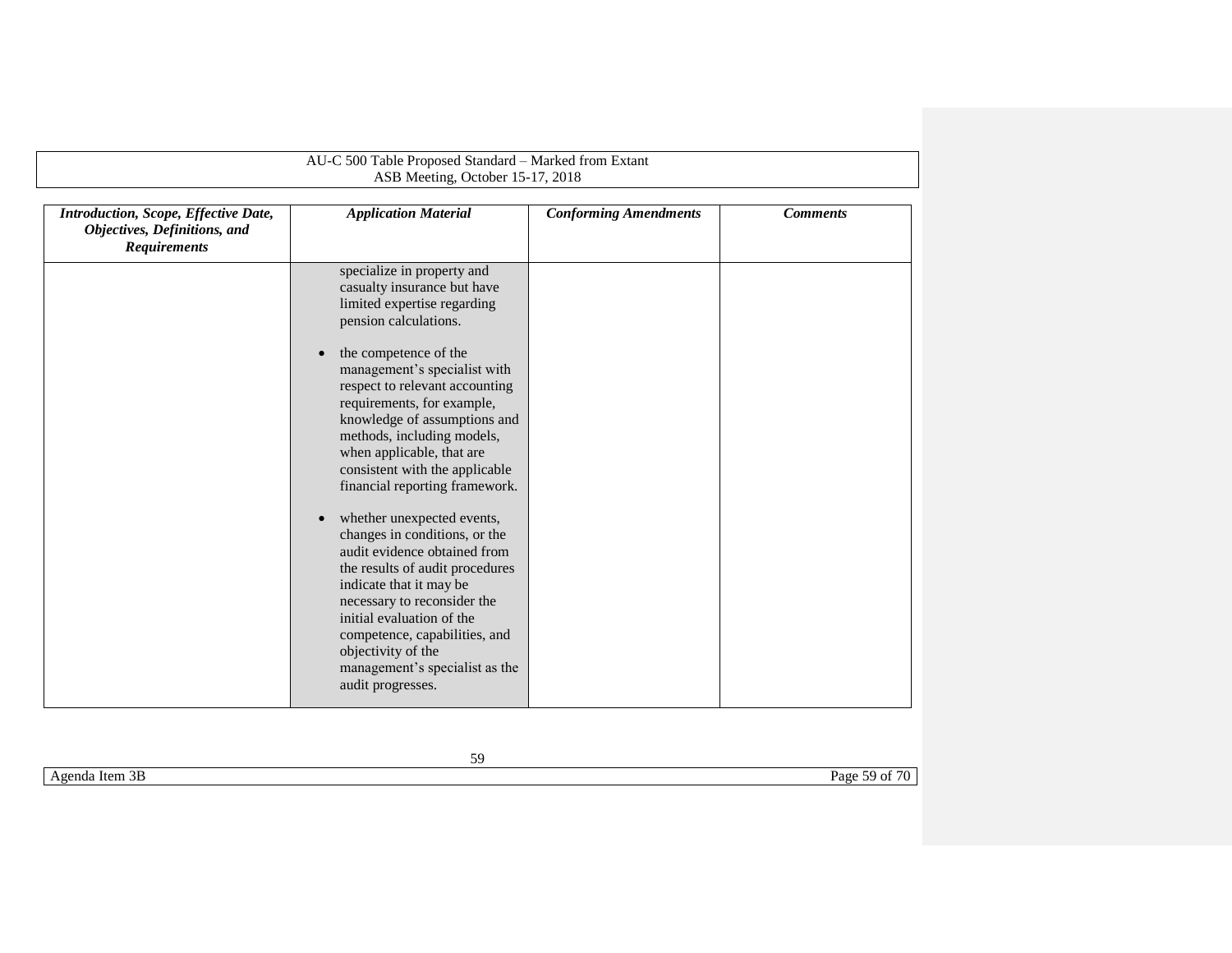| *Introduction, Scope, Effective Date, Objectives, Definitions, and Requirements* | *Application Material* | *Conforming Amendments* | *Comments* |
|---|---|---|---|
| | specialize in property and casualty insurance but have limited expertise regarding pension calculations.<br><br>• the competence of the management's specialist with respect to relevant accounting requirements, for example, knowledge of assumptions and methods, including models, when applicable, that are consistent with the applicable financial reporting framework.<br><br>• whether unexpected events, changes in conditions, or the audit evidence obtained from the results of audit procedures indicate that it may be necessary to reconsider the initial evaluation of the competence, capabilities, and objectivity of the management's specialist as the audit progresses. | | |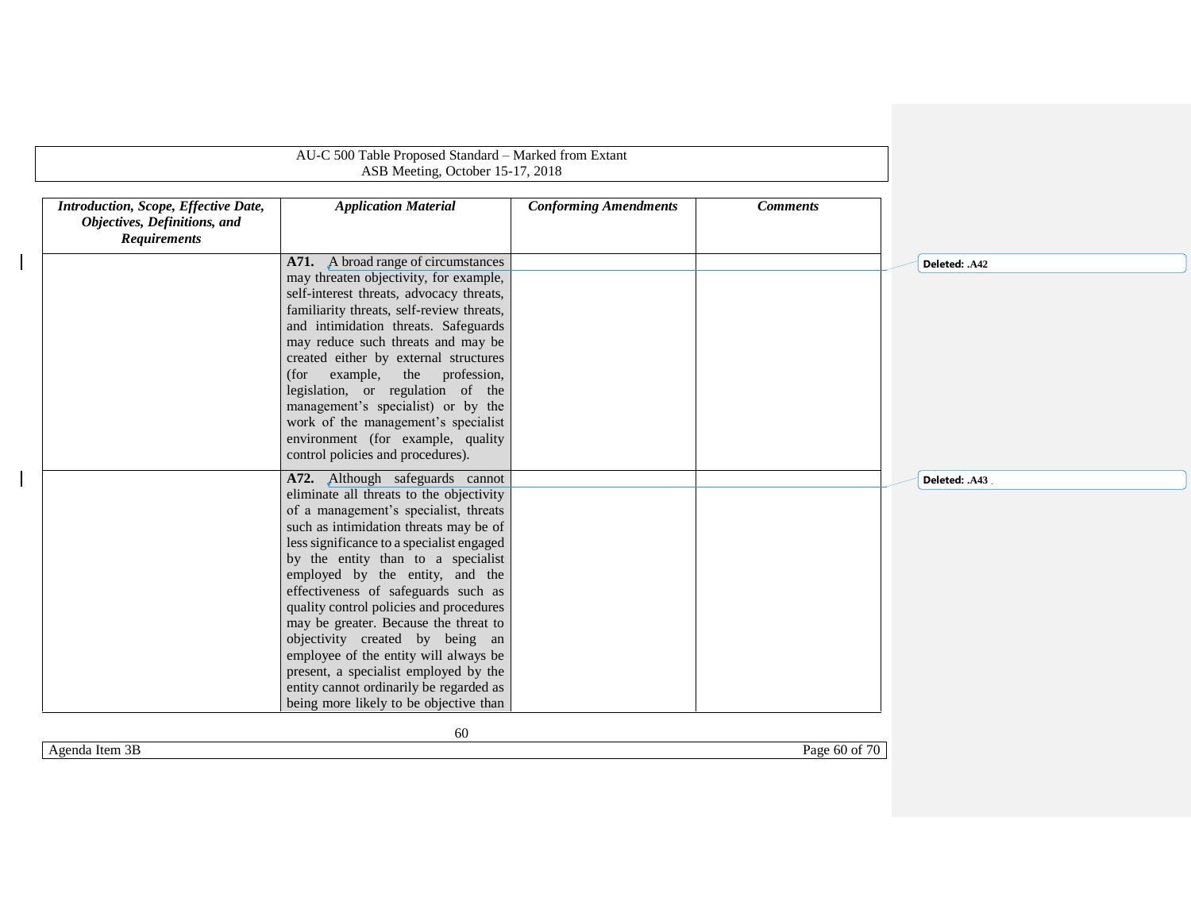| *Introduction, Scope, Effective Date, Objectives, Definitions, and Requirements* | *Application Material* | *Conforming Amendments* | *Comments* |
| --- | --- | --- | --- |
| | **A71.** A broad range of circumstances may threaten objectivity, for example, self-interest threats, advocacy threats, familiarity threats, self-review threats, and intimidation threats. Safeguards may reduce such threats and may be created either by external structures (for example, the profession, legislation, or regulation of the management's specialist) or by the work of the management's specialist environment (for example, quality control policies and procedures). | | |
| | **A72.** Although safeguards cannot eliminate all threats to the objectivity of a management's specialist, threats such as intimidation threats may be of less significance to a specialist engaged by the entity than to a specialist employed by the entity, and the effectiveness of safeguards such as quality control policies and procedures may be greater. Because the threat to objectivity created by being an employee of the entity will always be present, a specialist employed by the entity cannot ordinarily be regarded as being more likely to be objective than | | |

Deleted: .A42

Deleted: .A43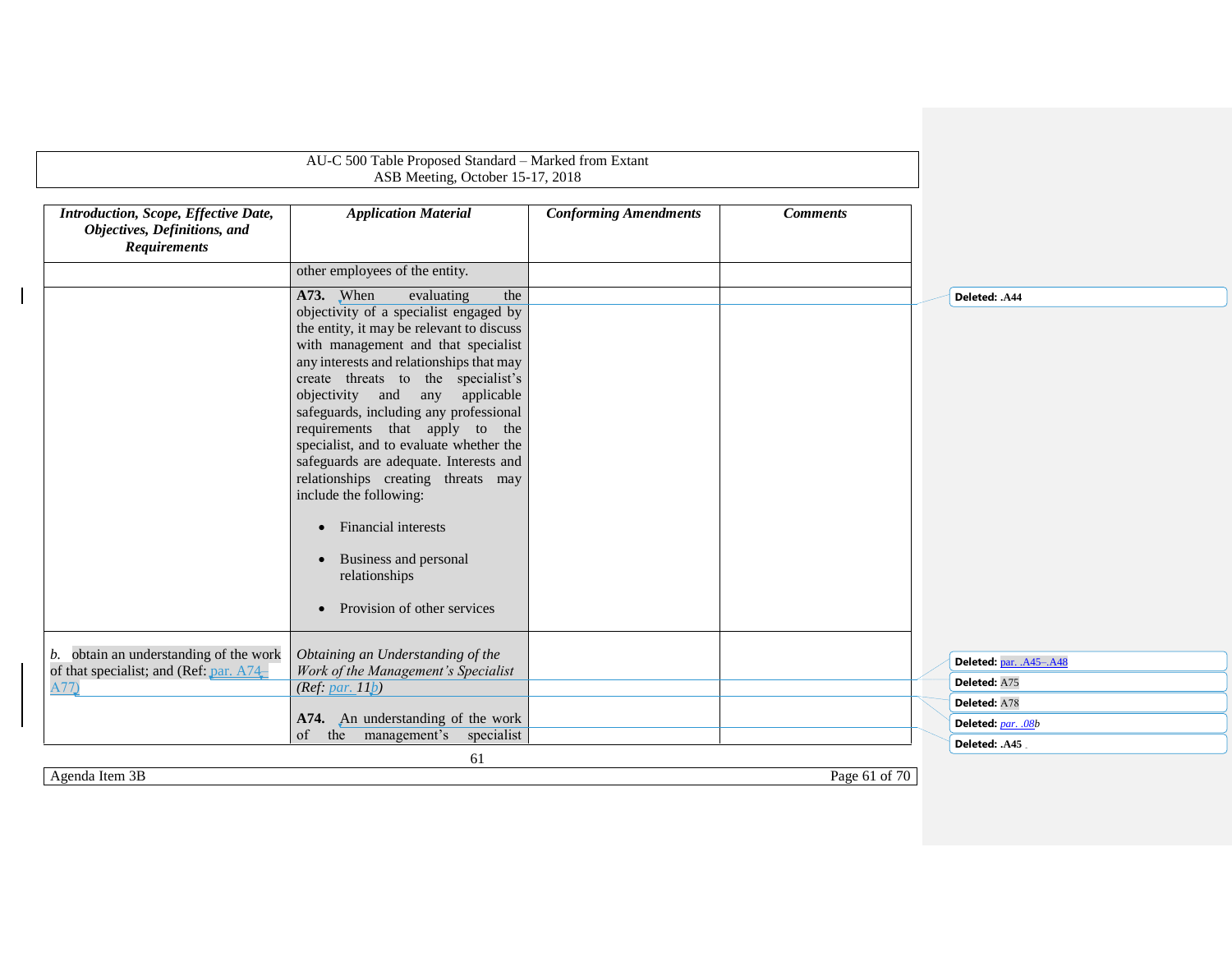| *Introduction, Scope, Effective Date, Objectives, Definitions, and Requirements* | *Application Material* | *Conforming Amendments* | *Comments* |
|---|---|---|---|
| | other employees of the entity. | | |
| | **A73.** When evaluating the objectivity of a specialist engaged by the entity, it may be relevant to discuss with management and that specialist any interests and relationships that may create threats to the specialist's objectivity and any applicable safeguards, including any professional requirements that apply to the specialist, and to evaluate whether the safeguards are adequate. Interests and relationships creating threats may include the following:<br><br>• Financial interests<br><br>• Business and personal relationships<br><br>• Provision of other services | | |
| *b.* obtain an understanding of the work of that specialist; and (Ref: par. A74–A77) | *Obtaining an Understanding of the Work of the Management's Specialist* (Ref: par. 11*b*) | | |
| | **A74.** An understanding of the work of the management's specialist | | |

Deleted: .A44

Deleted: par. .A45–.A48

Deleted: A75

Deleted: A78

Deleted: par. .08*b*

Deleted: .A45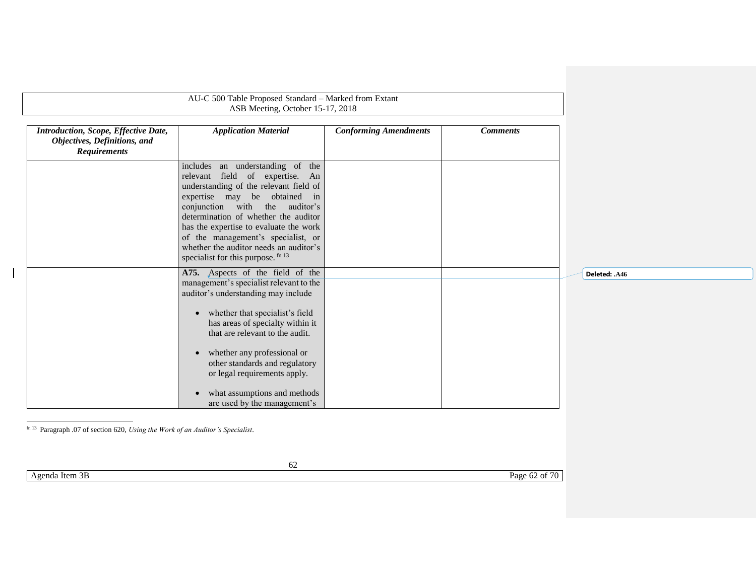| *Introduction, Scope, Effective Date, Objectives, Definitions, and Requirements* | *Application Material* | *Conforming Amendments* | *Comments* |
|---|---|---|---|
| | includes an understanding of the relevant field of expertise. An understanding of the relevant field of expertise may be obtained in conjunction with the auditor's determination of whether the auditor has the expertise to evaluate the work of the management's specialist, or whether the auditor needs an auditor's specialist for this purpose. [fn 13] | | |
| | **A75.** Aspects of the field of the management's specialist relevant to the auditor's understanding may include<br><br>• whether that specialist's field has areas of specialty within it that are relevant to the audit.<br><br>• whether any professional or other standards and regulatory or legal requirements apply.<br><br>• what assumptions and methods are used by the management's | | |

Deleted: .A46

[fn 13] Paragraph .07 of section 620, *Using the Work of an Auditor's Specialist*.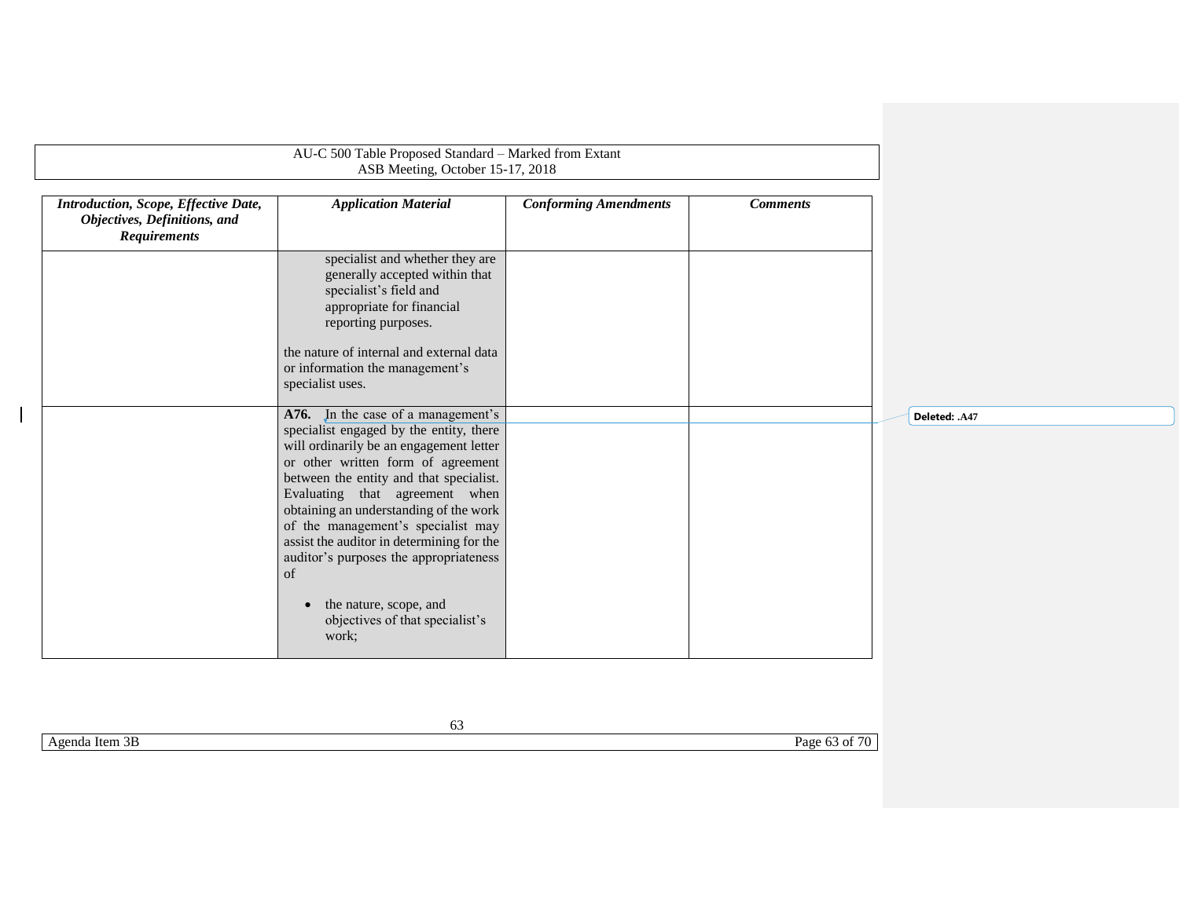| *Introduction, Scope, Effective Date, Objectives, Definitions, and Requirements* | *Application Material* | *Conforming Amendments* | *Comments* |
|---|---|---|---|
| | specialist and whether they are generally accepted within that specialist's field and appropriate for financial reporting purposes.<br><br>the nature of internal and external data or information the management's specialist uses. | | |
| | **A76.** In the case of a management's specialist engaged by the entity, there will ordinarily be an engagement letter or other written form of agreement between the entity and that specialist. Evaluating that agreement when obtaining an understanding of the work of the management's specialist may assist the auditor in determining for the auditor's purposes the appropriateness of<br><br>• the nature, scope, and objectives of that specialist's work; | | |

Deleted: .A47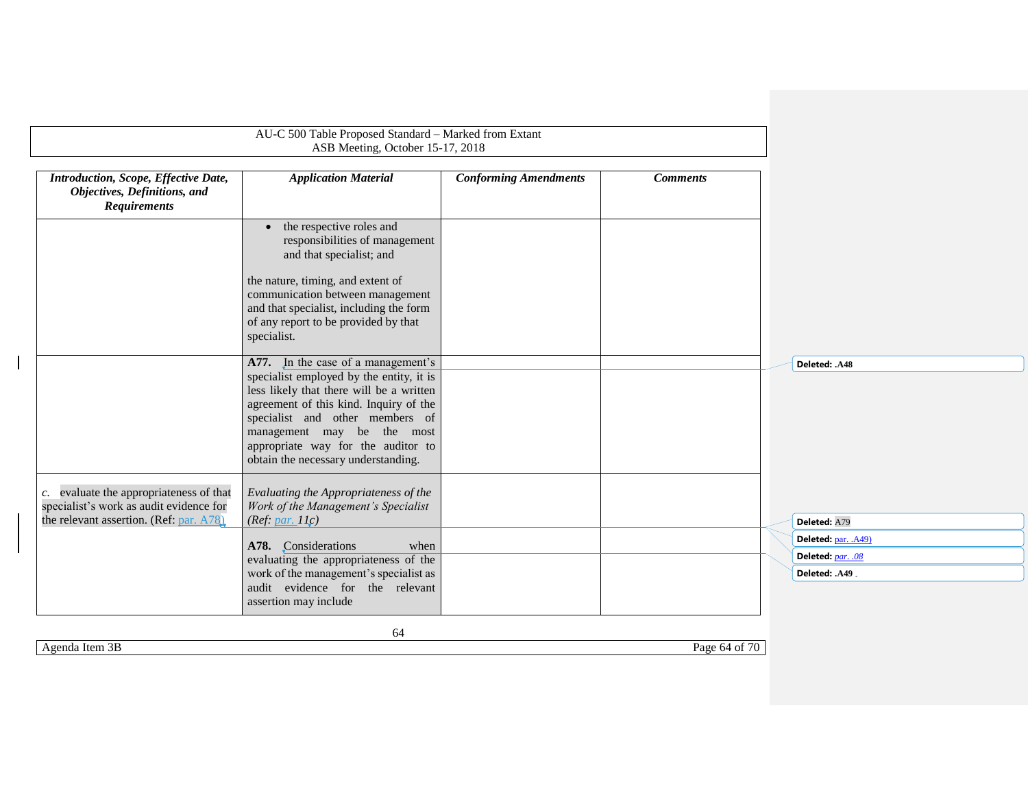| *Introduction, Scope, Effective Date, Objectives, Definitions, and Requirements* | *Application Material* | *Conforming Amendments* | *Comments* |
|---|---|---|---|
| | • the respective roles and responsibilities of management and that specialist; and<br><br>the nature, timing, and extent of communication between management and that specialist, including the form of any report to be provided by that specialist. | | |
| | **A77.** In the case of a management's specialist employed by the entity, it is less likely that there will be a written agreement of this kind. Inquiry of the specialist and other members of management may be the most appropriate way for the auditor to obtain the necessary understanding. | | |
| *c.* evaluate the appropriateness of that specialist's work as audit evidence for the relevant assertion. (Ref: par. A78) | *Evaluating the Appropriateness of the Work of the Management's Specialist* (Ref: par. 11*c*) | | |
| | **A78.** Considerations when evaluating the appropriateness of the work of the management's specialist as audit evidence for the relevant assertion may include | | |

Deleted: .A48

Deleted: A79

Deleted: par. .A49)

Deleted: par. .08

Deleted: .A49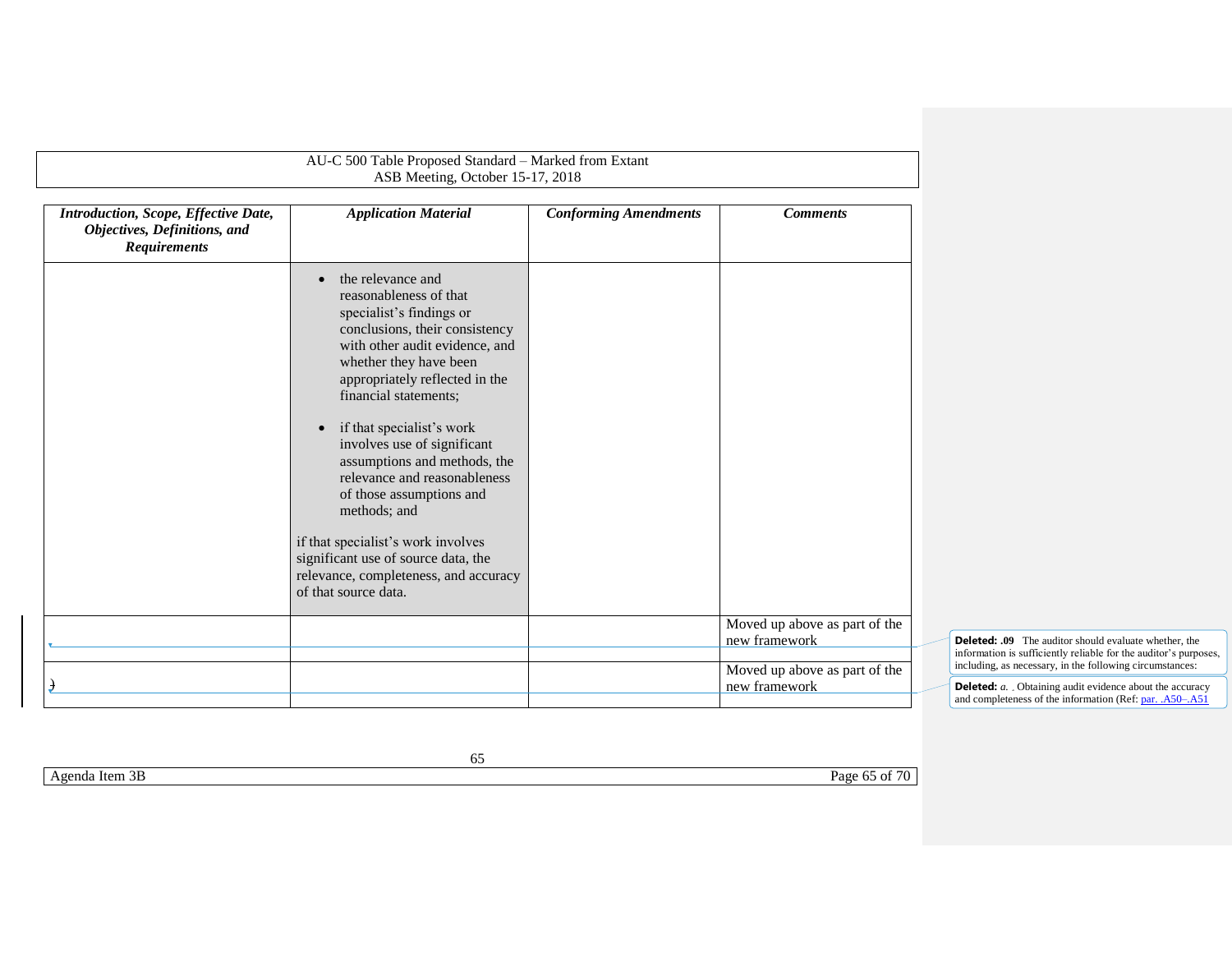| *Introduction, Scope, Effective Date, Objectives, Definitions, and Requirements* | *Application Material* | *Conforming Amendments* | *Comments* |
|---|---|---|---|
| | • the relevance and reasonableness of that specialist's findings or conclusions, their consistency with other audit evidence, and whether they have been appropriately reflected in the financial statements;<br><br>• if that specialist's work involves use of significant assumptions and methods, the relevance and reasonableness of those assumptions and methods; and<br><br>if that specialist's work involves significant use of source data, the relevance, completeness, and accuracy of that source data. | | |
| | | | Moved up above as part of the new framework |
| ) | | | Moved up above as part of the new framework |

**Deleted: .09** The auditor should evaluate whether, the information is sufficiently reliable for the auditor's purposes, including, as necessary, in the following circumstances:

**Deleted:** *a.* . Obtaining audit evidence about the accuracy and completeness of the information (Ref: par. .A50–.A51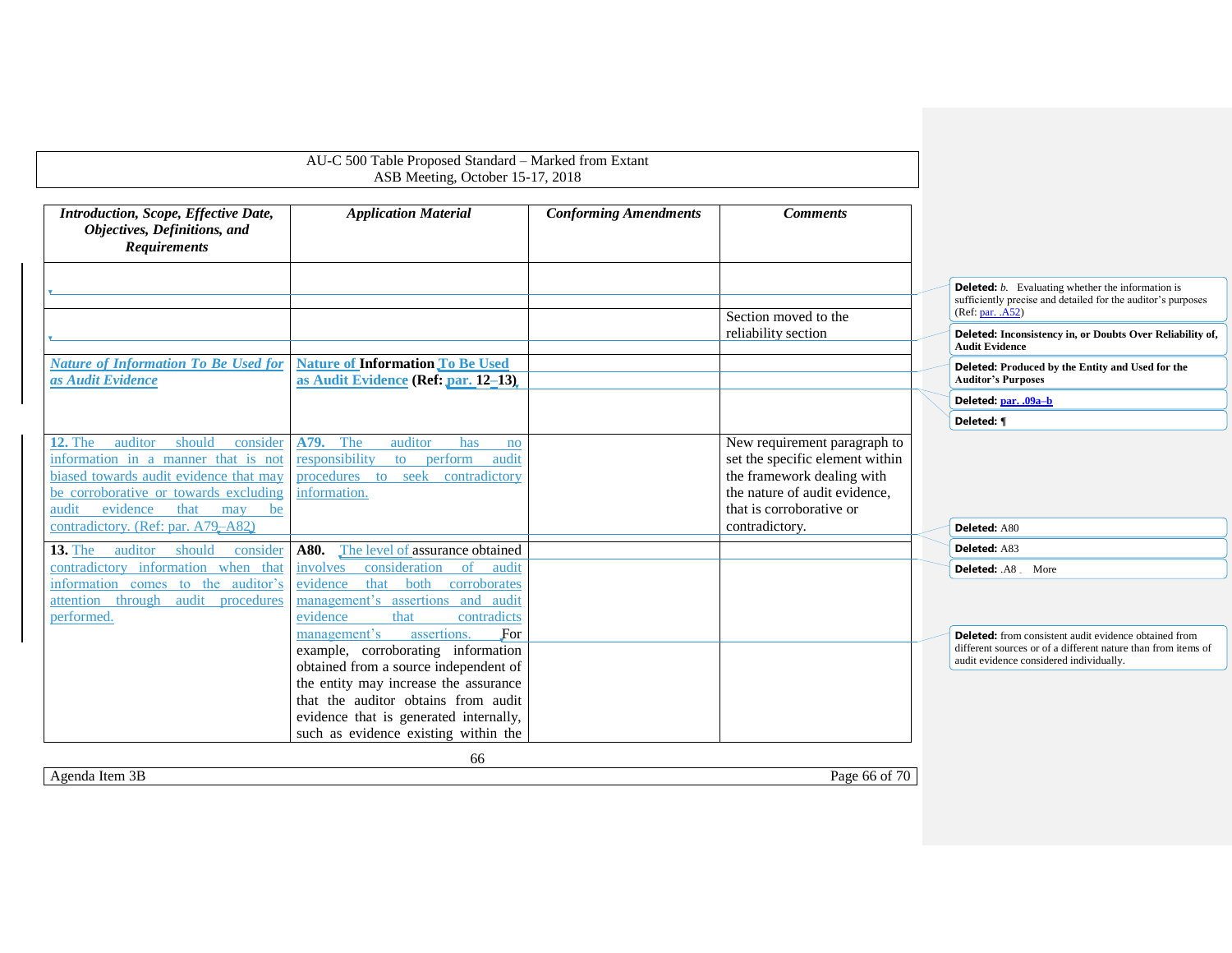AU-C 500 Table Proposed Standard – Marked from Extant
ASB Meeting, October 15-17, 2018

| *Introduction, Scope, Effective Date, Objectives, Definitions, and Requirements* | *Application Material* | *Conforming Amendments* | *Comments* |
|---|---|---|---|
| | | | |
| | | | Section moved to the reliability section |
| *Nature of Information To Be Used for as Audit Evidence* | **Nature of Information To Be Used as Audit Evidence (Ref: par. 12–13)** | | |
| **12.** The auditor should consider information in a manner that is not biased towards audit evidence that may be corroborative or towards excluding audit evidence that may be contradictory. (Ref: par. A79–A82) | **A79.** The auditor has no responsibility to perform audit procedures to seek contradictory information. | | New requirement paragraph to set the specific element within the framework dealing with the nature of audit evidence, that is corroborative or contradictory. |
| **13.** The auditor should consider contradictory information when that information comes to the auditor's attention through audit procedures performed. | **A80.** The level of assurance obtained involves consideration of audit evidence that both corroborates management's assertions and audit evidence that contradicts management's assertions. For example, corroborating information obtained from a source independent of the entity may increase the assurance that the auditor obtains from audit evidence that is generated internally, such as evidence existing within the | | |

Deleted: *b.* Evaluating whether the information is sufficiently precise and detailed for the auditor's purposes (Ref: par. .A52)

Deleted: **Inconsistency in, or Doubts Over Reliability of, Audit Evidence**

Deleted: **Produced by the Entity and Used for the Auditor's Purposes**

Deleted: par. .09a–b

Deleted: ¶

Deleted: A80

Deleted: A83

Deleted: .A8 ... More

Deleted: from consistent audit evidence obtained from different sources or of a different nature than from items of audit evidence considered individually.

Agenda Item 3B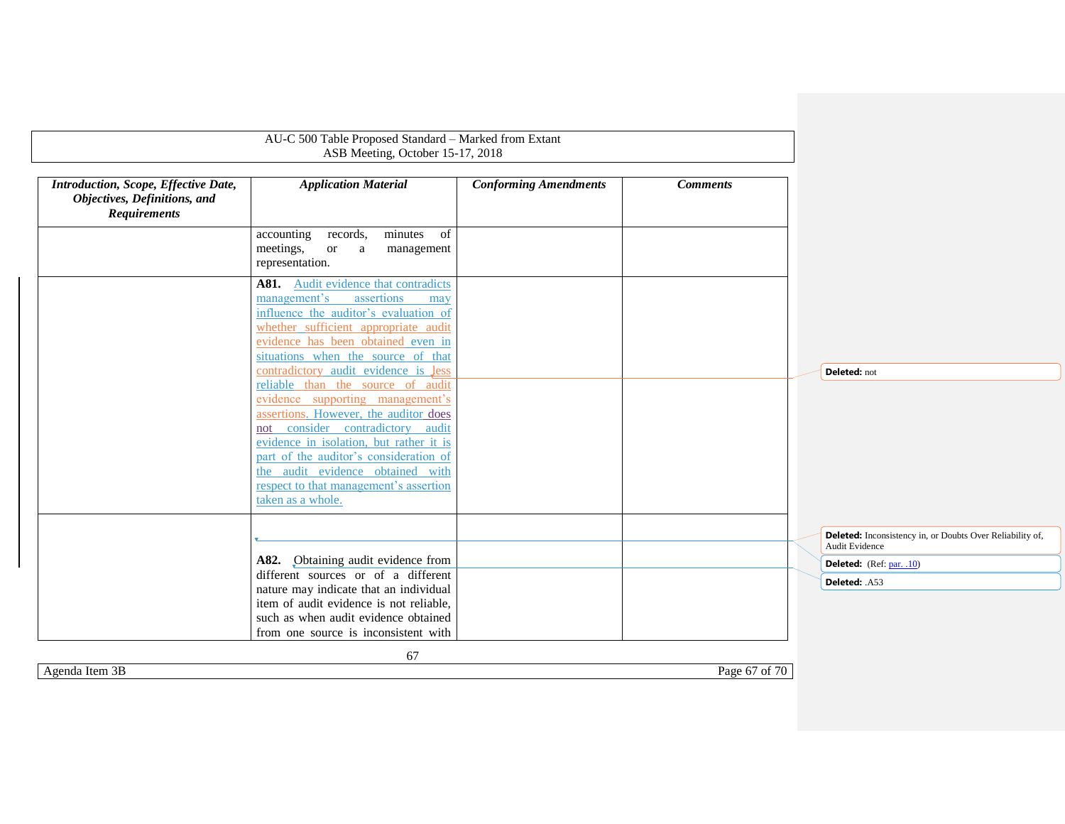AU-C 500 Table Proposed Standard – Marked from Extant
ASB Meeting, October 15-17, 2018

| *Introduction, Scope, Effective Date, Objectives, Definitions, and Requirements* | *Application Material* | *Conforming Amendments* | *Comments* |
|---|---|---|---|
| | accounting records, minutes of meetings, or a management representation. | | |
| | **A81.** Audit evidence that contradicts management's assertions may influence the auditor's evaluation of whether sufficient appropriate audit evidence has been obtained even in situations when the source of that contradictory audit evidence is less reliable than the source of audit evidence supporting management's assertions. However, the auditor does not consider contradictory audit evidence in isolation, but rather it is part of the auditor's consideration of the audit evidence obtained with respect to that management's assertion taken as a whole. | | |
| | | | |
| | **A82.** Obtaining audit evidence from different sources or of a different nature may indicate that an individual item of audit evidence is not reliable, such as when audit evidence obtained from one source is inconsistent with | | |

Deleted: not

Deleted: Inconsistency in, or Doubts Over Reliability of, Audit Evidence

Deleted: (Ref: par. .10)

Deleted: .A53

Agenda Item 3B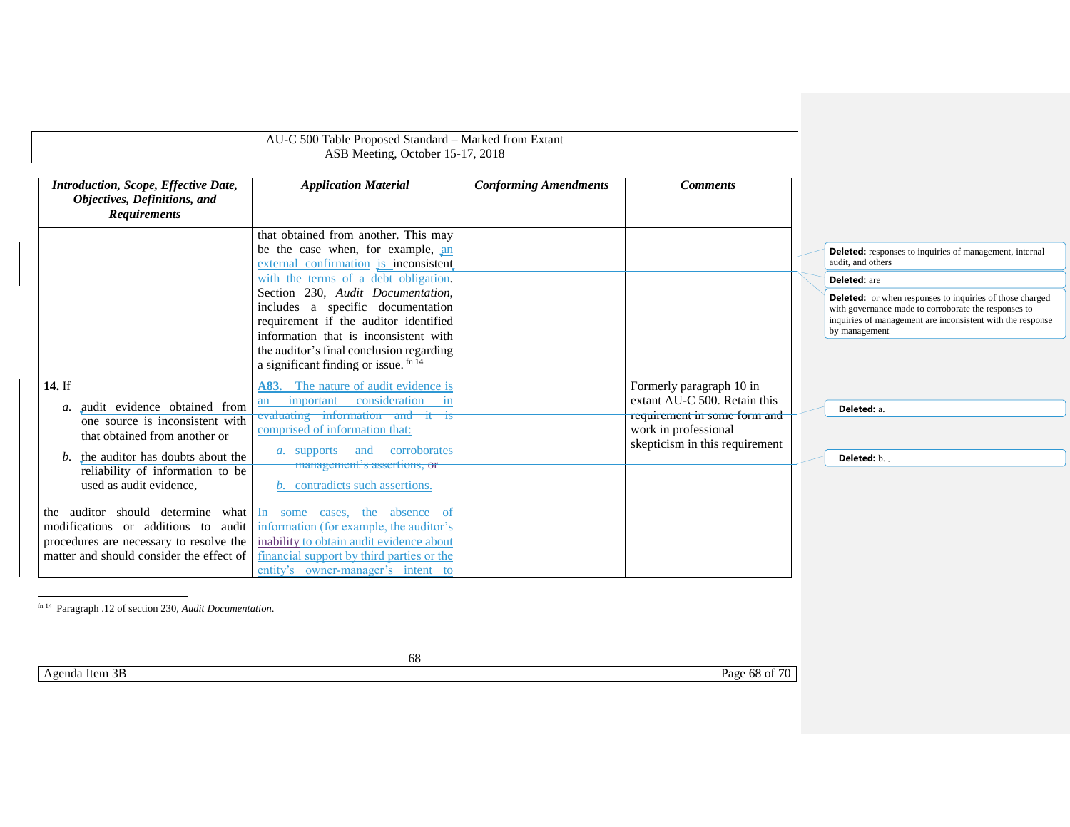AU-C 500 Table Proposed Standard – Marked from Extant
ASB Meeting, October 15-17, 2018

| *Introduction, Scope, Effective Date, Objectives, Definitions, and Requirements* | *Application Material* | *Conforming Amendments* | *Comments* |
|---|---|---|---|
| | that obtained from another. This may be the case when, for example, an external confirmation is inconsistent with the terms of a debt obligation. Section 230, *Audit Documentation,* includes a specific documentation requirement if the auditor identified information that is inconsistent with the auditor's final conclusion regarding a significant finding or issue. [fn 14] | | |
| **14.** If<br>*a.* audit evidence obtained from one source is inconsistent with that obtained from another or<br>*b.* the auditor has doubts about the reliability of information to be used as audit evidence,<br><br>the auditor should determine what modifications or additions to audit procedures are necessary to resolve the matter and should consider the effect of | **A83.** The nature of audit evidence is an important consideration in ~~evaluating information and it is~~ comprised of information that:<br>*a.* supports and corroborates ~~management's assertions, or~~<br>*b.* contradicts such assertions.<br><br>In some cases, the absence of information (for example, the auditor's inability to obtain audit evidence about financial support by third parties or the entity's owner-manager's intent to | | Formerly paragraph 10 in extant AU-C 500. Retain this requirement in some form and work in professional skepticism in this requirement |

**Deleted:** responses to inquiries of management, internal audit, and others

**Deleted:** are

**Deleted:** or when responses to inquiries of those charged with governance made to corroborate the responses to inquiries of management are inconsistent with the response by management

**Deleted:** a.

**Deleted:** b.

[fn 14] Paragraph .12 of section 230, *Audit Documentation*.

Agenda Item 3B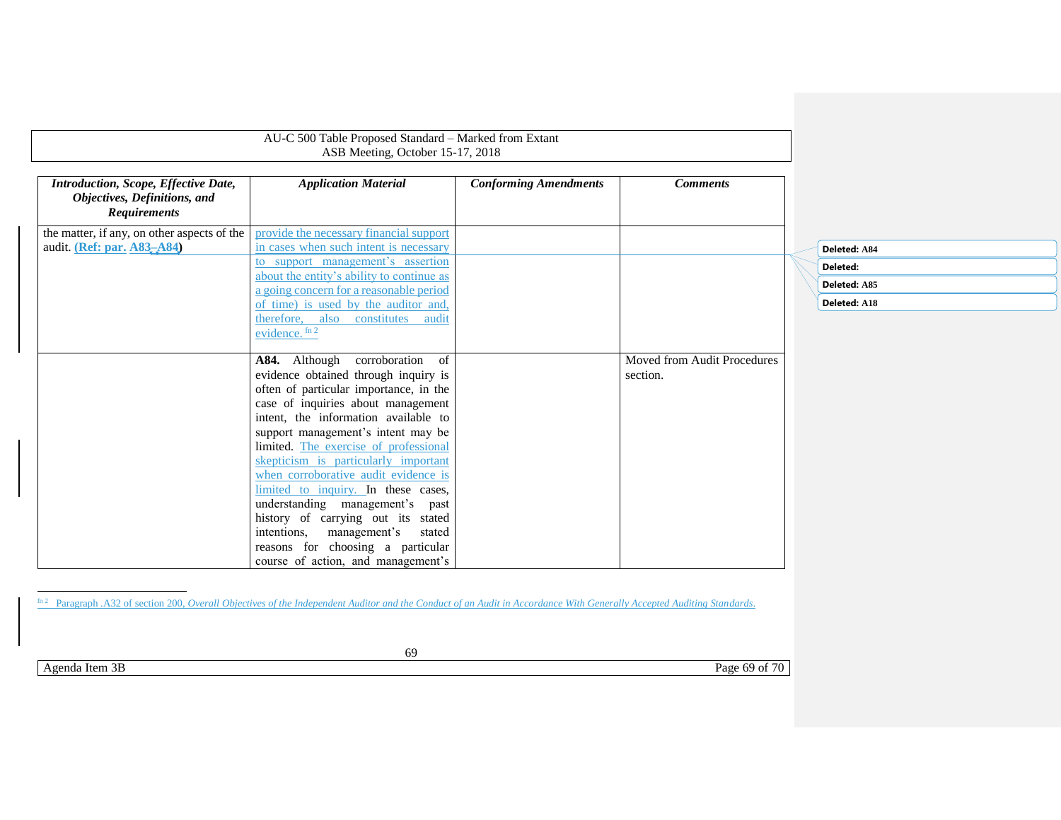| *Introduction, Scope, Effective Date, Objectives, Definitions, and Requirements* | *Application Material* | *Conforming Amendments* | *Comments* |
|---|---|---|---|
| the matter, if any, on other aspects of the audit. **(Ref: par. A83–A84)** | provide the necessary financial support in cases when such intent is necessary to support management's assertion about the entity's ability to continue as a going concern for a reasonable period of time) is used by the auditor and, therefore, also constitutes audit evidence.[fn 2] | | |
| | **A84.** Although corroboration of evidence obtained through inquiry is often of particular importance, in the case of inquiries about management intent, the information available to support management's intent may be limited. The exercise of professional skepticism is particularly important when corroborative audit evidence is limited to inquiry. In these cases, understanding management's past history of carrying out its stated intentions, management's stated reasons for choosing a particular course of action, and management's | | Moved from Audit Procedures section. |

Deleted: A84

Deleted:

Deleted: A85

Deleted: A18

[fn 2] Paragraph .A32 of section 200, *Overall Objectives of the Independent Auditor and the Conduct of an Audit in Accordance With Generally Accepted Auditing Standards*.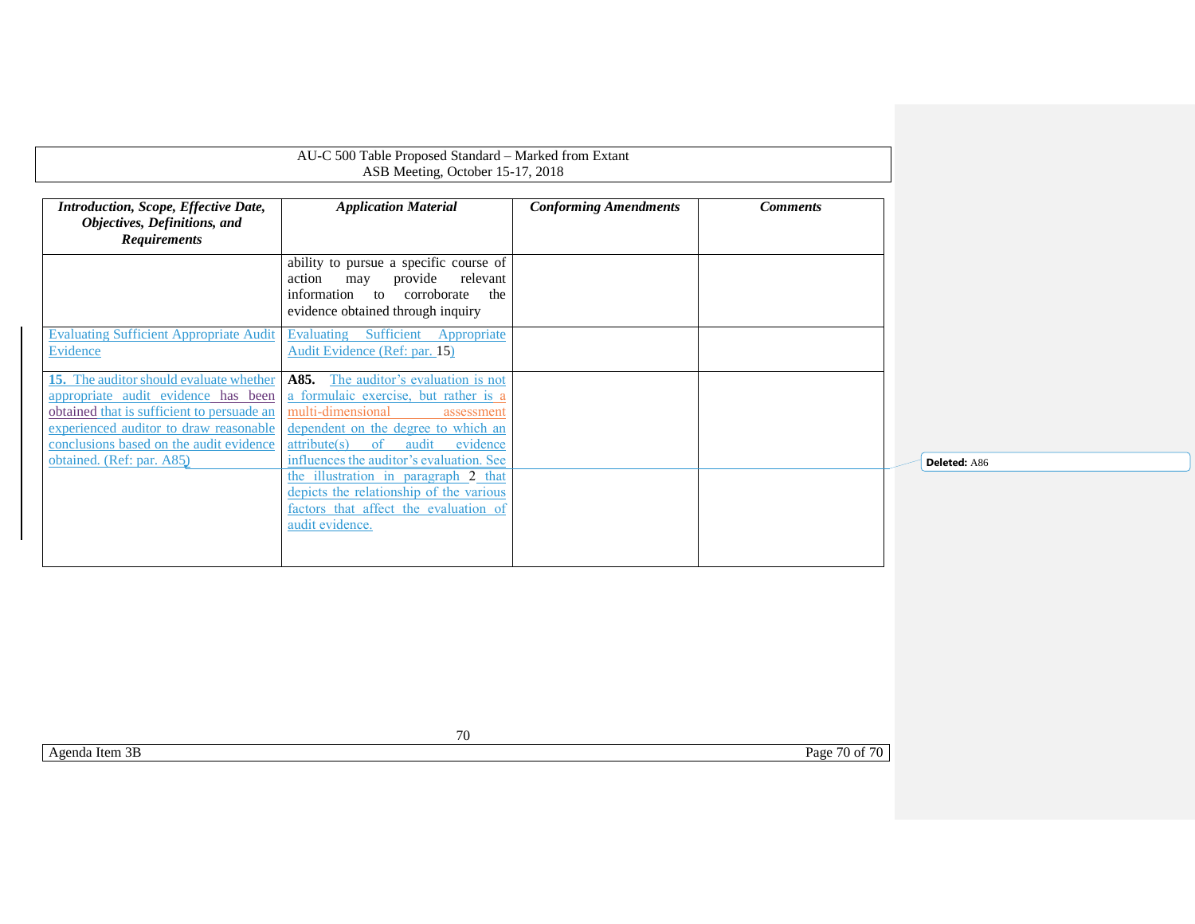AU-C 500 Table Proposed Standard – Marked from Extant
ASB Meeting, October 15-17, 2018

| *Introduction, Scope, Effective Date, Objectives, Definitions, and Requirements* | *Application Material* | *Conforming Amendments* | *Comments* |
|---|---|---|---|
| | ability to pursue a specific course of action may provide relevant information to corroborate the evidence obtained through inquiry | | |
| Evaluating Sufficient Appropriate Audit Evidence | Evaluating Sufficient Appropriate Audit Evidence (Ref: par. 15) | | |
| **15.** The auditor should evaluate whether appropriate audit evidence has been obtained that is sufficient to persuade an experienced auditor to draw reasonable conclusions based on the audit evidence obtained. (Ref: par. A85) | **A85.** The auditor's evaluation is not a formulaic exercise, but rather is a multi-dimensional assessment dependent on the degree to which an attribute(s) of audit evidence influences the auditor's evaluation. See the illustration in paragraph 2 that depicts the relationship of the various factors that affect the evaluation of audit evidence. | | |

Deleted: A86